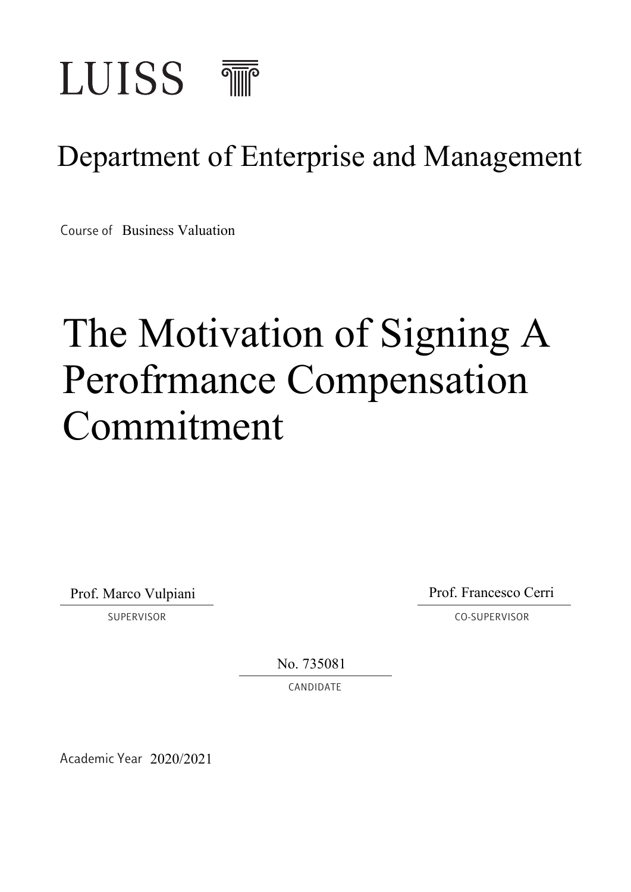# LUISS

## Department of Enterprise and Management

Course of Business Valuation

# The Motivation of Signing A Perofrmance Compensation Commitment

Prof. Marco Vulpiani
SUPERVISOR

Prof. Francesco Cerri
CO-SUPERVISOR

No. 735081
CANDIDATE

Academic Year 2020/2021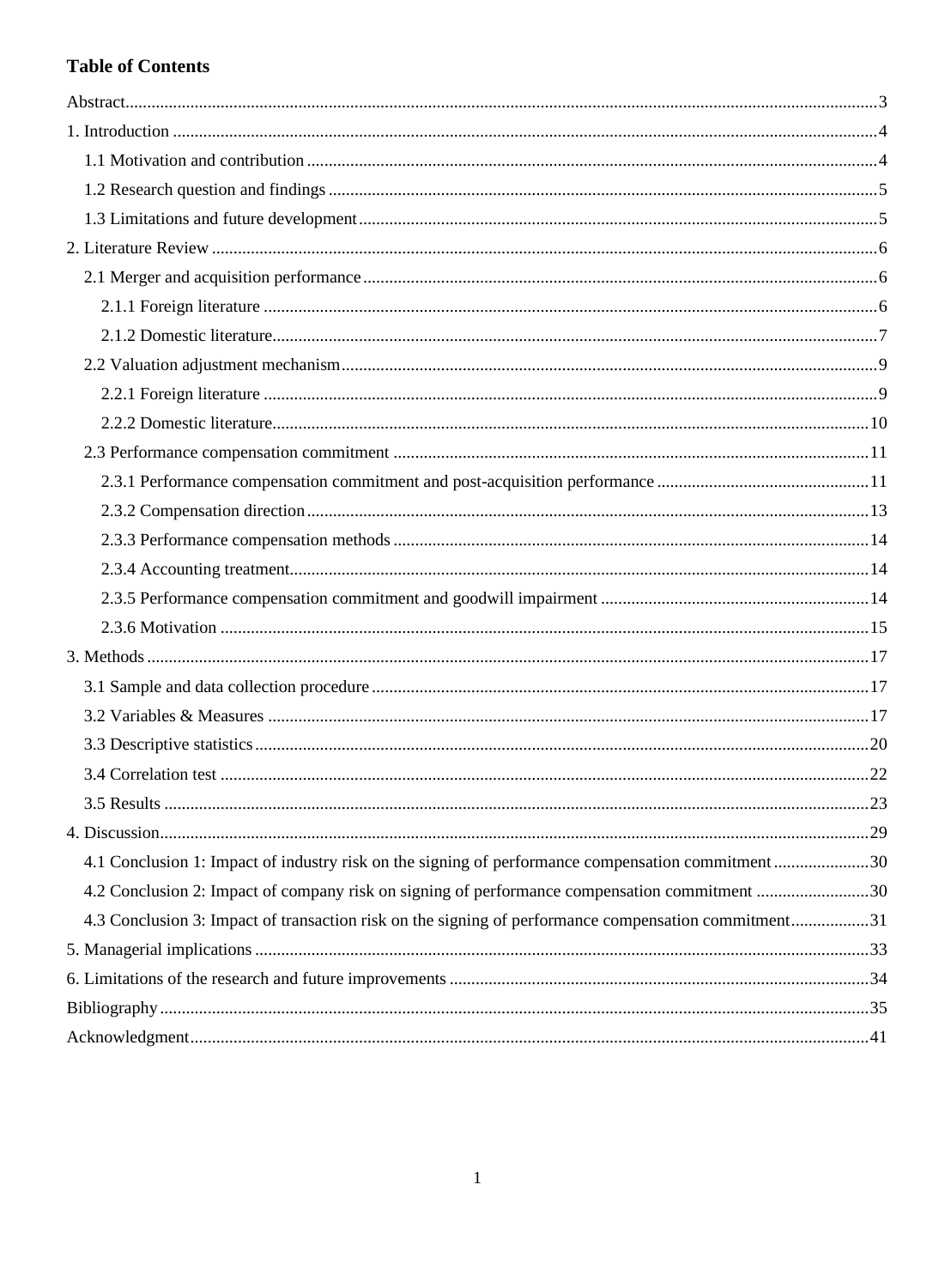# Table of Contents

Abstract....................................................................................................3

1. Introduction ....................................................................................................4
   - 1.1 Motivation and contribution ....................................................................................................4
   - 1.2 Research question and findings ....................................................................................................5
   - 1.3 Limitations and future development ....................................................................................................5
2. Literature Review ....................................................................................................6
   - 2.1 Merger and acquisition performance ....................................................................................................6
     - 2.1.1 Foreign literature ....................................................................................................6
     - 2.1.2 Domestic literature....................................................................................................7
   - 2.2 Valuation adjustment mechanism....................................................................................................9
     - 2.2.1 Foreign literature ....................................................................................................9
     - 2.2.2 Domestic literature....................................................................................................10
   - 2.3 Performance compensation commitment ....................................................................................................11
     - 2.3.1 Performance compensation commitment and post-acquisition performance ....................................................................................................11
     - 2.3.2 Compensation direction....................................................................................................13
     - 2.3.3 Performance compensation methods ....................................................................................................14
     - 2.3.4 Accounting treatment....................................................................................................14
     - 2.3.5 Performance compensation commitment and goodwill impairment ....................................................................................................14
     - 2.3.6 Motivation ....................................................................................................15
3. Methods ....................................................................................................17
   - 3.1 Sample and data collection procedure ....................................................................................................17
   - 3.2 Variables & Measures ....................................................................................................17
   - 3.3 Descriptive statistics....................................................................................................20
   - 3.4 Correlation test ....................................................................................................22
   - 3.5 Results ....................................................................................................23
4. Discussion....................................................................................................29
   - 4.1 Conclusion 1: Impact of industry risk on the signing of performance compensation commitment....................................................................................................30
   - 4.2 Conclusion 2: Impact of company risk on signing of performance compensation commitment ....................................................................................................30
   - 4.3 Conclusion 3: Impact of transaction risk on the signing of performance compensation commitment....................................................................................................31
5. Managerial implications ....................................................................................................33
6. Limitations of the research and future improvements ....................................................................................................34

Bibliography....................................................................................................35

Acknowledgment....................................................................................................41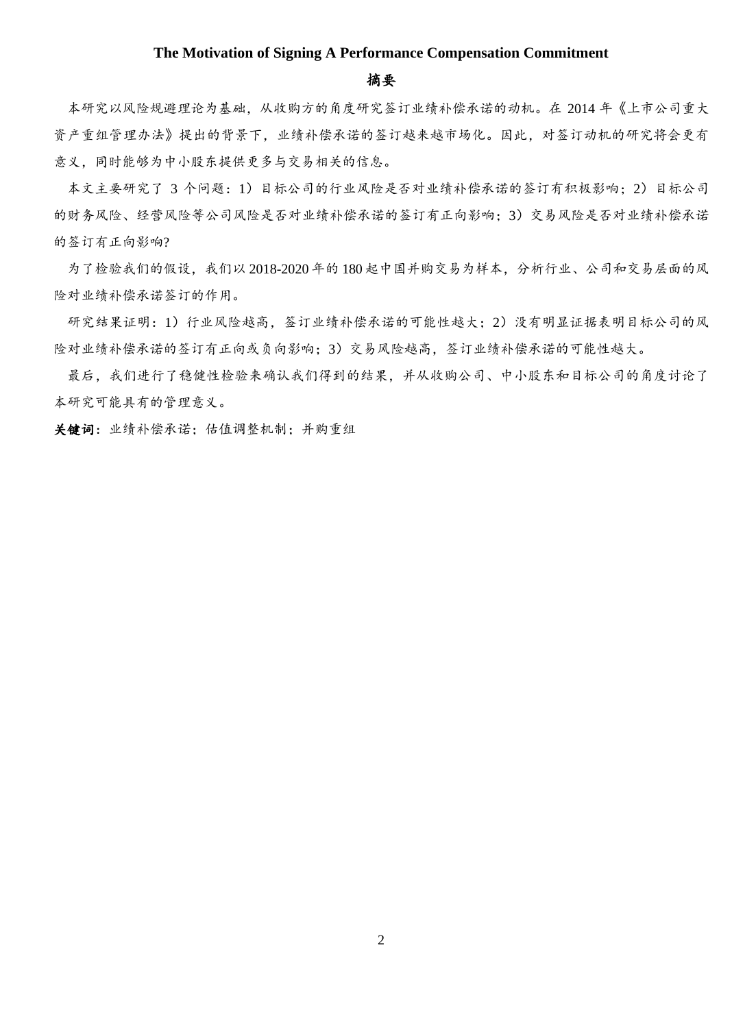**The Motivation of Signing A Performance Compensation Commitment**

## 摘要

本研究以风险规避理论为基础，从收购方的角度研究签订业绩补偿承诺的动机。在 2014 年《上市公司重大资产重组管理办法》提出的背景下，业绩补偿承诺的签订越来越市场化。因此，对签订动机的研究将会更有意义，同时能够为中小股东提供更多与交易相关的信息。

本文主要研究了 3 个问题：1）目标公司的行业风险是否对业绩补偿承诺的签订有积极影响；2）目标公司的财务风险、经营风险等公司风险是否对业绩补偿承诺的签订有正向影响；3）交易风险是否对业绩补偿承诺的签订有正向影响?

为了检验我们的假设，我们以 2018-2020 年的 180 起中国并购交易为样本，分析行业、公司和交易层面的风险对业绩补偿承诺签订的作用。

研究结果证明：1）行业风险越高，签订业绩补偿承诺的可能性越大；2）没有明显证据表明目标公司的风险对业绩补偿承诺的签订有正向或负向影响；3）交易风险越高，签订业绩补偿承诺的可能性越大。

最后，我们进行了稳健性检验来确认我们得到的结果，并从收购公司、中小股东和目标公司的角度讨论了本研究可能具有的管理意义。

**关键词**：业绩补偿承诺；估值调整机制；并购重组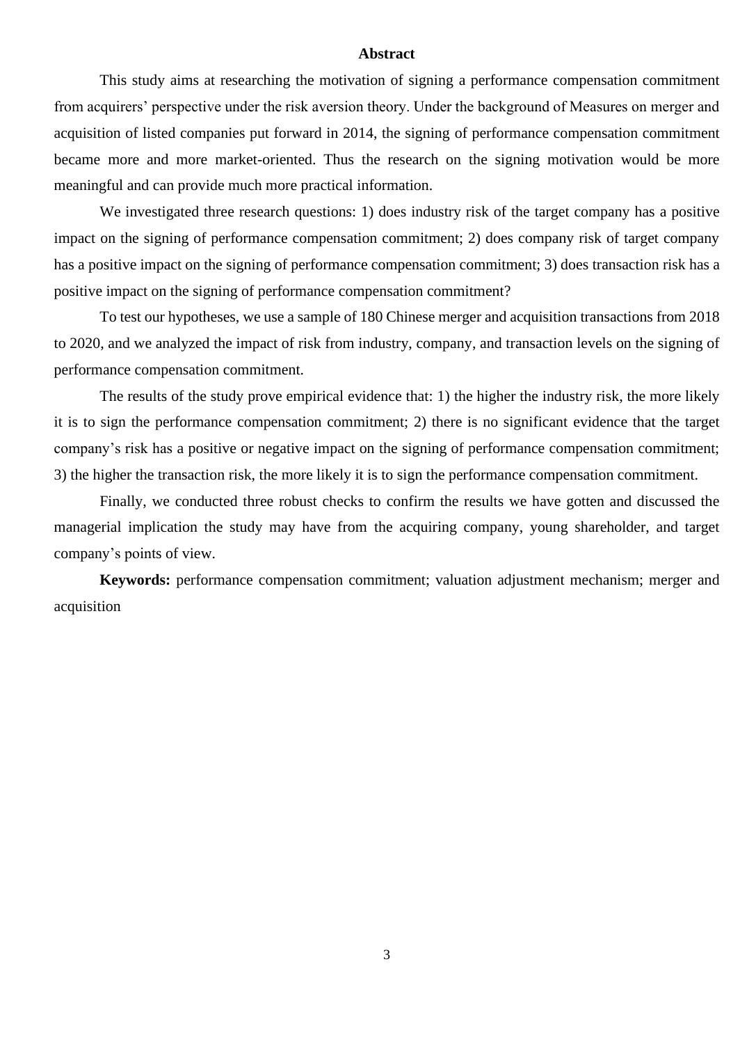# Abstract

This study aims at researching the motivation of signing a performance compensation commitment from acquirers' perspective under the risk aversion theory. Under the background of Measures on merger and acquisition of listed companies put forward in 2014, the signing of performance compensation commitment became more and more market-oriented. Thus the research on the signing motivation would be more meaningful and can provide much more practical information.

We investigated three research questions: 1) does industry risk of the target company has a positive impact on the signing of performance compensation commitment; 2) does company risk of target company has a positive impact on the signing of performance compensation commitment; 3) does transaction risk has a positive impact on the signing of performance compensation commitment?

To test our hypotheses, we use a sample of 180 Chinese merger and acquisition transactions from 2018 to 2020, and we analyzed the impact of risk from industry, company, and transaction levels on the signing of performance compensation commitment.

The results of the study prove empirical evidence that: 1) the higher the industry risk, the more likely it is to sign the performance compensation commitment; 2) there is no significant evidence that the target company's risk has a positive or negative impact on the signing of performance compensation commitment; 3) the higher the transaction risk, the more likely it is to sign the performance compensation commitment.

Finally, we conducted three robust checks to confirm the results we have gotten and discussed the managerial implication the study may have from the acquiring company, young shareholder, and target company's points of view.

**Keywords:** performance compensation commitment; valuation adjustment mechanism; merger and acquisition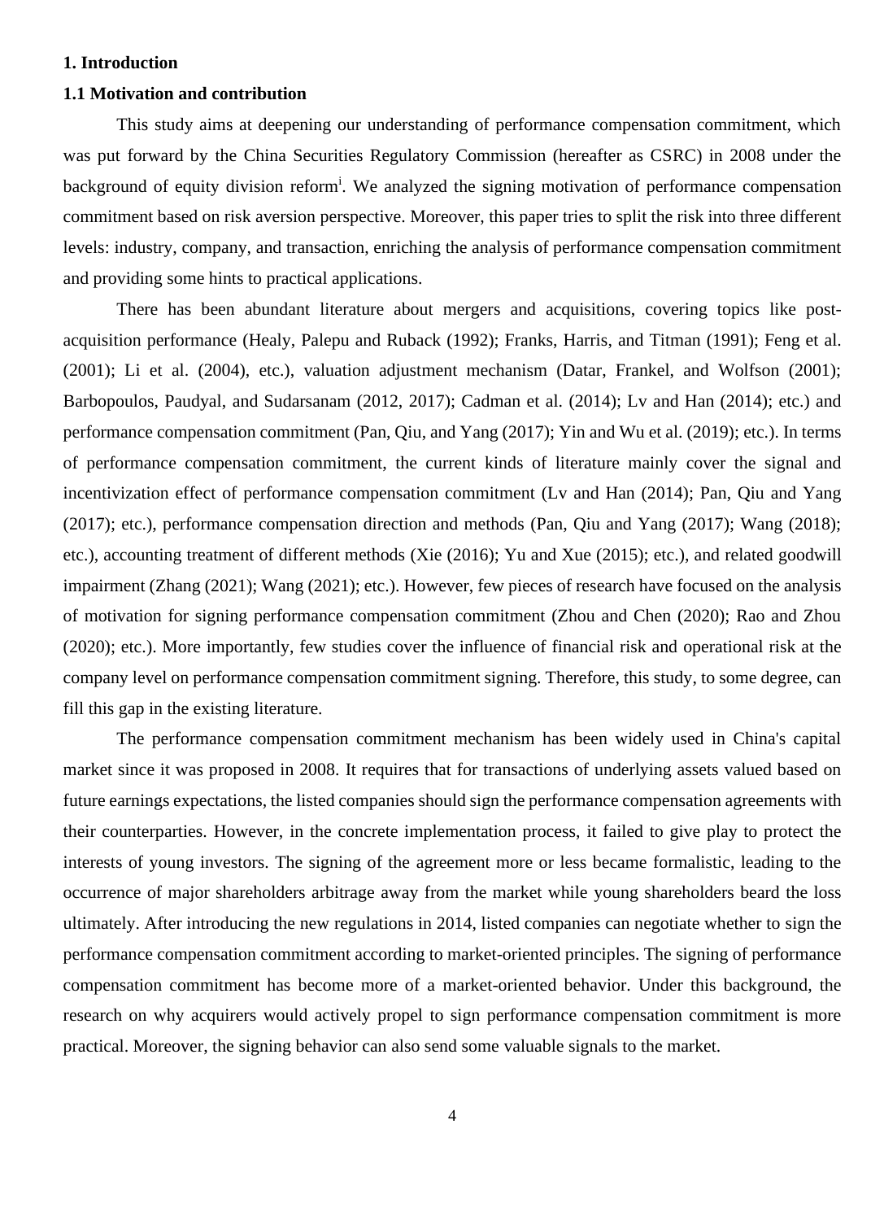# 1. Introduction

## 1.1 Motivation and contribution

This study aims at deepening our understanding of performance compensation commitment, which was put forward by the China Securities Regulatory Commission (hereafter as CSRC) in 2008 under the background of equity division reform[i]. We analyzed the signing motivation of performance compensation commitment based on risk aversion perspective. Moreover, this paper tries to split the risk into three different levels: industry, company, and transaction, enriching the analysis of performance compensation commitment and providing some hints to practical applications.

There has been abundant literature about mergers and acquisitions, covering topics like post-acquisition performance (Healy, Palepu and Ruback (1992); Franks, Harris, and Titman (1991); Feng et al. (2001); Li et al. (2004), etc.), valuation adjustment mechanism (Datar, Frankel, and Wolfson (2001); Barbopoulos, Paudyal, and Sudarsanam (2012, 2017); Cadman et al. (2014); Lv and Han (2014); etc.) and performance compensation commitment (Pan, Qiu, and Yang (2017); Yin and Wu et al. (2019); etc.). In terms of performance compensation commitment, the current kinds of literature mainly cover the signal and incentivization effect of performance compensation commitment (Lv and Han (2014); Pan, Qiu and Yang (2017); etc.), performance compensation direction and methods (Pan, Qiu and Yang (2017); Wang (2018); etc.), accounting treatment of different methods (Xie (2016); Yu and Xue (2015); etc.), and related goodwill impairment (Zhang (2021); Wang (2021); etc.). However, few pieces of research have focused on the analysis of motivation for signing performance compensation commitment (Zhou and Chen (2020); Rao and Zhou (2020); etc.). More importantly, few studies cover the influence of financial risk and operational risk at the company level on performance compensation commitment signing. Therefore, this study, to some degree, can fill this gap in the existing literature.

The performance compensation commitment mechanism has been widely used in China's capital market since it was proposed in 2008. It requires that for transactions of underlying assets valued based on future earnings expectations, the listed companies should sign the performance compensation agreements with their counterparties. However, in the concrete implementation process, it failed to give play to protect the interests of young investors. The signing of the agreement more or less became formalistic, leading to the occurrence of major shareholders arbitrage away from the market while young shareholders beard the loss ultimately. After introducing the new regulations in 2014, listed companies can negotiate whether to sign the performance compensation commitment according to market-oriented principles. The signing of performance compensation commitment has become more of a market-oriented behavior. Under this background, the research on why acquirers would actively propel to sign performance compensation commitment is more practical. Moreover, the signing behavior can also send some valuable signals to the market.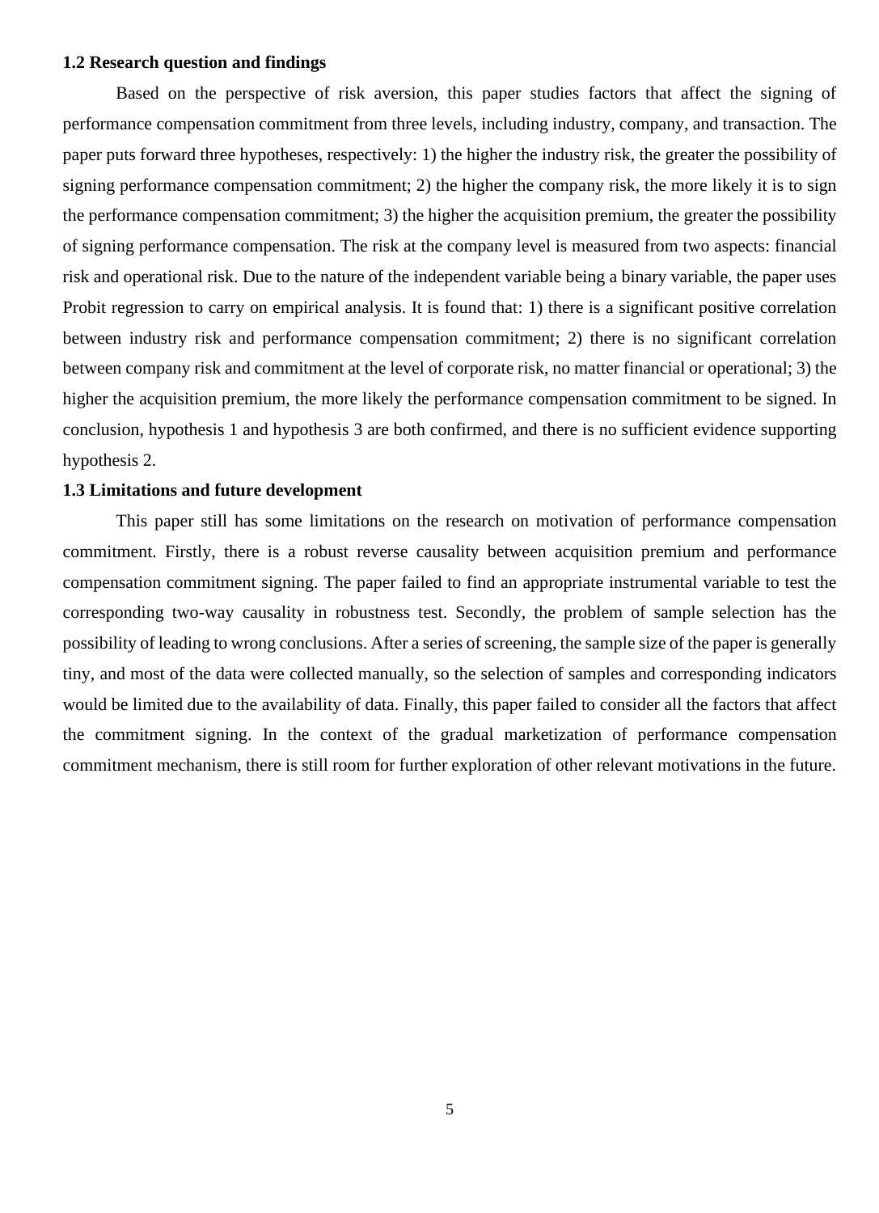### 1.2 Research question and findings

Based on the perspective of risk aversion, this paper studies factors that affect the signing of performance compensation commitment from three levels, including industry, company, and transaction. The paper puts forward three hypotheses, respectively: 1) the higher the industry risk, the greater the possibility of signing performance compensation commitment; 2) the higher the company risk, the more likely it is to sign the performance compensation commitment; 3) the higher the acquisition premium, the greater the possibility of signing performance compensation. The risk at the company level is measured from two aspects: financial risk and operational risk. Due to the nature of the independent variable being a binary variable, the paper uses Probit regression to carry on empirical analysis. It is found that: 1) there is a significant positive correlation between industry risk and performance compensation commitment; 2) there is no significant correlation between company risk and commitment at the level of corporate risk, no matter financial or operational; 3) the higher the acquisition premium, the more likely the performance compensation commitment to be signed. In conclusion, hypothesis 1 and hypothesis 3 are both confirmed, and there is no sufficient evidence supporting hypothesis 2.

### 1.3 Limitations and future development

This paper still has some limitations on the research on motivation of performance compensation commitment. Firstly, there is a robust reverse causality between acquisition premium and performance compensation commitment signing. The paper failed to find an appropriate instrumental variable to test the corresponding two-way causality in robustness test. Secondly, the problem of sample selection has the possibility of leading to wrong conclusions. After a series of screening, the sample size of the paper is generally tiny, and most of the data were collected manually, so the selection of samples and corresponding indicators would be limited due to the availability of data. Finally, this paper failed to consider all the factors that affect the commitment signing. In the context of the gradual marketization of performance compensation commitment mechanism, there is still room for further exploration of other relevant motivations in the future.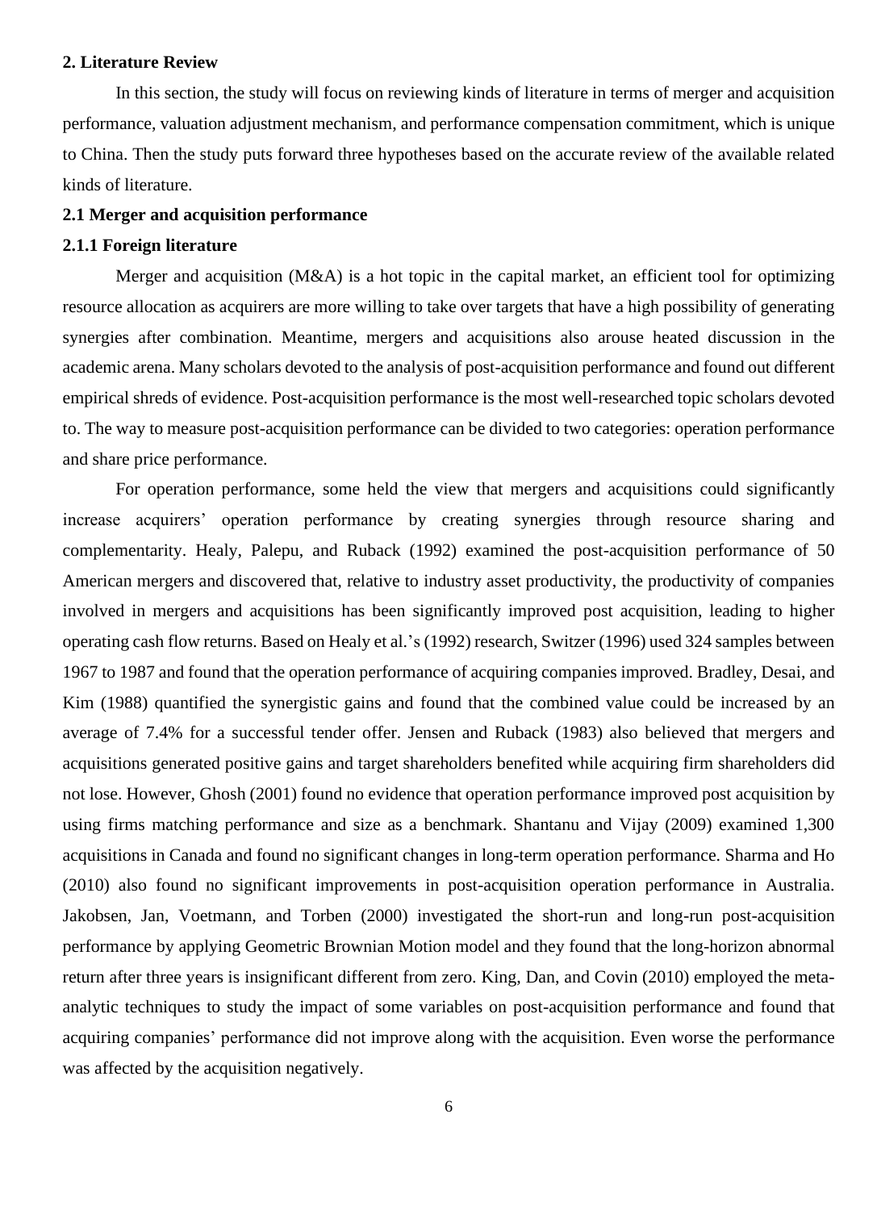## 2. Literature Review

In this section, the study will focus on reviewing kinds of literature in terms of merger and acquisition performance, valuation adjustment mechanism, and performance compensation commitment, which is unique to China. Then the study puts forward three hypotheses based on the accurate review of the available related kinds of literature.

### 2.1 Merger and acquisition performance

#### 2.1.1 Foreign literature

Merger and acquisition (M&A) is a hot topic in the capital market, an efficient tool for optimizing resource allocation as acquirers are more willing to take over targets that have a high possibility of generating synergies after combination. Meantime, mergers and acquisitions also arouse heated discussion in the academic arena. Many scholars devoted to the analysis of post-acquisition performance and found out different empirical shreds of evidence. Post-acquisition performance is the most well-researched topic scholars devoted to. The way to measure post-acquisition performance can be divided to two categories: operation performance and share price performance.

For operation performance, some held the view that mergers and acquisitions could significantly increase acquirers' operation performance by creating synergies through resource sharing and complementarity. Healy, Palepu, and Ruback (1992) examined the post-acquisition performance of 50 American mergers and discovered that, relative to industry asset productivity, the productivity of companies involved in mergers and acquisitions has been significantly improved post acquisition, leading to higher operating cash flow returns. Based on Healy et al.'s (1992) research, Switzer (1996) used 324 samples between 1967 to 1987 and found that the operation performance of acquiring companies improved. Bradley, Desai, and Kim (1988) quantified the synergistic gains and found that the combined value could be increased by an average of 7.4% for a successful tender offer. Jensen and Ruback (1983) also believed that mergers and acquisitions generated positive gains and target shareholders benefited while acquiring firm shareholders did not lose. However, Ghosh (2001) found no evidence that operation performance improved post acquisition by using firms matching performance and size as a benchmark. Shantanu and Vijay (2009) examined 1,300 acquisitions in Canada and found no significant changes in long-term operation performance. Sharma and Ho (2010) also found no significant improvements in post-acquisition operation performance in Australia. Jakobsen, Jan, Voetmann, and Torben (2000) investigated the short-run and long-run post-acquisition performance by applying Geometric Brownian Motion model and they found that the long-horizon abnormal return after three years is insignificant different from zero. King, Dan, and Covin (2010) employed the meta-analytic techniques to study the impact of some variables on post-acquisition performance and found that acquiring companies' performance did not improve along with the acquisition. Even worse the performance was affected by the acquisition negatively.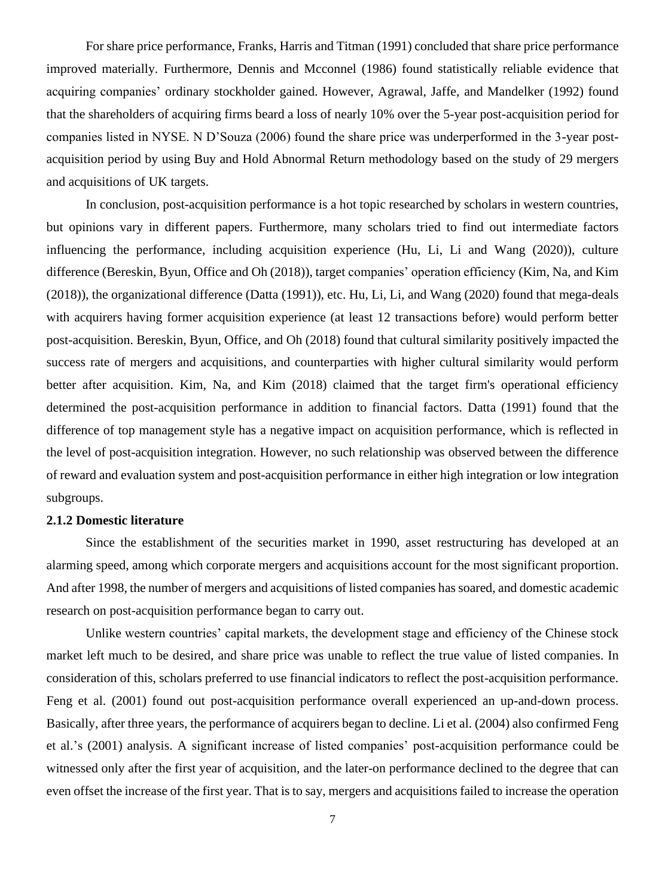For share price performance, Franks, Harris and Titman (1991) concluded that share price performance improved materially. Furthermore, Dennis and Mcconnel (1986) found statistically reliable evidence that acquiring companies' ordinary stockholder gained. However, Agrawal, Jaffe, and Mandelker (1992) found that the shareholders of acquiring firms beard a loss of nearly 10% over the 5-year post-acquisition period for companies listed in NYSE. N D'Souza (2006) found the share price was underperformed in the 3-year post-acquisition period by using Buy and Hold Abnormal Return methodology based on the study of 29 mergers and acquisitions of UK targets.

In conclusion, post-acquisition performance is a hot topic researched by scholars in western countries, but opinions vary in different papers. Furthermore, many scholars tried to find out intermediate factors influencing the performance, including acquisition experience (Hu, Li, Li and Wang (2020)), culture difference (Bereskin, Byun, Office and Oh (2018)), target companies' operation efficiency (Kim, Na, and Kim (2018)), the organizational difference (Datta (1991)), etc. Hu, Li, Li, and Wang (2020) found that mega-deals with acquirers having former acquisition experience (at least 12 transactions before) would perform better post-acquisition. Bereskin, Byun, Office, and Oh (2018) found that cultural similarity positively impacted the success rate of mergers and acquisitions, and counterparties with higher cultural similarity would perform better after acquisition. Kim, Na, and Kim (2018) claimed that the target firm's operational efficiency determined the post-acquisition performance in addition to financial factors. Datta (1991) found that the difference of top management style has a negative impact on acquisition performance, which is reflected in the level of post-acquisition integration. However, no such relationship was observed between the difference of reward and evaluation system and post-acquisition performance in either high integration or low integration subgroups.

### 2.1.2 Domestic literature

Since the establishment of the securities market in 1990, asset restructuring has developed at an alarming speed, among which corporate mergers and acquisitions account for the most significant proportion. And after 1998, the number of mergers and acquisitions of listed companies has soared, and domestic academic research on post-acquisition performance began to carry out.

Unlike western countries' capital markets, the development stage and efficiency of the Chinese stock market left much to be desired, and share price was unable to reflect the true value of listed companies. In consideration of this, scholars preferred to use financial indicators to reflect the post-acquisition performance. Feng et al. (2001) found out post-acquisition performance overall experienced an up-and-down process. Basically, after three years, the performance of acquirers began to decline. Li et al. (2004) also confirmed Feng et al.'s (2001) analysis. A significant increase of listed companies' post-acquisition performance could be witnessed only after the first year of acquisition, and the later-on performance declined to the degree that can even offset the increase of the first year. That is to say, mergers and acquisitions failed to increase the operation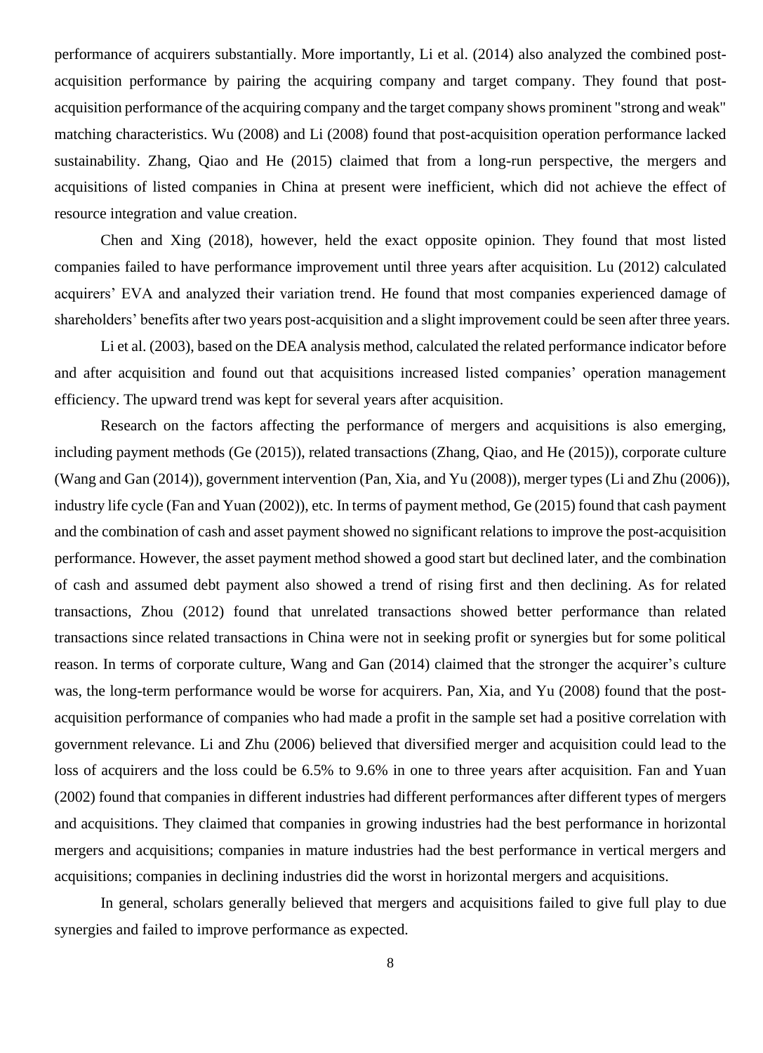performance of acquirers substantially. More importantly, Li et al. (2014) also analyzed the combined post-acquisition performance by pairing the acquiring company and target company. They found that post-acquisition performance of the acquiring company and the target company shows prominent "strong and weak" matching characteristics. Wu (2008) and Li (2008) found that post-acquisition operation performance lacked sustainability. Zhang, Qiao and He (2015) claimed that from a long-run perspective, the mergers and acquisitions of listed companies in China at present were inefficient, which did not achieve the effect of resource integration and value creation.

Chen and Xing (2018), however, held the exact opposite opinion. They found that most listed companies failed to have performance improvement until three years after acquisition. Lu (2012) calculated acquirers' EVA and analyzed their variation trend. He found that most companies experienced damage of shareholders' benefits after two years post-acquisition and a slight improvement could be seen after three years.

Li et al. (2003), based on the DEA analysis method, calculated the related performance indicator before and after acquisition and found out that acquisitions increased listed companies' operation management efficiency. The upward trend was kept for several years after acquisition.

Research on the factors affecting the performance of mergers and acquisitions is also emerging, including payment methods (Ge (2015)), related transactions (Zhang, Qiao, and He (2015)), corporate culture (Wang and Gan (2014)), government intervention (Pan, Xia, and Yu (2008)), merger types (Li and Zhu (2006)), industry life cycle (Fan and Yuan (2002)), etc. In terms of payment method, Ge (2015) found that cash payment and the combination of cash and asset payment showed no significant relations to improve the post-acquisition performance. However, the asset payment method showed a good start but declined later, and the combination of cash and assumed debt payment also showed a trend of rising first and then declining. As for related transactions, Zhou (2012) found that unrelated transactions showed better performance than related transactions since related transactions in China were not in seeking profit or synergies but for some political reason. In terms of corporate culture, Wang and Gan (2014) claimed that the stronger the acquirer's culture was, the long-term performance would be worse for acquirers. Pan, Xia, and Yu (2008) found that the post-acquisition performance of companies who had made a profit in the sample set had a positive correlation with government relevance. Li and Zhu (2006) believed that diversified merger and acquisition could lead to the loss of acquirers and the loss could be 6.5% to 9.6% in one to three years after acquisition. Fan and Yuan (2002) found that companies in different industries had different performances after different types of mergers and acquisitions. They claimed that companies in growing industries had the best performance in horizontal mergers and acquisitions; companies in mature industries had the best performance in vertical mergers and acquisitions; companies in declining industries did the worst in horizontal mergers and acquisitions.

In general, scholars generally believed that mergers and acquisitions failed to give full play to due synergies and failed to improve performance as expected.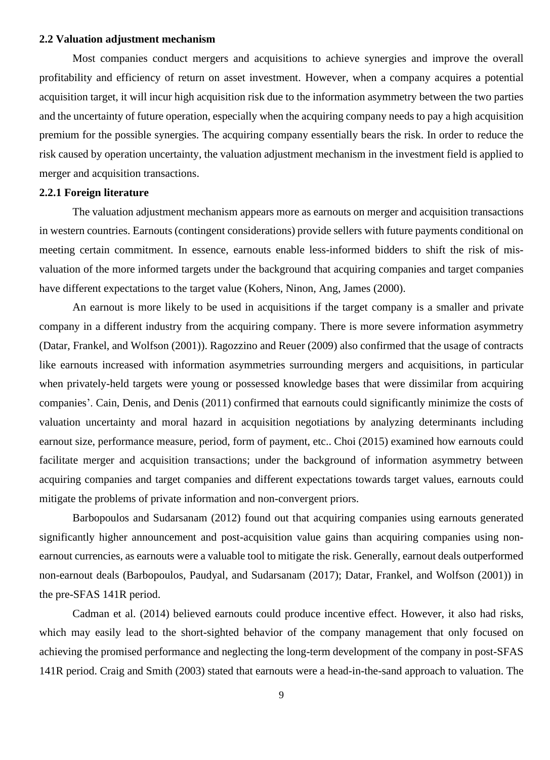### 2.2 Valuation adjustment mechanism

Most companies conduct mergers and acquisitions to achieve synergies and improve the overall profitability and efficiency of return on asset investment. However, when a company acquires a potential acquisition target, it will incur high acquisition risk due to the information asymmetry between the two parties and the uncertainty of future operation, especially when the acquiring company needs to pay a high acquisition premium for the possible synergies. The acquiring company essentially bears the risk. In order to reduce the risk caused by operation uncertainty, the valuation adjustment mechanism in the investment field is applied to merger and acquisition transactions.

#### 2.2.1 Foreign literature

The valuation adjustment mechanism appears more as earnouts on merger and acquisition transactions in western countries. Earnouts (contingent considerations) provide sellers with future payments conditional on meeting certain commitment. In essence, earnouts enable less-informed bidders to shift the risk of mis-valuation of the more informed targets under the background that acquiring companies and target companies have different expectations to the target value (Kohers, Ninon, Ang, James (2000).

An earnout is more likely to be used in acquisitions if the target company is a smaller and private company in a different industry from the acquiring company. There is more severe information asymmetry (Datar, Frankel, and Wolfson (2001)). Ragozzino and Reuer (2009) also confirmed that the usage of contracts like earnouts increased with information asymmetries surrounding mergers and acquisitions, in particular when privately-held targets were young or possessed knowledge bases that were dissimilar from acquiring companies'. Cain, Denis, and Denis (2011) confirmed that earnouts could significantly minimize the costs of valuation uncertainty and moral hazard in acquisition negotiations by analyzing determinants including earnout size, performance measure, period, form of payment, etc.. Choi (2015) examined how earnouts could facilitate merger and acquisition transactions; under the background of information asymmetry between acquiring companies and target companies and different expectations towards target values, earnouts could mitigate the problems of private information and non-convergent priors.

Barbopoulos and Sudarsanam (2012) found out that acquiring companies using earnouts generated significantly higher announcement and post-acquisition value gains than acquiring companies using non-earnout currencies, as earnouts were a valuable tool to mitigate the risk. Generally, earnout deals outperformed non-earnout deals (Barbopoulos, Paudyal, and Sudarsanam (2017); Datar, Frankel, and Wolfson (2001)) in the pre-SFAS 141R period.

Cadman et al. (2014) believed earnouts could produce incentive effect. However, it also had risks, which may easily lead to the short-sighted behavior of the company management that only focused on achieving the promised performance and neglecting the long-term development of the company in post-SFAS 141R period. Craig and Smith (2003) stated that earnouts were a head-in-the-sand approach to valuation. The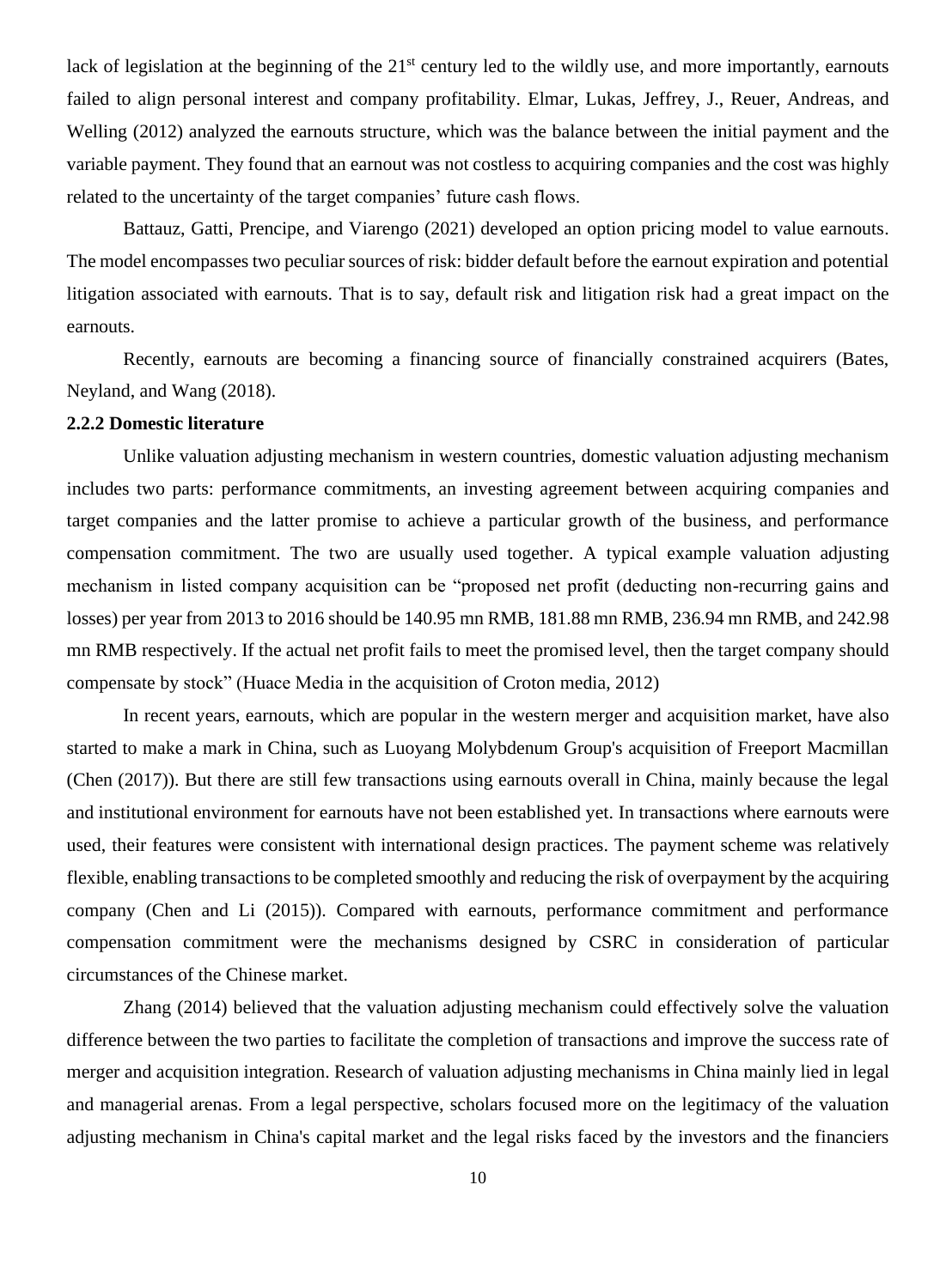lack of legislation at the beginning of the 21st century led to the wildly use, and more importantly, earnouts failed to align personal interest and company profitability. Elmar, Lukas, Jeffrey, J., Reuer, Andreas, and Welling (2012) analyzed the earnouts structure, which was the balance between the initial payment and the variable payment. They found that an earnout was not costless to acquiring companies and the cost was highly related to the uncertainty of the target companies' future cash flows.

Battauz, Gatti, Prencipe, and Viarengo (2021) developed an option pricing model to value earnouts. The model encompasses two peculiar sources of risk: bidder default before the earnout expiration and potential litigation associated with earnouts. That is to say, default risk and litigation risk had a great impact on the earnouts.

Recently, earnouts are becoming a financing source of financially constrained acquirers (Bates, Neyland, and Wang (2018).

### 2.2.2 Domestic literature

Unlike valuation adjusting mechanism in western countries, domestic valuation adjusting mechanism includes two parts: performance commitments, an investing agreement between acquiring companies and target companies and the latter promise to achieve a particular growth of the business, and performance compensation commitment. The two are usually used together. A typical example valuation adjusting mechanism in listed company acquisition can be "proposed net profit (deducting non-recurring gains and losses) per year from 2013 to 2016 should be 140.95 mn RMB, 181.88 mn RMB, 236.94 mn RMB, and 242.98 mn RMB respectively. If the actual net profit fails to meet the promised level, then the target company should compensate by stock" (Huace Media in the acquisition of Croton media, 2012)

In recent years, earnouts, which are popular in the western merger and acquisition market, have also started to make a mark in China, such as Luoyang Molybdenum Group's acquisition of Freeport Macmillan (Chen (2017)). But there are still few transactions using earnouts overall in China, mainly because the legal and institutional environment for earnouts have not been established yet. In transactions where earnouts were used, their features were consistent with international design practices. The payment scheme was relatively flexible, enabling transactions to be completed smoothly and reducing the risk of overpayment by the acquiring company (Chen and Li (2015)). Compared with earnouts, performance commitment and performance compensation commitment were the mechanisms designed by CSRC in consideration of particular circumstances of the Chinese market.

Zhang (2014) believed that the valuation adjusting mechanism could effectively solve the valuation difference between the two parties to facilitate the completion of transactions and improve the success rate of merger and acquisition integration. Research of valuation adjusting mechanisms in China mainly lied in legal and managerial arenas. From a legal perspective, scholars focused more on the legitimacy of the valuation adjusting mechanism in China's capital market and the legal risks faced by the investors and the financiers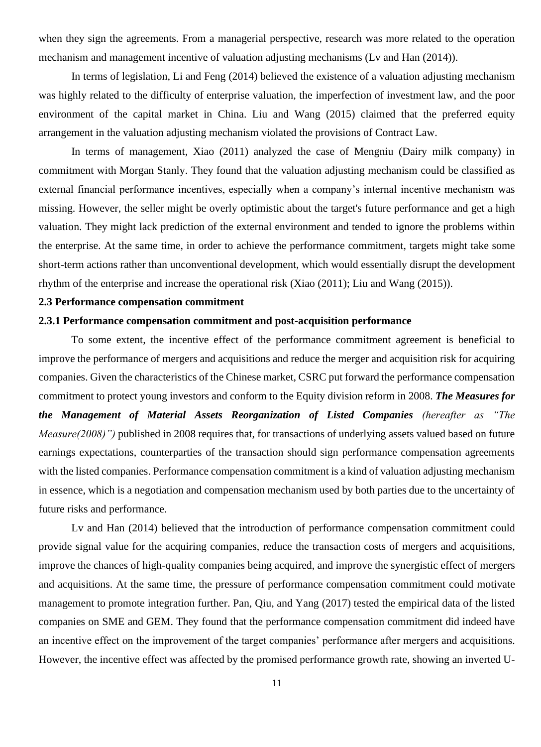when they sign the agreements. From a managerial perspective, research was more related to the operation mechanism and management incentive of valuation adjusting mechanisms (Lv and Han (2014)).

In terms of legislation, Li and Feng (2014) believed the existence of a valuation adjusting mechanism was highly related to the difficulty of enterprise valuation, the imperfection of investment law, and the poor environment of the capital market in China. Liu and Wang (2015) claimed that the preferred equity arrangement in the valuation adjusting mechanism violated the provisions of Contract Law.

In terms of management, Xiao (2011) analyzed the case of Mengniu (Dairy milk company) in commitment with Morgan Stanly. They found that the valuation adjusting mechanism could be classified as external financial performance incentives, especially when a company's internal incentive mechanism was missing. However, the seller might be overly optimistic about the target's future performance and get a high valuation. They might lack prediction of the external environment and tended to ignore the problems within the enterprise. At the same time, in order to achieve the performance commitment, targets might take some short-term actions rather than unconventional development, which would essentially disrupt the development rhythm of the enterprise and increase the operational risk (Xiao (2011); Liu and Wang (2015)).

### 2.3 Performance compensation commitment

#### 2.3.1 Performance compensation commitment and post-acquisition performance

To some extent, the incentive effect of the performance commitment agreement is beneficial to improve the performance of mergers and acquisitions and reduce the merger and acquisition risk for acquiring companies. Given the characteristics of the Chinese market, CSRC put forward the performance compensation commitment to protect young investors and conform to the Equity division reform in 2008. ***The Measures for the Management of Material Assets Reorganization of Listed Companies*** *(hereafter as "The Measure(2008)")* published in 2008 requires that, for transactions of underlying assets valued based on future earnings expectations, counterparties of the transaction should sign performance compensation agreements with the listed companies. Performance compensation commitment is a kind of valuation adjusting mechanism in essence, which is a negotiation and compensation mechanism used by both parties due to the uncertainty of future risks and performance.

Lv and Han (2014) believed that the introduction of performance compensation commitment could provide signal value for the acquiring companies, reduce the transaction costs of mergers and acquisitions, improve the chances of high-quality companies being acquired, and improve the synergistic effect of mergers and acquisitions. At the same time, the pressure of performance compensation commitment could motivate management to promote integration further. Pan, Qiu, and Yang (2017) tested the empirical data of the listed companies on SME and GEM. They found that the performance compensation commitment did indeed have an incentive effect on the improvement of the target companies' performance after mergers and acquisitions. However, the incentive effect was affected by the promised performance growth rate, showing an inverted U-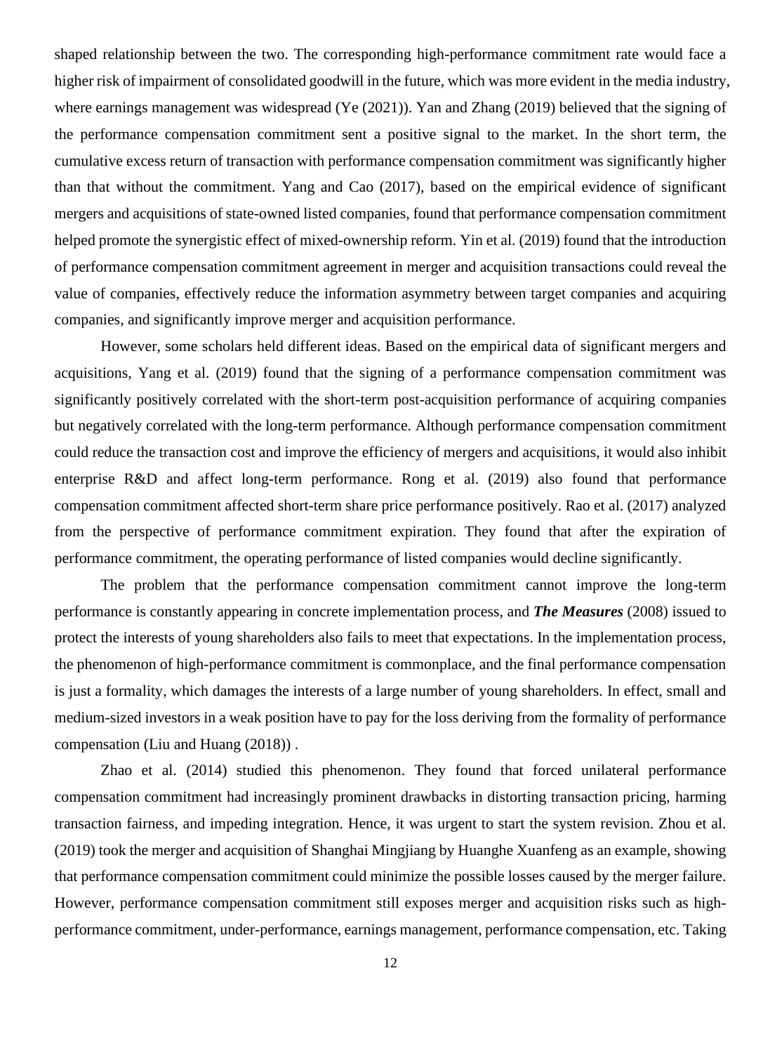shaped relationship between the two. The corresponding high-performance commitment rate would face a higher risk of impairment of consolidated goodwill in the future, which was more evident in the media industry, where earnings management was widespread (Ye (2021)). Yan and Zhang (2019) believed that the signing of the performance compensation commitment sent a positive signal to the market. In the short term, the cumulative excess return of transaction with performance compensation commitment was significantly higher than that without the commitment. Yang and Cao (2017), based on the empirical evidence of significant mergers and acquisitions of state-owned listed companies, found that performance compensation commitment helped promote the synergistic effect of mixed-ownership reform. Yin et al. (2019) found that the introduction of performance compensation commitment agreement in merger and acquisition transactions could reveal the value of companies, effectively reduce the information asymmetry between target companies and acquiring companies, and significantly improve merger and acquisition performance.

However, some scholars held different ideas. Based on the empirical data of significant mergers and acquisitions, Yang et al. (2019) found that the signing of a performance compensation commitment was significantly positively correlated with the short-term post-acquisition performance of acquiring companies but negatively correlated with the long-term performance. Although performance compensation commitment could reduce the transaction cost and improve the efficiency of mergers and acquisitions, it would also inhibit enterprise R&D and affect long-term performance. Rong et al. (2019) also found that performance compensation commitment affected short-term share price performance positively. Rao et al. (2017) analyzed from the perspective of performance commitment expiration. They found that after the expiration of performance commitment, the operating performance of listed companies would decline significantly.

The problem that the performance compensation commitment cannot improve the long-term performance is constantly appearing in concrete implementation process, and ***The Measures*** (2008) issued to protect the interests of young shareholders also fails to meet that expectations. In the implementation process, the phenomenon of high-performance commitment is commonplace, and the final performance compensation is just a formality, which damages the interests of a large number of young shareholders. In effect, small and medium-sized investors in a weak position have to pay for the loss deriving from the formality of performance compensation (Liu and Huang (2018)) .

Zhao et al. (2014) studied this phenomenon. They found that forced unilateral performance compensation commitment had increasingly prominent drawbacks in distorting transaction pricing, harming transaction fairness, and impeding integration. Hence, it was urgent to start the system revision. Zhou et al. (2019) took the merger and acquisition of Shanghai Mingjiang by Huanghe Xuanfeng as an example, showing that performance compensation commitment could minimize the possible losses caused by the merger failure. However, performance compensation commitment still exposes merger and acquisition risks such as high-performance commitment, under-performance, earnings management, performance compensation, etc. Taking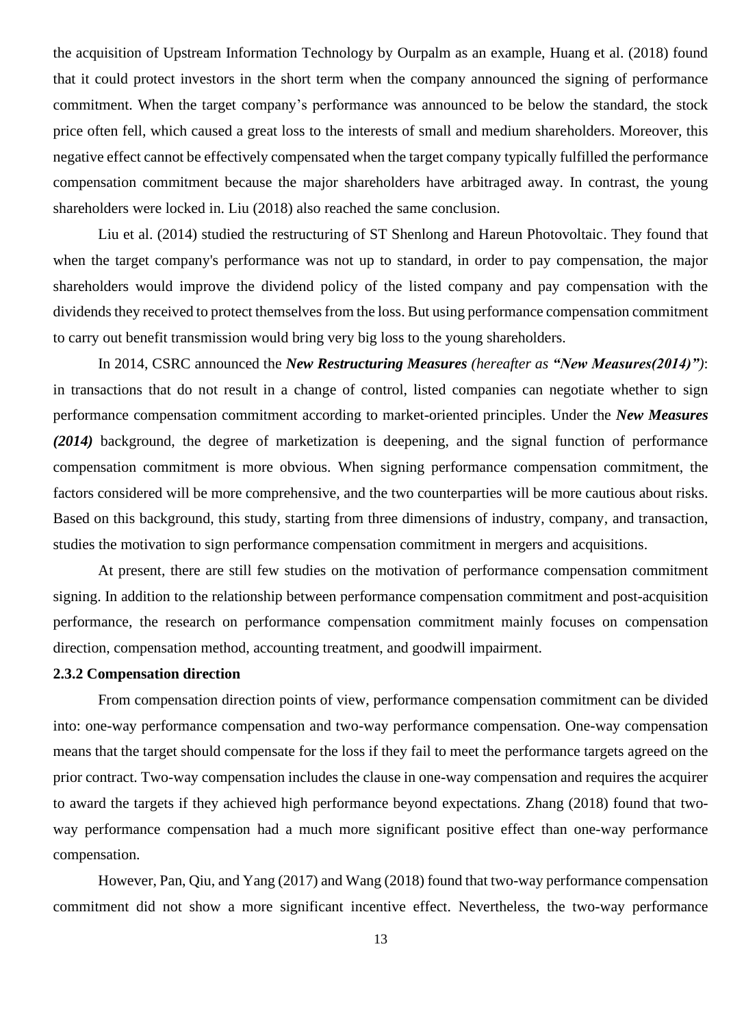the acquisition of Upstream Information Technology by Ourpalm as an example, Huang et al. (2018) found that it could protect investors in the short term when the company announced the signing of performance commitment. When the target company's performance was announced to be below the standard, the stock price often fell, which caused a great loss to the interests of small and medium shareholders. Moreover, this negative effect cannot be effectively compensated when the target company typically fulfilled the performance compensation commitment because the major shareholders have arbitraged away. In contrast, the young shareholders were locked in. Liu (2018) also reached the same conclusion.

Liu et al. (2014) studied the restructuring of ST Shenlong and Hareun Photovoltaic. They found that when the target company's performance was not up to standard, in order to pay compensation, the major shareholders would improve the dividend policy of the listed company and pay compensation with the dividends they received to protect themselves from the loss. But using performance compensation commitment to carry out benefit transmission would bring very big loss to the young shareholders.

In 2014, CSRC announced the ***New Restructuring Measures*** *(hereafter as **"New Measures(2014)"**)*: in transactions that do not result in a change of control, listed companies can negotiate whether to sign performance compensation commitment according to market-oriented principles. Under the ***New Measures (2014)*** background, the degree of marketization is deepening, and the signal function of performance compensation commitment is more obvious. When signing performance compensation commitment, the factors considered will be more comprehensive, and the two counterparties will be more cautious about risks. Based on this background, this study, starting from three dimensions of industry, company, and transaction, studies the motivation to sign performance compensation commitment in mergers and acquisitions.

At present, there are still few studies on the motivation of performance compensation commitment signing. In addition to the relationship between performance compensation commitment and post-acquisition performance, the research on performance compensation commitment mainly focuses on compensation direction, compensation method, accounting treatment, and goodwill impairment.

### 2.3.2 Compensation direction

From compensation direction points of view, performance compensation commitment can be divided into: one-way performance compensation and two-way performance compensation. One-way compensation means that the target should compensate for the loss if they fail to meet the performance targets agreed on the prior contract. Two-way compensation includes the clause in one-way compensation and requires the acquirer to award the targets if they achieved high performance beyond expectations. Zhang (2018) found that two-way performance compensation had a much more significant positive effect than one-way performance compensation.

However, Pan, Qiu, and Yang (2017) and Wang (2018) found that two-way performance compensation commitment did not show a more significant incentive effect. Nevertheless, the two-way performance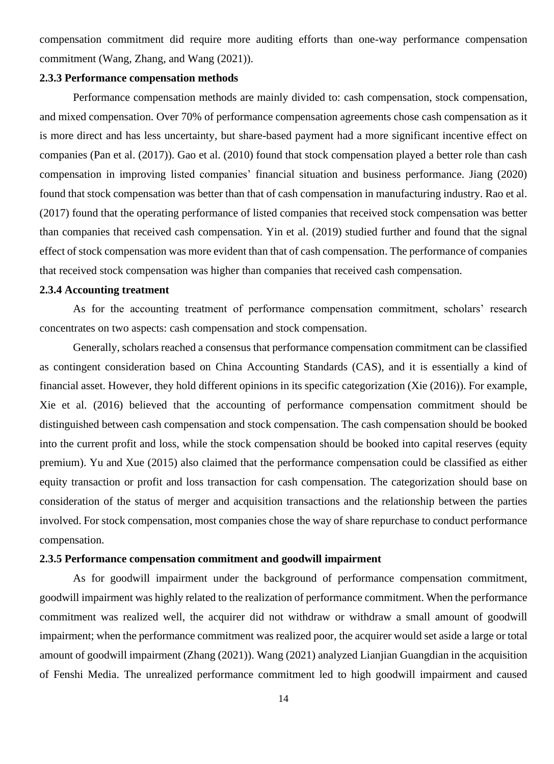compensation commitment did require more auditing efforts than one-way performance compensation commitment (Wang, Zhang, and Wang (2021)).

### 2.3.3 Performance compensation methods

Performance compensation methods are mainly divided to: cash compensation, stock compensation, and mixed compensation. Over 70% of performance compensation agreements chose cash compensation as it is more direct and has less uncertainty, but share-based payment had a more significant incentive effect on companies (Pan et al. (2017)). Gao et al. (2010) found that stock compensation played a better role than cash compensation in improving listed companies' financial situation and business performance. Jiang (2020) found that stock compensation was better than that of cash compensation in manufacturing industry. Rao et al. (2017) found that the operating performance of listed companies that received stock compensation was better than companies that received cash compensation. Yin et al. (2019) studied further and found that the signal effect of stock compensation was more evident than that of cash compensation. The performance of companies that received stock compensation was higher than companies that received cash compensation.

### 2.3.4 Accounting treatment

As for the accounting treatment of performance compensation commitment, scholars' research concentrates on two aspects: cash compensation and stock compensation.

Generally, scholars reached a consensus that performance compensation commitment can be classified as contingent consideration based on China Accounting Standards (CAS), and it is essentially a kind of financial asset. However, they hold different opinions in its specific categorization (Xie (2016)). For example, Xie et al. (2016) believed that the accounting of performance compensation commitment should be distinguished between cash compensation and stock compensation. The cash compensation should be booked into the current profit and loss, while the stock compensation should be booked into capital reserves (equity premium). Yu and Xue (2015) also claimed that the performance compensation could be classified as either equity transaction or profit and loss transaction for cash compensation. The categorization should base on consideration of the status of merger and acquisition transactions and the relationship between the parties involved. For stock compensation, most companies chose the way of share repurchase to conduct performance compensation.

### 2.3.5 Performance compensation commitment and goodwill impairment

As for goodwill impairment under the background of performance compensation commitment, goodwill impairment was highly related to the realization of performance commitment. When the performance commitment was realized well, the acquirer did not withdraw or withdraw a small amount of goodwill impairment; when the performance commitment was realized poor, the acquirer would set aside a large or total amount of goodwill impairment (Zhang (2021)). Wang (2021) analyzed Lianjian Guangdian in the acquisition of Fenshi Media. The unrealized performance commitment led to high goodwill impairment and caused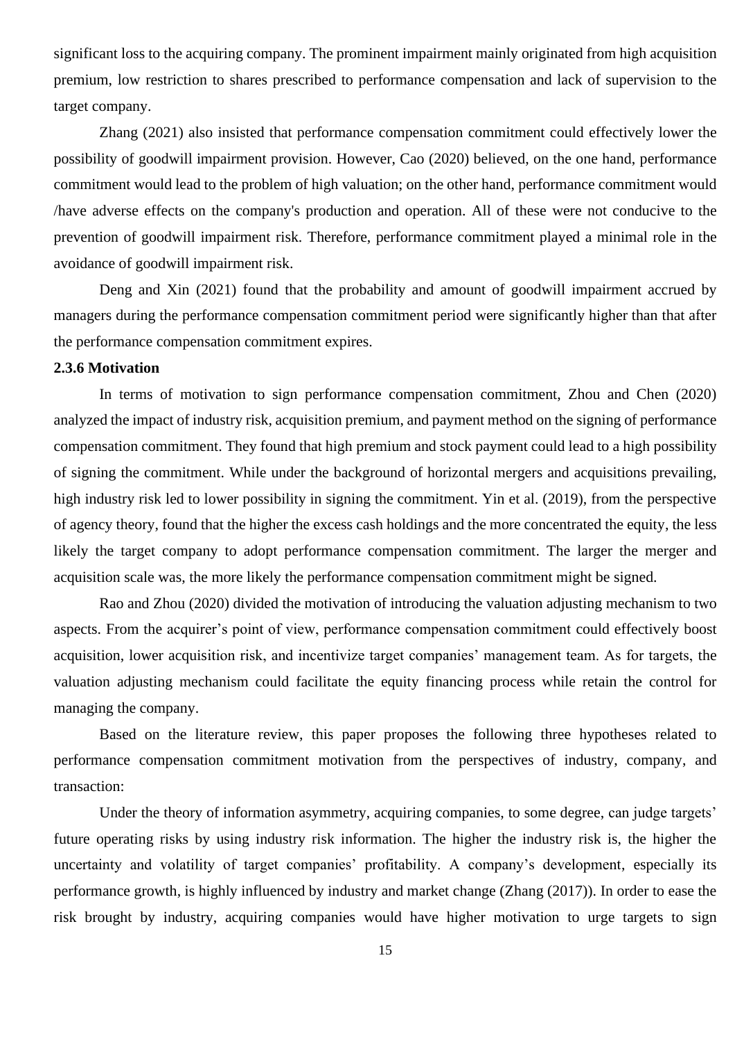significant loss to the acquiring company. The prominent impairment mainly originated from high acquisition premium, low restriction to shares prescribed to performance compensation and lack of supervision to the target company.

Zhang (2021) also insisted that performance compensation commitment could effectively lower the possibility of goodwill impairment provision. However, Cao (2020) believed, on the one hand, performance commitment would lead to the problem of high valuation; on the other hand, performance commitment would /have adverse effects on the company's production and operation. All of these were not conducive to the prevention of goodwill impairment risk. Therefore, performance commitment played a minimal role in the avoidance of goodwill impairment risk.

Deng and Xin (2021) found that the probability and amount of goodwill impairment accrued by managers during the performance compensation commitment period were significantly higher than that after the performance compensation commitment expires.

### 2.3.6 Motivation

In terms of motivation to sign performance compensation commitment, Zhou and Chen (2020) analyzed the impact of industry risk, acquisition premium, and payment method on the signing of performance compensation commitment. They found that high premium and stock payment could lead to a high possibility of signing the commitment. While under the background of horizontal mergers and acquisitions prevailing, high industry risk led to lower possibility in signing the commitment. Yin et al. (2019), from the perspective of agency theory, found that the higher the excess cash holdings and the more concentrated the equity, the less likely the target company to adopt performance compensation commitment. The larger the merger and acquisition scale was, the more likely the performance compensation commitment might be signed.

Rao and Zhou (2020) divided the motivation of introducing the valuation adjusting mechanism to two aspects. From the acquirer's point of view, performance compensation commitment could effectively boost acquisition, lower acquisition risk, and incentivize target companies' management team. As for targets, the valuation adjusting mechanism could facilitate the equity financing process while retain the control for managing the company.

Based on the literature review, this paper proposes the following three hypotheses related to performance compensation commitment motivation from the perspectives of industry, company, and transaction:

Under the theory of information asymmetry, acquiring companies, to some degree, can judge targets' future operating risks by using industry risk information. The higher the industry risk is, the higher the uncertainty and volatility of target companies' profitability. A company's development, especially its performance growth, is highly influenced by industry and market change (Zhang (2017)). In order to ease the risk brought by industry, acquiring companies would have higher motivation to urge targets to sign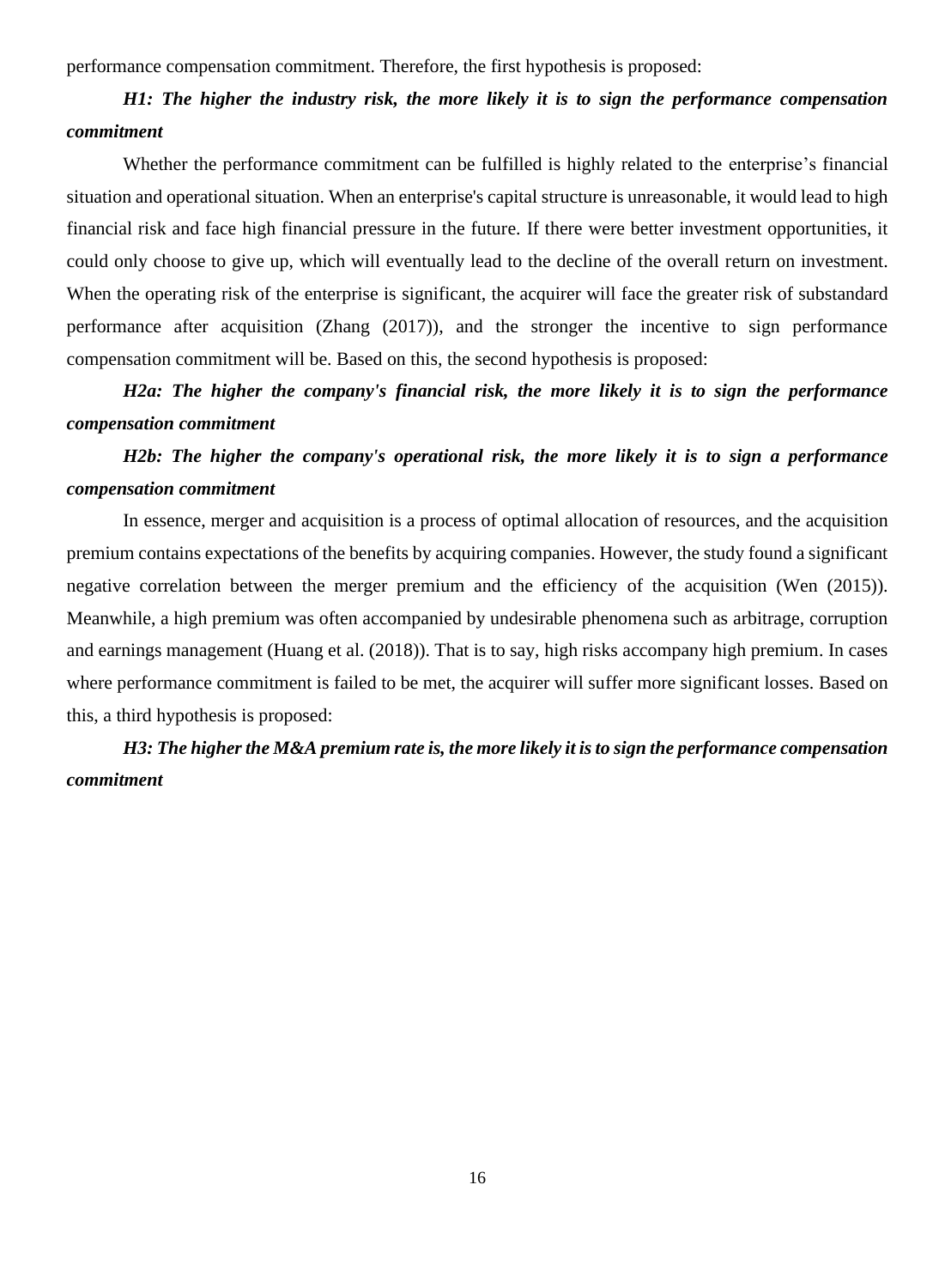performance compensation commitment. Therefore, the first hypothesis is proposed:

***H1: The higher the industry risk, the more likely it is to sign the performance compensation commitment***

Whether the performance commitment can be fulfilled is highly related to the enterprise's financial situation and operational situation. When an enterprise's capital structure is unreasonable, it would lead to high financial risk and face high financial pressure in the future. If there were better investment opportunities, it could only choose to give up, which will eventually lead to the decline of the overall return on investment. When the operating risk of the enterprise is significant, the acquirer will face the greater risk of substandard performance after acquisition (Zhang (2017)), and the stronger the incentive to sign performance compensation commitment will be. Based on this, the second hypothesis is proposed:

***H2a: The higher the company's financial risk, the more likely it is to sign the performance compensation commitment***

***H2b: The higher the company's operational risk, the more likely it is to sign a performance compensation commitment***

In essence, merger and acquisition is a process of optimal allocation of resources, and the acquisition premium contains expectations of the benefits by acquiring companies. However, the study found a significant negative correlation between the merger premium and the efficiency of the acquisition (Wen (2015)). Meanwhile, a high premium was often accompanied by undesirable phenomena such as arbitrage, corruption and earnings management (Huang et al. (2018)). That is to say, high risks accompany high premium. In cases where performance commitment is failed to be met, the acquirer will suffer more significant losses. Based on this, a third hypothesis is proposed:

***H3: The higher the M&A premium rate is, the more likely it is to sign the performance compensation commitment***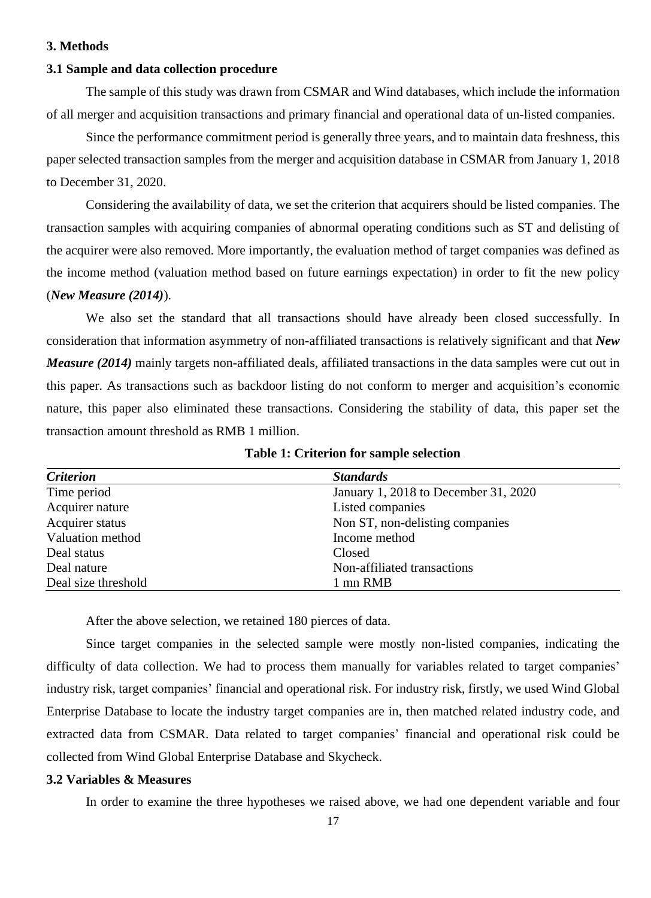## 3. Methods

### 3.1 Sample and data collection procedure

The sample of this study was drawn from CSMAR and Wind databases, which include the information of all merger and acquisition transactions and primary financial and operational data of un-listed companies.

Since the performance commitment period is generally three years, and to maintain data freshness, this paper selected transaction samples from the merger and acquisition database in CSMAR from January 1, 2018 to December 31, 2020.

Considering the availability of data, we set the criterion that acquirers should be listed companies. The transaction samples with acquiring companies of abnormal operating conditions such as ST and delisting of the acquirer were also removed. More importantly, the evaluation method of target companies was defined as the income method (valuation method based on future earnings expectation) in order to fit the new policy (***New Measure (2014)***).

We also set the standard that all transactions should have already been closed successfully. In consideration that information asymmetry of non-affiliated transactions is relatively significant and that ***New Measure (2014)*** mainly targets non-affiliated deals, affiliated transactions in the data samples were cut out in this paper. As transactions such as backdoor listing do not conform to merger and acquisition's economic nature, this paper also eliminated these transactions. Considering the stability of data, this paper set the transaction amount threshold as RMB 1 million.

**Table 1: Criterion for sample selection**

| *Criterion* | *Standards* |
|---|---|
| Time period | January 1, 2018 to December 31, 2020 |
| Acquirer nature | Listed companies |
| Acquirer status | Non ST, non-delisting companies |
| Valuation method | Income method |
| Deal status | Closed |
| Deal nature | Non-affiliated transactions |
| Deal size threshold | 1 mn RMB |

After the above selection, we retained 180 pierces of data.

Since target companies in the selected sample were mostly non-listed companies, indicating the difficulty of data collection. We had to process them manually for variables related to target companies' industry risk, target companies' financial and operational risk. For industry risk, firstly, we used Wind Global Enterprise Database to locate the industry target companies are in, then matched related industry code, and extracted data from CSMAR. Data related to target companies' financial and operational risk could be collected from Wind Global Enterprise Database and Skycheck.

### 3.2 Variables & Measures

In order to examine the three hypotheses we raised above, we had one dependent variable and four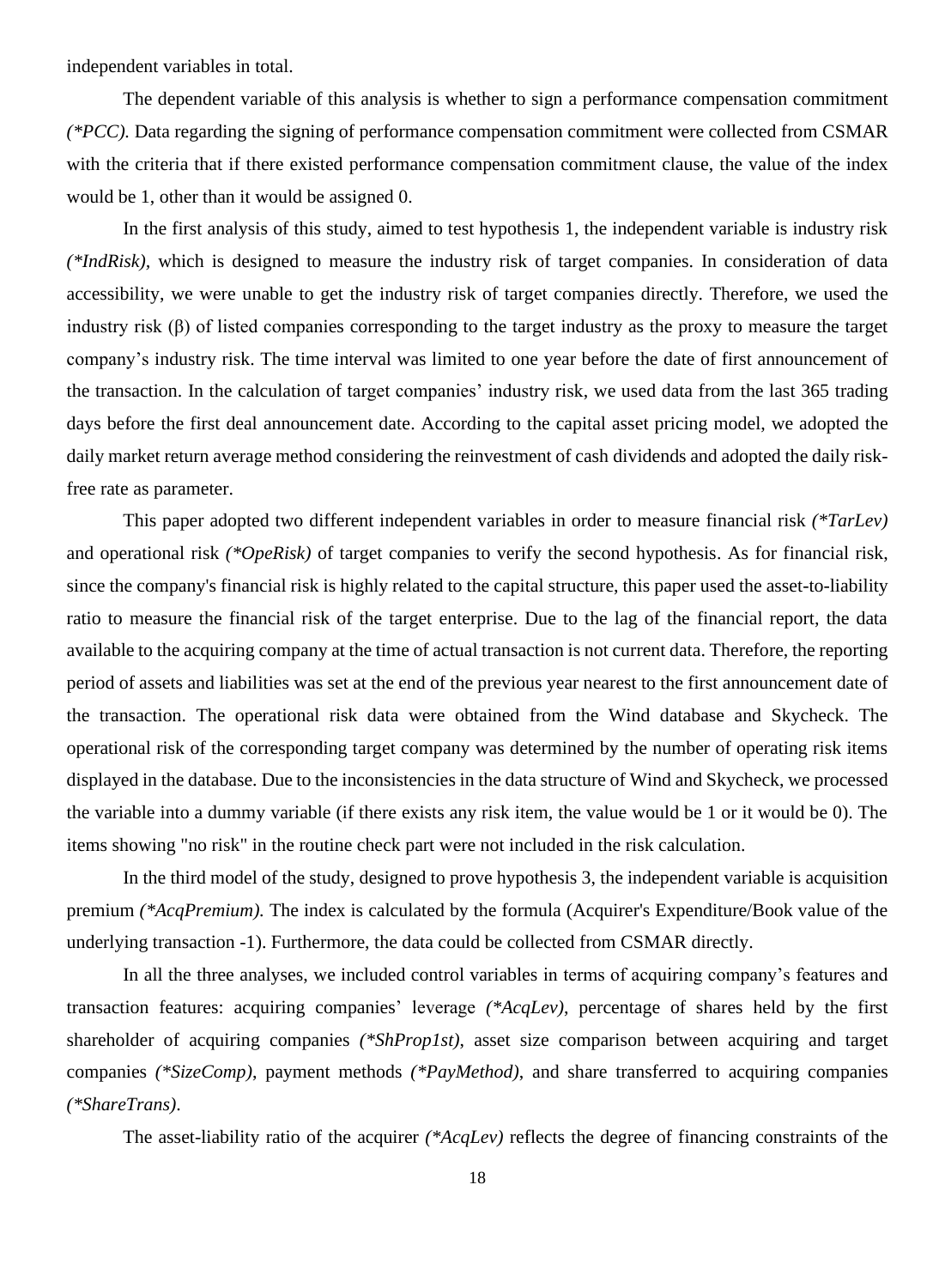independent variables in total.

The dependent variable of this analysis is whether to sign a performance compensation commitment *(*PCC)*. Data regarding the signing of performance compensation commitment were collected from CSMAR with the criteria that if there existed performance compensation commitment clause, the value of the index would be 1, other than it would be assigned 0.

In the first analysis of this study, aimed to test hypothesis 1, the independent variable is industry risk *(*IndRisk)*, which is designed to measure the industry risk of target companies. In consideration of data accessibility, we were unable to get the industry risk of target companies directly. Therefore, we used the industry risk (β) of listed companies corresponding to the target industry as the proxy to measure the target company's industry risk. The time interval was limited to one year before the date of first announcement of the transaction. In the calculation of target companies' industry risk, we used data from the last 365 trading days before the first deal announcement date. According to the capital asset pricing model, we adopted the daily market return average method considering the reinvestment of cash dividends and adopted the daily risk-free rate as parameter.

This paper adopted two different independent variables in order to measure financial risk *(*TarLev)* and operational risk *(*OpeRisk)* of target companies to verify the second hypothesis. As for financial risk, since the company's financial risk is highly related to the capital structure, this paper used the asset-to-liability ratio to measure the financial risk of the target enterprise. Due to the lag of the financial report, the data available to the acquiring company at the time of actual transaction is not current data. Therefore, the reporting period of assets and liabilities was set at the end of the previous year nearest to the first announcement date of the transaction. The operational risk data were obtained from the Wind database and Skycheck. The operational risk of the corresponding target company was determined by the number of operating risk items displayed in the database. Due to the inconsistencies in the data structure of Wind and Skycheck, we processed the variable into a dummy variable (if there exists any risk item, the value would be 1 or it would be 0). The items showing "no risk" in the routine check part were not included in the risk calculation.

In the third model of the study, designed to prove hypothesis 3, the independent variable is acquisition premium *(*AcqPremium)*. The index is calculated by the formula (Acquirer's Expenditure/Book value of the underlying transaction -1). Furthermore, the data could be collected from CSMAR directly.

In all the three analyses, we included control variables in terms of acquiring company's features and transaction features: acquiring companies' leverage *(*AcqLev)*, percentage of shares held by the first shareholder of acquiring companies *(*ShProp1st)*, asset size comparison between acquiring and target companies *(*SizeComp)*, payment methods *(*PayMethod)*, and share transferred to acquiring companies *(*ShareTrans)*.

The asset-liability ratio of the acquirer *(*AcqLev)* reflects the degree of financing constraints of the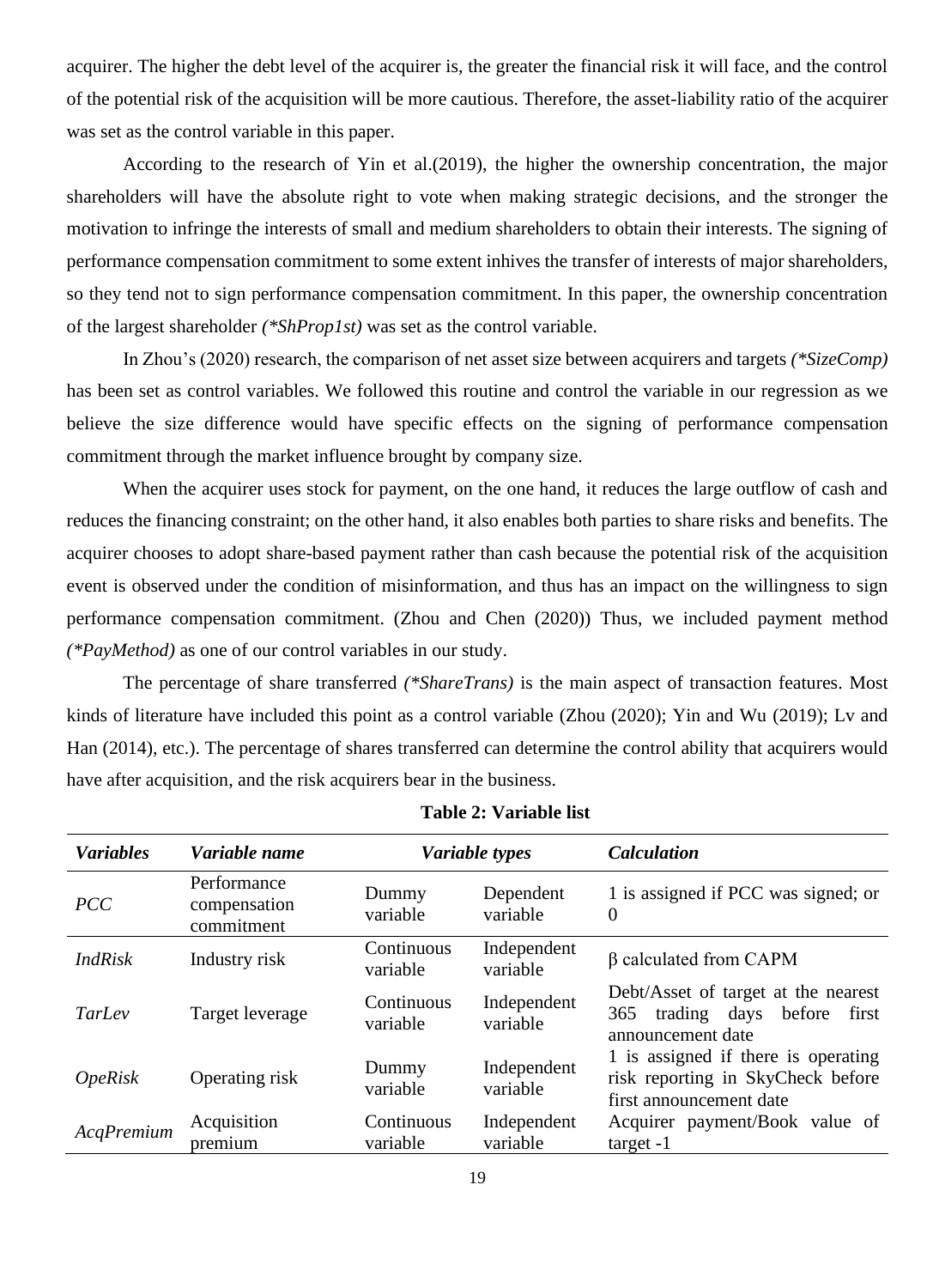acquirer. The higher the debt level of the acquirer is, the greater the financial risk it will face, and the control of the potential risk of the acquisition will be more cautious. Therefore, the asset-liability ratio of the acquirer was set as the control variable in this paper.

According to the research of Yin et al.(2019), the higher the ownership concentration, the major shareholders will have the absolute right to vote when making strategic decisions, and the stronger the motivation to infringe the interests of small and medium shareholders to obtain their interests. The signing of performance compensation commitment to some extent inhives the transfer of interests of major shareholders, so they tend not to sign performance compensation commitment. In this paper, the ownership concentration of the largest shareholder *(*ShProp1st)* was set as the control variable.

In Zhou's (2020) research, the comparison of net asset size between acquirers and targets *(*SizeComp)* has been set as control variables. We followed this routine and control the variable in our regression as we believe the size difference would have specific effects on the signing of performance compensation commitment through the market influence brought by company size.

When the acquirer uses stock for payment, on the one hand, it reduces the large outflow of cash and reduces the financing constraint; on the other hand, it also enables both parties to share risks and benefits. The acquirer chooses to adopt share-based payment rather than cash because the potential risk of the acquisition event is observed under the condition of misinformation, and thus has an impact on the willingness to sign performance compensation commitment. (Zhou and Chen (2020)) Thus, we included payment method *(*PayMethod)* as one of our control variables in our study.

The percentage of share transferred *(*ShareTrans)* is the main aspect of transaction features. Most kinds of literature have included this point as a control variable (Zhou (2020); Yin and Wu (2019); Lv and Han (2014), etc.). The percentage of shares transferred can determine the control ability that acquirers would have after acquisition, and the risk acquirers bear in the business.

**Table 2: Variable list**

| *Variables* | *Variable name* | *Variable types* | | *Calculation* |
|---|---|---|---|---|
| *PCC* | Performance compensation commitment | Dummy variable | Dependent variable | 1 is assigned if PCC was signed; or 0 |
| *IndRisk* | Industry risk | Continuous variable | Independent variable | β calculated from CAPM |
| *TarLev* | Target leverage | Continuous variable | Independent variable | Debt/Asset of target at the nearest 365 trading days before first announcement date |
| *OpeRisk* | Operating risk | Dummy variable | Independent variable | 1 is assigned if there is operating risk reporting in SkyCheck before first announcement date |
| *AcqPremium* | Acquisition premium | Continuous variable | Independent variable | Acquirer payment/Book value of target -1 |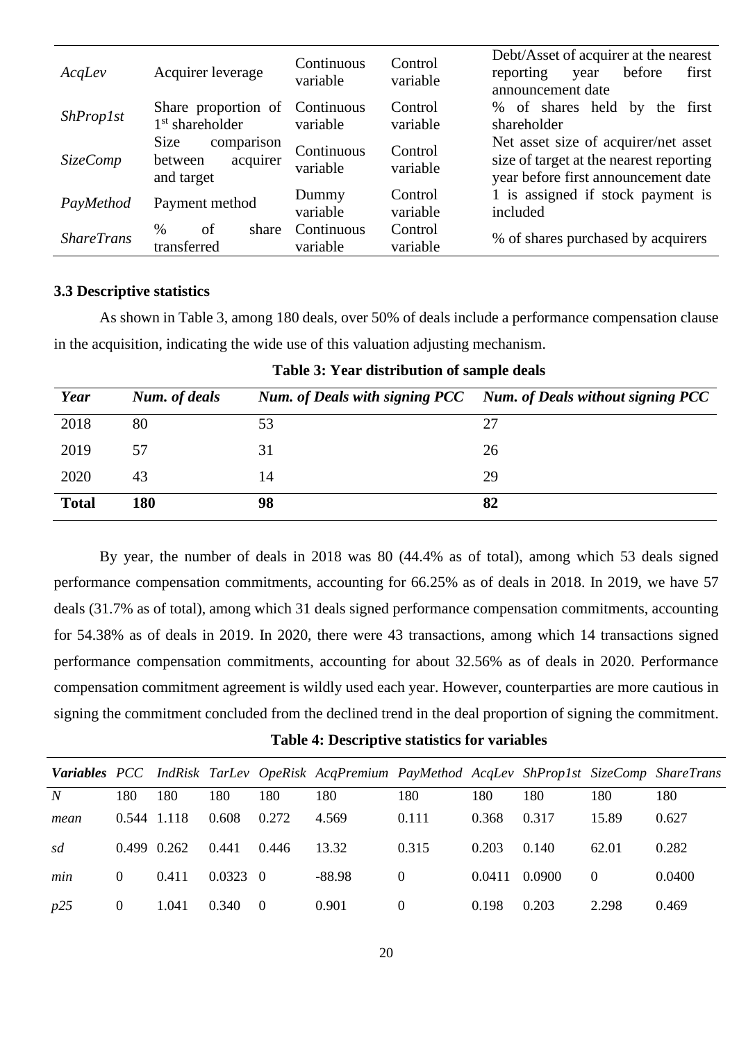| *AcqLev* | Acquirer leverage | Continuous variable | Control variable | Debt/Asset of acquirer at the nearest reporting year before first announcement date |
|---|---|---|---|---|
| *ShProp1st* | Share proportion of 1st shareholder | Continuous variable | Control variable | % of shares held by the first shareholder |
| *SizeComp* | Size comparison between acquirer and target | Continuous variable | Control variable | Net asset size of acquirer/net asset size of target at the nearest reporting year before first announcement date |
| *PayMethod* | Payment method | Dummy variable | Control variable | 1 is assigned if stock payment is included |
| *ShareTrans* | % of share transferred | Continuous variable | Control variable | % of shares purchased by acquirers |

### 3.3 Descriptive statistics

As shown in Table 3, among 180 deals, over 50% of deals include a performance compensation clause in the acquisition, indicating the wide use of this valuation adjusting mechanism.

**Table 3: Year distribution of sample deals**

| *Year* | *Num. of deals* | *Num. of Deals with signing PCC* | *Num. of Deals without signing PCC* |
|---|---|---|---|
| 2018 | 80 | 53 | 27 |
| 2019 | 57 | 31 | 26 |
| 2020 | 43 | 14 | 29 |
| **Total** | **180** | **98** | **82** |

By year, the number of deals in 2018 was 80 (44.4% as of total), among which 53 deals signed performance compensation commitments, accounting for 66.25% as of deals in 2018. In 2019, we have 57 deals (31.7% as of total), among which 31 deals signed performance compensation commitments, accounting for 54.38% as of deals in 2019. In 2020, there were 43 transactions, among which 14 transactions signed performance compensation commitments, accounting for about 32.56% as of deals in 2020. Performance compensation commitment agreement is wildly used each year. However, counterparties are more cautious in signing the commitment concluded from the declined trend in the deal proportion of signing the commitment.

**Table 4: Descriptive statistics for variables**

| ***Variables*** | *PCC* | *IndRisk* | *TarLev* | *OpeRisk* | *AcqPremium* | *PayMethod* | *AcqLev* | *ShProp1st* | *SizeComp* | *ShareTrans* |
|---|---|---|---|---|---|---|---|---|---|---|
| *N* | 180 | 180 | 180 | 180 | 180 | 180 | 180 | 180 | 180 | 180 |
| *mean* | 0.544 | 1.118 | 0.608 | 0.272 | 4.569 | 0.111 | 0.368 | 0.317 | 15.89 | 0.627 |
| *sd* | 0.499 | 0.262 | 0.441 | 0.446 | 13.32 | 0.315 | 0.203 | 0.140 | 62.01 | 0.282 |
| *min* | 0 | 0.411 | 0.0323 | 0 | -88.98 | 0 | 0.0411 | 0.0900 | 0 | 0.0400 |
| *p25* | 0 | 1.041 | 0.340 | 0 | 0.901 | 0 | 0.198 | 0.203 | 2.298 | 0.469 |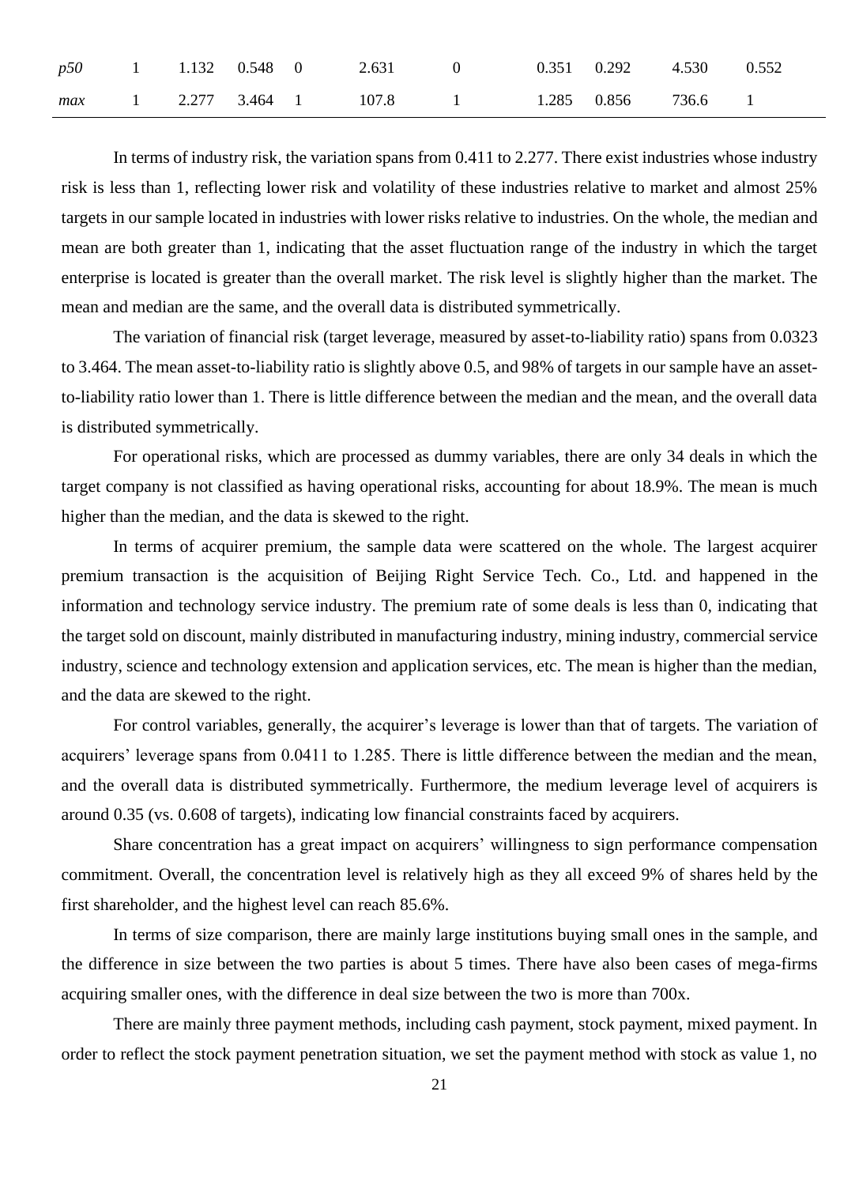| | | | | | | | | | | |
|---|---|---|---|---|---|---|---|---|---|---|
| *p50* | 1 | 1.132 | 0.548 | 0 | 2.631 | 0 | 0.351 | 0.292 | 4.530 | 0.552 |
| *max* | 1 | 2.277 | 3.464 | 1 | 107.8 | 1 | 1.285 | 0.856 | 736.6 | 1 |

In terms of industry risk, the variation spans from 0.411 to 2.277. There exist industries whose industry risk is less than 1, reflecting lower risk and volatility of these industries relative to market and almost 25% targets in our sample located in industries with lower risks relative to industries. On the whole, the median and mean are both greater than 1, indicating that the asset fluctuation range of the industry in which the target enterprise is located is greater than the overall market. The risk level is slightly higher than the market. The mean and median are the same, and the overall data is distributed symmetrically.

The variation of financial risk (target leverage, measured by asset-to-liability ratio) spans from 0.0323 to 3.464. The mean asset-to-liability ratio is slightly above 0.5, and 98% of targets in our sample have an asset-to-liability ratio lower than 1. There is little difference between the median and the mean, and the overall data is distributed symmetrically.

For operational risks, which are processed as dummy variables, there are only 34 deals in which the target company is not classified as having operational risks, accounting for about 18.9%. The mean is much higher than the median, and the data is skewed to the right.

In terms of acquirer premium, the sample data were scattered on the whole. The largest acquirer premium transaction is the acquisition of Beijing Right Service Tech. Co., Ltd. and happened in the information and technology service industry. The premium rate of some deals is less than 0, indicating that the target sold on discount, mainly distributed in manufacturing industry, mining industry, commercial service industry, science and technology extension and application services, etc. The mean is higher than the median, and the data are skewed to the right.

For control variables, generally, the acquirer's leverage is lower than that of targets. The variation of acquirers' leverage spans from 0.0411 to 1.285. There is little difference between the median and the mean, and the overall data is distributed symmetrically. Furthermore, the medium leverage level of acquirers is around 0.35 (vs. 0.608 of targets), indicating low financial constraints faced by acquirers.

Share concentration has a great impact on acquirers' willingness to sign performance compensation commitment. Overall, the concentration level is relatively high as they all exceed 9% of shares held by the first shareholder, and the highest level can reach 85.6%.

In terms of size comparison, there are mainly large institutions buying small ones in the sample, and the difference in size between the two parties is about 5 times. There have also been cases of mega-firms acquiring smaller ones, with the difference in deal size between the two is more than 700x.

There are mainly three payment methods, including cash payment, stock payment, mixed payment. In order to reflect the stock payment penetration situation, we set the payment method with stock as value 1, no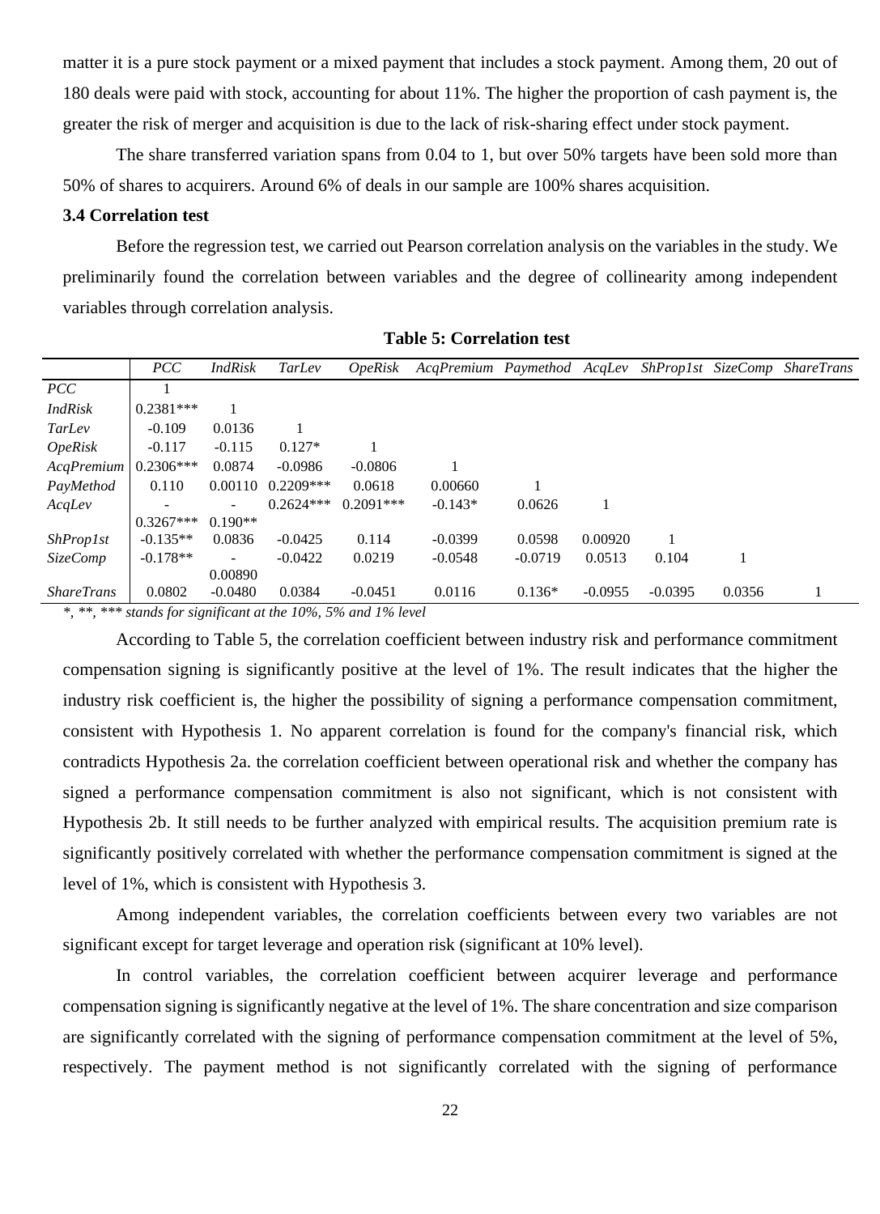matter it is a pure stock payment or a mixed payment that includes a stock payment. Among them, 20 out of 180 deals were paid with stock, accounting for about 11%. The higher the proportion of cash payment is, the greater the risk of merger and acquisition is due to the lack of risk-sharing effect under stock payment.

The share transferred variation spans from 0.04 to 1, but over 50% targets have been sold more than 50% of shares to acquirers. Around 6% of deals in our sample are 100% shares acquisition.

**3.4 Correlation test**

Before the regression test, we carried out Pearson correlation analysis on the variables in the study. We preliminarily found the correlation between variables and the degree of collinearity among independent variables through correlation analysis.

**Table 5: Correlation test**

| | *PCC* | *IndRisk* | *TarLev* | *OpeRisk* | *AcqPremium* | *Paymethod* | *AcqLev* | *ShProp1st* | *SizeComp* | *ShareTrans* |
|---|---|---|---|---|---|---|---|---|---|---|
| *PCC* | 1 | | | | | | | | | |
| *IndRisk* | 0.2381*** | 1 | | | | | | | | |
| *TarLev* | -0.109 | 0.0136 | 1 | | | | | | | |
| *OpeRisk* | -0.117 | -0.115 | 0.127* | 1 | | | | | | |
| *AcqPremium* | 0.2306*** | 0.0874 | -0.0986 | -0.0806 | 1 | | | | | |
| *PayMethod* | 0.110 | 0.00110 | 0.2209*** | 0.0618 | 0.00660 | 1 | | | | |
| *AcqLev* | -0.3267*** | -0.190** | 0.2624*** | 0.2091*** | -0.143* | 0.0626 | 1 | | | |
| *ShProp1st* | -0.135** | 0.0836 | -0.0425 | 0.114 | -0.0399 | 0.0598 | 0.00920 | 1 | | |
| *SizeComp* | -0.178** | -0.00890 | -0.0422 | 0.0219 | -0.0548 | -0.0719 | 0.0513 | 0.104 | 1 | |
| *ShareTrans* | 0.0802 | -0.0480 | 0.0384 | -0.0451 | 0.0116 | 0.136* | -0.0955 | -0.0395 | 0.0356 | 1 |

*\*, \*\*, \*\*\* stands for significant at the 10%, 5% and 1% level*

According to Table 5, the correlation coefficient between industry risk and performance commitment compensation signing is significantly positive at the level of 1%. The result indicates that the higher the industry risk coefficient is, the higher the possibility of signing a performance compensation commitment, consistent with Hypothesis 1. No apparent correlation is found for the company's financial risk, which contradicts Hypothesis 2a. the correlation coefficient between operational risk and whether the company has signed a performance compensation commitment is also not significant, which is not consistent with Hypothesis 2b. It still needs to be further analyzed with empirical results. The acquisition premium rate is significantly positively correlated with whether the performance compensation commitment is signed at the level of 1%, which is consistent with Hypothesis 3.

Among independent variables, the correlation coefficients between every two variables are not significant except for target leverage and operation risk (significant at 10% level).

In control variables, the correlation coefficient between acquirer leverage and performance compensation signing is significantly negative at the level of 1%. The share concentration and size comparison are significantly correlated with the signing of performance compensation commitment at the level of 5%, respectively. The payment method is not significantly correlated with the signing of performance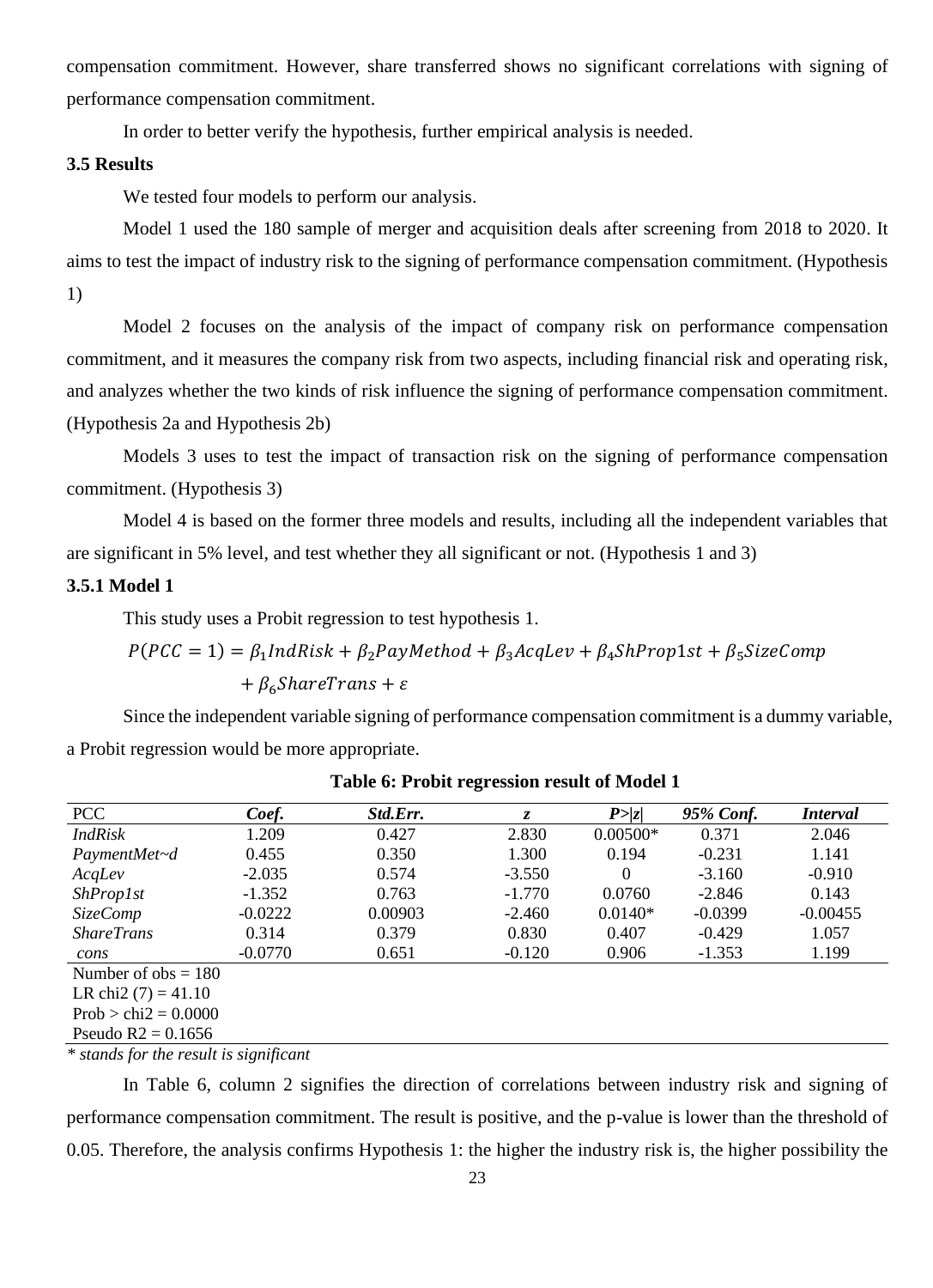compensation commitment. However, share transferred shows no significant correlations with signing of performance compensation commitment.

In order to better verify the hypothesis, further empirical analysis is needed.

### 3.5 Results

We tested four models to perform our analysis.

Model 1 used the 180 sample of merger and acquisition deals after screening from 2018 to 2020. It aims to test the impact of industry risk to the signing of performance compensation commitment. (Hypothesis 1)

Model 2 focuses on the analysis of the impact of company risk on performance compensation commitment, and it measures the company risk from two aspects, including financial risk and operating risk, and analyzes whether the two kinds of risk influence the signing of performance compensation commitment. (Hypothesis 2a and Hypothesis 2b)

Models 3 uses to test the impact of transaction risk on the signing of performance compensation commitment. (Hypothesis 3)

Model 4 is based on the former three models and results, including all the independent variables that are significant in 5% level, and test whether they all significant or not. (Hypothesis 1 and 3)

#### 3.5.1 Model 1

This study uses a Probit regression to test hypothesis 1.

$$P(PCC = 1) = \beta_1 IndRisk + \beta_2 PayMethod + \beta_3 AcqLev + \beta_4 ShProp1st + \beta_5 SizeComp + \beta_6 ShareTrans + \varepsilon$$

Since the independent variable signing of performance compensation commitment is a dummy variable, a Probit regression would be more appropriate.

**Table 6: Probit regression result of Model 1**

| PCC | *Coef.* | *Std.Err.* | *z* | *P>\|z\|* | *95% Conf.* | *Interval* |
|---|---|---|---|---|---|---|
| *IndRisk* | 1.209 | 0.427 | 2.830 | 0.00500* | 0.371 | 2.046 |
| *PaymentMet~d* | 0.455 | 0.350 | 1.300 | 0.194 | -0.231 | 1.141 |
| *AcqLev* | -2.035 | 0.574 | -3.550 | 0 | -3.160 | -0.910 |
| *ShProp1st* | -1.352 | 0.763 | -1.770 | 0.0760 | -2.846 | 0.143 |
| *SizeComp* | -0.0222 | 0.00903 | -2.460 | 0.0140* | -0.0399 | -0.00455 |
| *ShareTrans* | 0.314 | 0.379 | 0.830 | 0.407 | -0.429 | 1.057 |
| *cons* | -0.0770 | 0.651 | -0.120 | 0.906 | -1.353 | 1.199 |

Number of obs = 180
LR chi2 (7) = 41.10
Prob > chi2 = 0.0000
Pseudo R2 = 0.1656

*\* stands for the result is significant*

In Table 6, column 2 signifies the direction of correlations between industry risk and signing of performance compensation commitment. The result is positive, and the p-value is lower than the threshold of 0.05. Therefore, the analysis confirms Hypothesis 1: the higher the industry risk is, the higher possibility the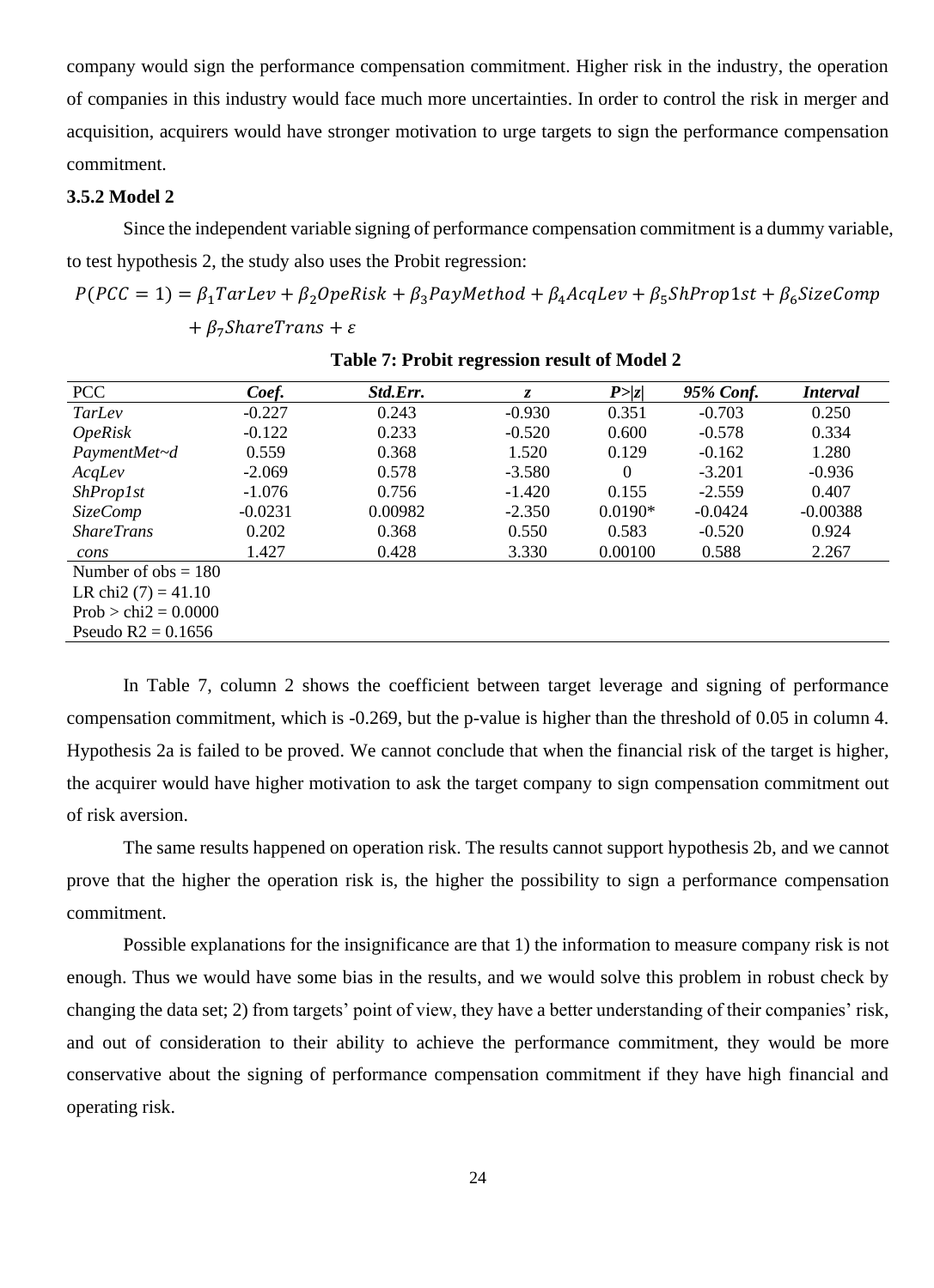company would sign the performance compensation commitment. Higher risk in the industry, the operation of companies in this industry would face much more uncertainties. In order to control the risk in merger and acquisition, acquirers would have stronger motivation to urge targets to sign the performance compensation commitment.

### 3.5.2 Model 2

Since the independent variable signing of performance compensation commitment is a dummy variable, to test hypothesis 2, the study also uses the Probit regression:

$$P(PCC=1)=\beta_1 TarLev+\beta_2 OpeRisk+\beta_3 PayMethod+\beta_4 AcqLev+\beta_5 ShProp1st+\beta_6 SizeComp + \beta_7 ShareTrans+\varepsilon$$

**Table 7: Probit regression result of Model 2**

| PCC | *Coef.* | *Std.Err.* | *z* | *P>\|z\|* | *95% Conf.* | *Interval* |
|---|---|---|---|---|---|---|
| *TarLev* | -0.227 | 0.243 | -0.930 | 0.351 | -0.703 | 0.250 |
| *OpeRisk* | -0.122 | 0.233 | -0.520 | 0.600 | -0.578 | 0.334 |
| *PaymentMet~d* | 0.559 | 0.368 | 1.520 | 0.129 | -0.162 | 1.280 |
| *AcqLev* | -2.069 | 0.578 | -3.580 | 0 | -3.201 | -0.936 |
| *ShProp1st* | -1.076 | 0.756 | -1.420 | 0.155 | -2.559 | 0.407 |
| *SizeComp* | -0.0231 | 0.00982 | -2.350 | 0.0190* | -0.0424 | -0.00388 |
| *ShareTrans* | 0.202 | 0.368 | 0.550 | 0.583 | -0.520 | 0.924 |
| *cons* | 1.427 | 0.428 | 3.330 | 0.00100 | 0.588 | 2.267 |
| Number of obs = 180 | | | | | | |
| LR chi2 (7) = 41.10 | | | | | | |
| Prob > chi2 = 0.0000 | | | | | | |
| Pseudo R2 = 0.1656 | | | | | | |

In Table 7, column 2 shows the coefficient between target leverage and signing of performance compensation commitment, which is -0.269, but the p-value is higher than the threshold of 0.05 in column 4. Hypothesis 2a is failed to be proved. We cannot conclude that when the financial risk of the target is higher, the acquirer would have higher motivation to ask the target company to sign compensation commitment out of risk aversion.

The same results happened on operation risk. The results cannot support hypothesis 2b, and we cannot prove that the higher the operation risk is, the higher the possibility to sign a performance compensation commitment.

Possible explanations for the insignificance are that 1) the information to measure company risk is not enough. Thus we would have some bias in the results, and we would solve this problem in robust check by changing the data set; 2) from targets' point of view, they have a better understanding of their companies' risk, and out of consideration to their ability to achieve the performance commitment, they would be more conservative about the signing of performance compensation commitment if they have high financial and operating risk.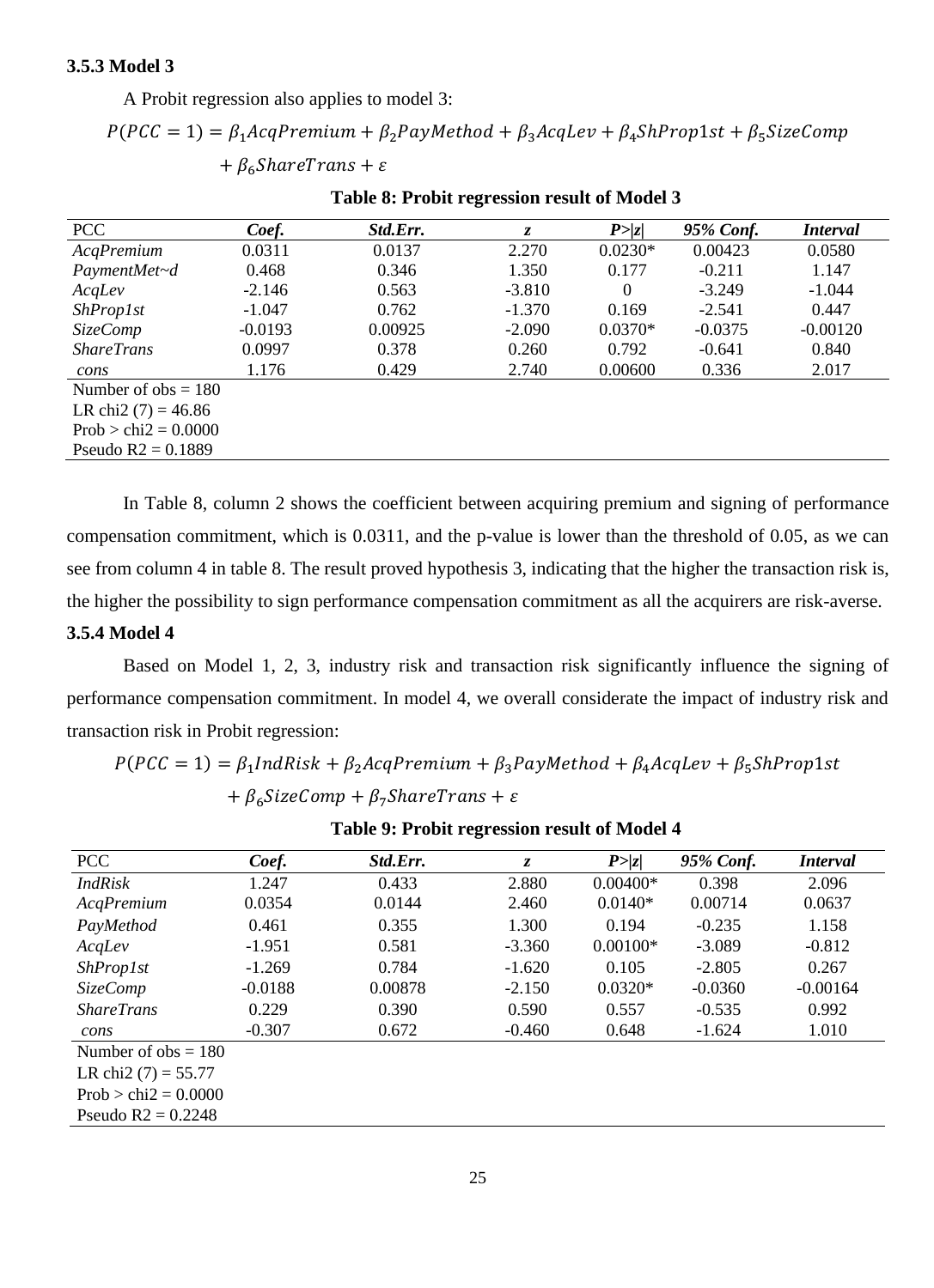### 3.5.3 Model 3

A Probit regression also applies to model 3:

$$P(PCC = 1) = \beta_1 AcqPremium + \beta_2 PayMethod + \beta_3 AcqLev + \beta_4 ShProp1st + \beta_5 SizeComp + \beta_6 ShareTrans + \varepsilon$$

**Table 8: Probit regression result of Model 3**

| PCC | *Coef.* | *Std.Err.* | *z* | *P>\|z\|* | *95% Conf.* | *Interval* |
|---|---|---|---|---|---|---|
| *AcqPremium* | 0.0311 | 0.0137 | 2.270 | 0.0230* | 0.00423 | 0.0580 |
| *PaymentMet~d* | 0.468 | 0.346 | 1.350 | 0.177 | -0.211 | 1.147 |
| *AcqLev* | -2.146 | 0.563 | -3.810 | 0 | -3.249 | -1.044 |
| *ShProp1st* | -1.047 | 0.762 | -1.370 | 0.169 | -2.541 | 0.447 |
| *SizeComp* | -0.0193 | 0.00925 | -2.090 | 0.0370* | -0.0375 | -0.00120 |
| *ShareTrans* | 0.0997 | 0.378 | 0.260 | 0.792 | -0.641 | 0.840 |
| *cons* | 1.176 | 0.429 | 2.740 | 0.00600 | 0.336 | 2.017 |
| Number of obs = 180 | | | | | | |
| LR chi2 (7) = 46.86 | | | | | | |
| Prob > chi2 = 0.0000 | | | | | | |
| Pseudo R2 = 0.1889 | | | | | | |

In Table 8, column 2 shows the coefficient between acquiring premium and signing of performance compensation commitment, which is 0.0311, and the p-value is lower than the threshold of 0.05, as we can see from column 4 in table 8. The result proved hypothesis 3, indicating that the higher the transaction risk is, the higher the possibility to sign performance compensation commitment as all the acquirers are risk-averse.

### 3.5.4 Model 4

Based on Model 1, 2, 3, industry risk and transaction risk significantly influence the signing of performance compensation commitment. In model 4, we overall considerate the impact of industry risk and transaction risk in Probit regression:

$$P(PCC = 1) = \beta_1 IndRisk + \beta_2 AcqPremium + \beta_3 PayMethod + \beta_4 AcqLev + \beta_5 ShProp1st + \beta_6 SizeComp + \beta_7 ShareTrans + \varepsilon$$

**Table 9: Probit regression result of Model 4**

| PCC | *Coef.* | *Std.Err.* | *z* | *P>\|z\|* | *95% Conf.* | *Interval* |
|---|---|---|---|---|---|---|
| *IndRisk* | 1.247 | 0.433 | 2.880 | 0.00400* | 0.398 | 2.096 |
| *AcqPremium* | 0.0354 | 0.0144 | 2.460 | 0.0140* | 0.00714 | 0.0637 |
| *PayMethod* | 0.461 | 0.355 | 1.300 | 0.194 | -0.235 | 1.158 |
| *AcqLev* | -1.951 | 0.581 | -3.360 | 0.00100* | -3.089 | -0.812 |
| *ShProp1st* | -1.269 | 0.784 | -1.620 | 0.105 | -2.805 | 0.267 |
| *SizeComp* | -0.0188 | 0.00878 | -2.150 | 0.0320* | -0.0360 | -0.00164 |
| *ShareTrans* | 0.229 | 0.390 | 0.590 | 0.557 | -0.535 | 0.992 |
| *cons* | -0.307 | 0.672 | -0.460 | 0.648 | -1.624 | 1.010 |
| Number of obs = 180 | | | | | | |
| LR chi2 (7) = 55.77 | | | | | | |
| Prob > chi2 = 0.0000 | | | | | | |
| Pseudo R2 = 0.2248 | | | | | | |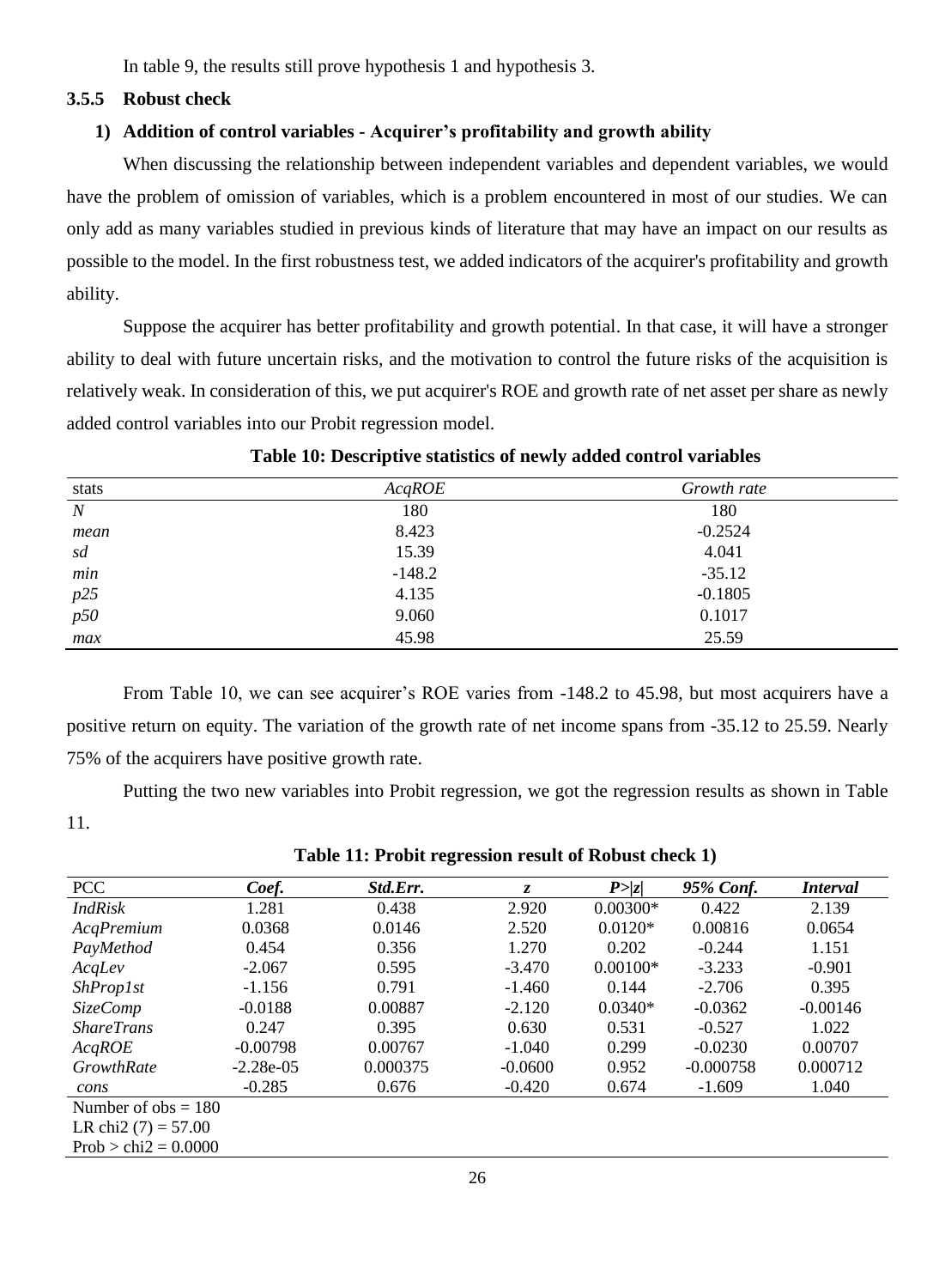In table 9, the results still prove hypothesis 1 and hypothesis 3.

### 3.5.5 Robust check

#### 1) Addition of control variables - Acquirer's profitability and growth ability

When discussing the relationship between independent variables and dependent variables, we would have the problem of omission of variables, which is a problem encountered in most of our studies. We can only add as many variables studied in previous kinds of literature that may have an impact on our results as possible to the model. In the first robustness test, we added indicators of the acquirer's profitability and growth ability.

Suppose the acquirer has better profitability and growth potential. In that case, it will have a stronger ability to deal with future uncertain risks, and the motivation to control the future risks of the acquisition is relatively weak. In consideration of this, we put acquirer's ROE and growth rate of net asset per share as newly added control variables into our Probit regression model.

**Table 10: Descriptive statistics of newly added control variables**

| stats | *AcqROE* | *Growth rate* |
|---|---|---|
| *N* | 180 | 180 |
| *mean* | 8.423 | -0.2524 |
| *sd* | 15.39 | 4.041 |
| *min* | -148.2 | -35.12 |
| *p25* | 4.135 | -0.1805 |
| *p50* | 9.060 | 0.1017 |
| *max* | 45.98 | 25.59 |

From Table 10, we can see acquirer's ROE varies from -148.2 to 45.98, but most acquirers have a positive return on equity. The variation of the growth rate of net income spans from -35.12 to 25.59. Nearly 75% of the acquirers have positive growth rate.

Putting the two new variables into Probit regression, we got the regression results as shown in Table 11.

**Table 11: Probit regression result of Robust check 1)**

| PCC | *Coef.* | *Std.Err.* | *z* | *P>\|z\|* | *95% Conf.* | *Interval* |
|---|---|---|---|---|---|---|
| *IndRisk* | 1.281 | 0.438 | 2.920 | 0.00300* | 0.422 | 2.139 |
| *AcqPremium* | 0.0368 | 0.0146 | 2.520 | 0.0120* | 0.00816 | 0.0654 |
| *PayMethod* | 0.454 | 0.356 | 1.270 | 0.202 | -0.244 | 1.151 |
| *AcqLev* | -2.067 | 0.595 | -3.470 | 0.00100* | -3.233 | -0.901 |
| *ShProp1st* | -1.156 | 0.791 | -1.460 | 0.144 | -2.706 | 0.395 |
| *SizeComp* | -0.0188 | 0.00887 | -2.120 | 0.0340* | -0.0362 | -0.00146 |
| *ShareTrans* | 0.247 | 0.395 | 0.630 | 0.531 | -0.527 | 1.022 |
| *AcqROE* | -0.00798 | 0.00767 | -1.040 | 0.299 | -0.0230 | 0.00707 |
| *GrowthRate* | -2.28e-05 | 0.000375 | -0.0600 | 0.952 | -0.000758 | 0.000712 |
| *cons* | -0.285 | 0.676 | -0.420 | 0.674 | -1.609 | 1.040 |

Number of obs = 180
LR chi2 (7) = 57.00
Prob > chi2 = 0.0000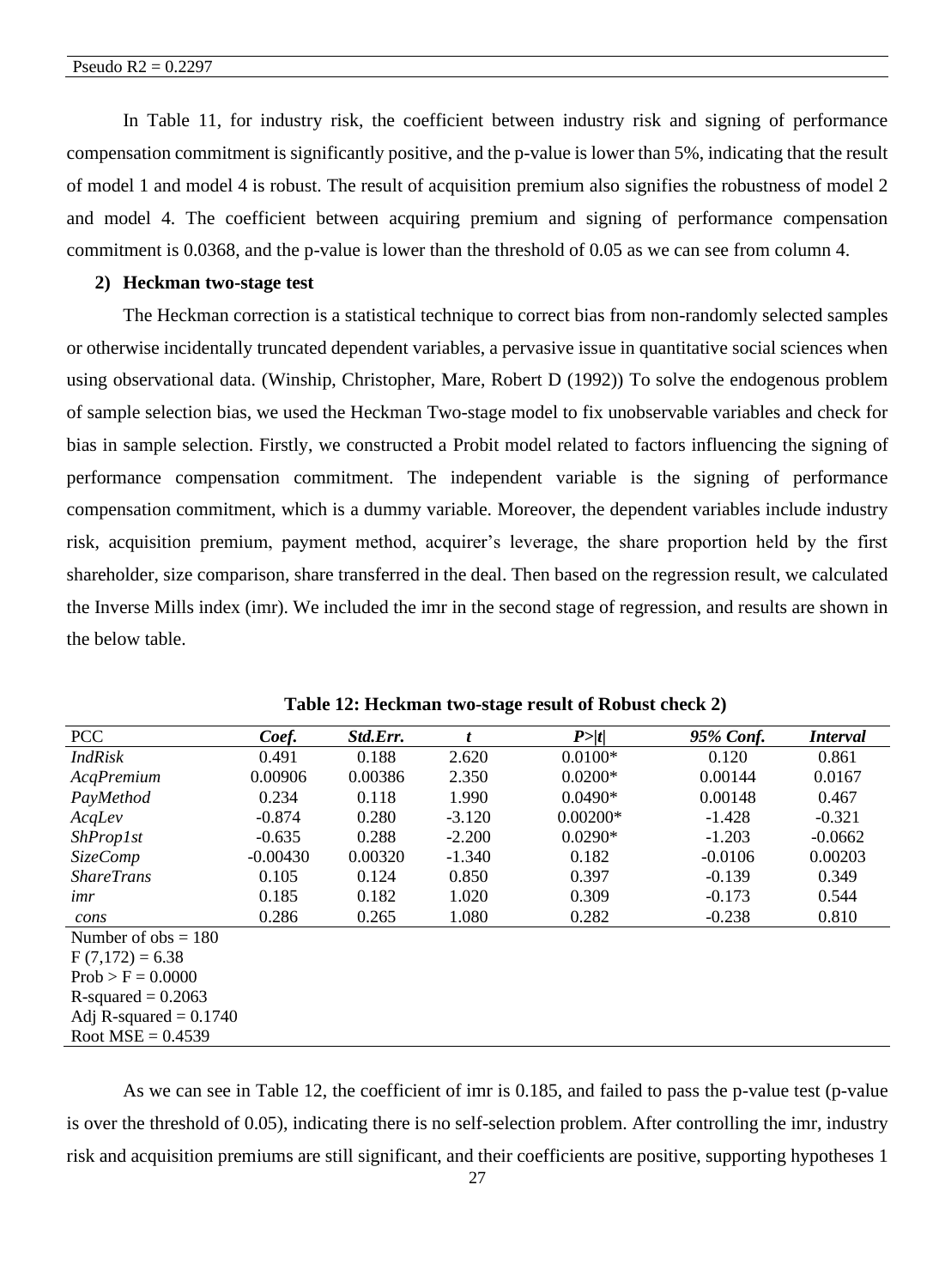Pseudo $R2 = 0.2297$

In Table 11, for industry risk, the coefficient between industry risk and signing of performance compensation commitment is significantly positive, and the p-value is lower than 5%, indicating that the result of model 1 and model 4 is robust. The result of acquisition premium also signifies the robustness of model 2 and model 4. The coefficient between acquiring premium and signing of performance compensation commitment is 0.0368, and the p-value is lower than the threshold of 0.05 as we can see from column 4.

**2) Heckman two-stage test**

The Heckman correction is a statistical technique to correct bias from non-randomly selected samples or otherwise incidentally truncated dependent variables, a pervasive issue in quantitative social sciences when using observational data. (Winship, Christopher, Mare, Robert D (1992)) To solve the endogenous problem of sample selection bias, we used the Heckman Two-stage model to fix unobservable variables and check for bias in sample selection. Firstly, we constructed a Probit model related to factors influencing the signing of performance compensation commitment. The independent variable is the signing of performance compensation commitment, which is a dummy variable. Moreover, the dependent variables include industry risk, acquisition premium, payment method, acquirer's leverage, the share proportion held by the first shareholder, size comparison, share transferred in the deal. Then based on the regression result, we calculated the Inverse Mills index (imr). We included the imr in the second stage of regression, and results are shown in the below table.

**Table 12: Heckman two-stage result of Robust check 2)**

| PCC | ***Coef.*** | ***Std.Err.*** | ***t*** | ***P>\|t\|*** | ***95% Conf.*** | ***Interval*** |
|---|---|---|---|---|---|---|
| *IndRisk* | 0.491 | 0.188 | 2.620 | 0.0100* | 0.120 | 0.861 |
| *AcqPremium* | 0.00906 | 0.00386 | 2.350 | 0.0200* | 0.00144 | 0.0167 |
| *PayMethod* | 0.234 | 0.118 | 1.990 | 0.0490* | 0.00148 | 0.467 |
| *AcqLev* | -0.874 | 0.280 | -3.120 | 0.00200* | -1.428 | -0.321 |
| *ShProp1st* | -0.635 | 0.288 | -2.200 | 0.0290* | -1.203 | -0.0662 |
| *SizeComp* | -0.00430 | 0.00320 | -1.340 | 0.182 | -0.0106 | 0.00203 |
| *ShareTrans* | 0.105 | 0.124 | 0.850 | 0.397 | -0.139 | 0.349 |
| *imr* | 0.185 | 0.182 | 1.020 | 0.309 | -0.173 | 0.544 |
| *cons* | 0.286 | 0.265 | 1.080 | 0.282 | -0.238 | 0.810 |

Number of obs = 180
$F(7,172) = 6.38$
Prob > F = 0.0000
R-squared = 0.2063
Adj R-squared = 0.1740
Root MSE = 0.4539

As we can see in Table 12, the coefficient of imr is 0.185, and failed to pass the p-value test (p-value is over the threshold of 0.05), indicating there is no self-selection problem. After controlling the imr, industry risk and acquisition premiums are still significant, and their coefficients are positive, supporting hypotheses 1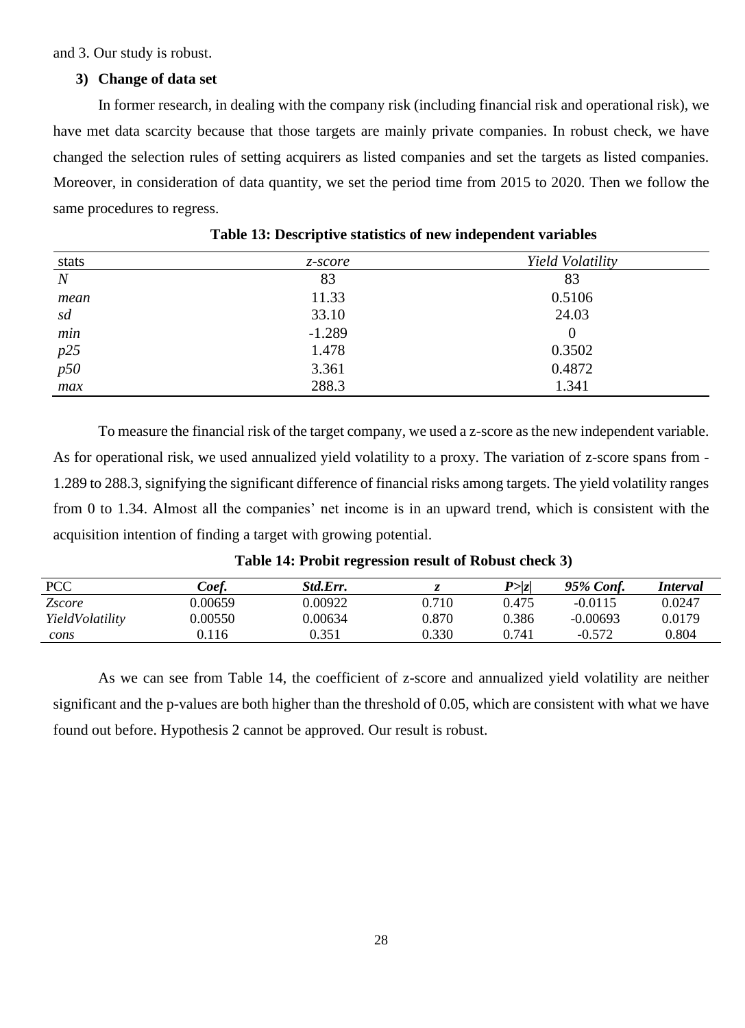and 3. Our study is robust.

**3) Change of data set**

In former research, in dealing with the company risk (including financial risk and operational risk), we have met data scarcity because that those targets are mainly private companies. In robust check, we have changed the selection rules of setting acquirers as listed companies and set the targets as listed companies. Moreover, in consideration of data quantity, we set the period time from 2015 to 2020. Then we follow the same procedures to regress.

**Table 13: Descriptive statistics of new independent variables**

| stats | *z-score* | *Yield Volatility* |
|---|---|---|
| *N* | 83 | 83 |
| *mean* | 11.33 | 0.5106 |
| *sd* | 33.10 | 24.03 |
| *min* | -1.289 | 0 |
| *p25* | 1.478 | 0.3502 |
| *p50* | 3.361 | 0.4872 |
| *max* | 288.3 | 1.341 |

To measure the financial risk of the target company, we used a z-score as the new independent variable. As for operational risk, we used annualized yield volatility to a proxy. The variation of z-score spans from -1.289 to 288.3, signifying the significant difference of financial risks among targets. The yield volatility ranges from 0 to 1.34. Almost all the companies' net income is in an upward trend, which is consistent with the acquisition intention of finding a target with growing potential.

**Table 14: Probit regression result of Robust check 3)**

| PCC | *Coef.* | *Std.Err.* | *z* | *P>\|z\|* | *95% Conf.* | *Interval* |
|---|---|---|---|---|---|---|
| *Zscore* | 0.00659 | 0.00922 | 0.710 | 0.475 | -0.0115 | 0.0247 |
| *YieldVolatility* | 0.00550 | 0.00634 | 0.870 | 0.386 | -0.00693 | 0.0179 |
| *cons* | 0.116 | 0.351 | 0.330 | 0.741 | -0.572 | 0.804 |

As we can see from Table 14, the coefficient of z-score and annualized yield volatility are neither significant and the p-values are both higher than the threshold of 0.05, which are consistent with what we have found out before. Hypothesis 2 cannot be approved. Our result is robust.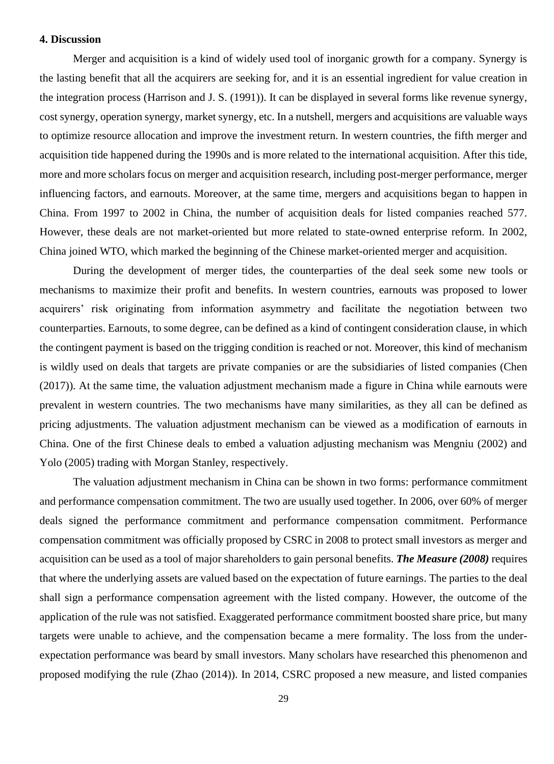## 4. Discussion

Merger and acquisition is a kind of widely used tool of inorganic growth for a company. Synergy is the lasting benefit that all the acquirers are seeking for, and it is an essential ingredient for value creation in the integration process (Harrison and J. S. (1991)). It can be displayed in several forms like revenue synergy, cost synergy, operation synergy, market synergy, etc. In a nutshell, mergers and acquisitions are valuable ways to optimize resource allocation and improve the investment return. In western countries, the fifth merger and acquisition tide happened during the 1990s and is more related to the international acquisition. After this tide, more and more scholars focus on merger and acquisition research, including post-merger performance, merger influencing factors, and earnouts. Moreover, at the same time, mergers and acquisitions began to happen in China. From 1997 to 2002 in China, the number of acquisition deals for listed companies reached 577. However, these deals are not market-oriented but more related to state-owned enterprise reform. In 2002, China joined WTO, which marked the beginning of the Chinese market-oriented merger and acquisition.

During the development of merger tides, the counterparties of the deal seek some new tools or mechanisms to maximize their profit and benefits. In western countries, earnouts was proposed to lower acquirers' risk originating from information asymmetry and facilitate the negotiation between two counterparties. Earnouts, to some degree, can be defined as a kind of contingent consideration clause, in which the contingent payment is based on the trigging condition is reached or not. Moreover, this kind of mechanism is wildly used on deals that targets are private companies or are the subsidiaries of listed companies (Chen (2017)). At the same time, the valuation adjustment mechanism made a figure in China while earnouts were prevalent in western countries. The two mechanisms have many similarities, as they all can be defined as pricing adjustments. The valuation adjustment mechanism can be viewed as a modification of earnouts in China. One of the first Chinese deals to embed a valuation adjusting mechanism was Mengniu (2002) and Yolo (2005) trading with Morgan Stanley, respectively.

The valuation adjustment mechanism in China can be shown in two forms: performance commitment and performance compensation commitment. The two are usually used together. In 2006, over 60% of merger deals signed the performance commitment and performance compensation commitment. Performance compensation commitment was officially proposed by CSRC in 2008 to protect small investors as merger and acquisition can be used as a tool of major shareholders to gain personal benefits. ***The Measure (2008)*** requires that where the underlying assets are valued based on the expectation of future earnings. The parties to the deal shall sign a performance compensation agreement with the listed company. However, the outcome of the application of the rule was not satisfied. Exaggerated performance commitment boosted share price, but many targets were unable to achieve, and the compensation became a mere formality. The loss from the under-expectation performance was beard by small investors. Many scholars have researched this phenomenon and proposed modifying the rule (Zhao (2014)). In 2014, CSRC proposed a new measure, and listed companies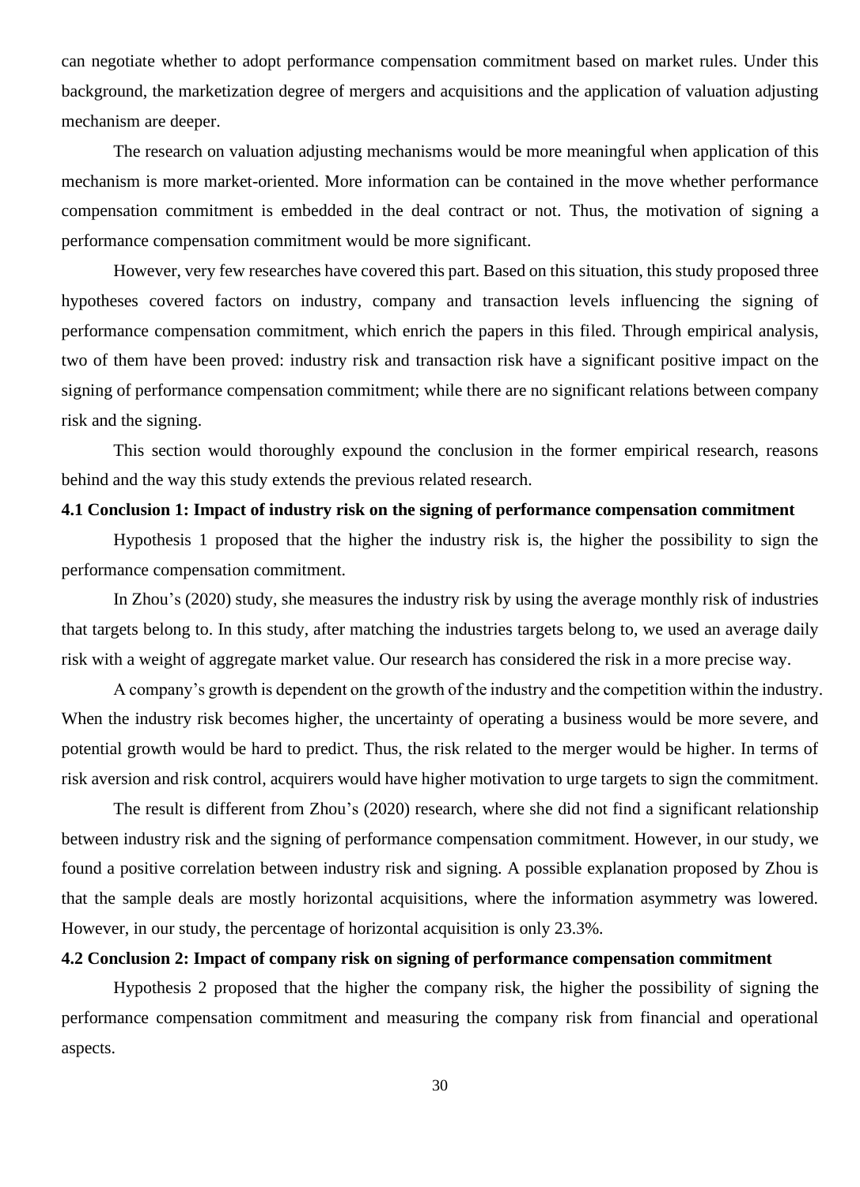can negotiate whether to adopt performance compensation commitment based on market rules. Under this background, the marketization degree of mergers and acquisitions and the application of valuation adjusting mechanism are deeper.

The research on valuation adjusting mechanisms would be more meaningful when application of this mechanism is more market-oriented. More information can be contained in the move whether performance compensation commitment is embedded in the deal contract or not. Thus, the motivation of signing a performance compensation commitment would be more significant.

However, very few researches have covered this part. Based on this situation, this study proposed three hypotheses covered factors on industry, company and transaction levels influencing the signing of performance compensation commitment, which enrich the papers in this filed. Through empirical analysis, two of them have been proved: industry risk and transaction risk have a significant positive impact on the signing of performance compensation commitment; while there are no significant relations between company risk and the signing.

This section would thoroughly expound the conclusion in the former empirical research, reasons behind and the way this study extends the previous related research.

### 4.1 Conclusion 1: Impact of industry risk on the signing of performance compensation commitment

Hypothesis 1 proposed that the higher the industry risk is, the higher the possibility to sign the performance compensation commitment.

In Zhou's (2020) study, she measures the industry risk by using the average monthly risk of industries that targets belong to. In this study, after matching the industries targets belong to, we used an average daily risk with a weight of aggregate market value. Our research has considered the risk in a more precise way.

A company's growth is dependent on the growth of the industry and the competition within the industry. When the industry risk becomes higher, the uncertainty of operating a business would be more severe, and potential growth would be hard to predict. Thus, the risk related to the merger would be higher. In terms of risk aversion and risk control, acquirers would have higher motivation to urge targets to sign the commitment.

The result is different from Zhou's (2020) research, where she did not find a significant relationship between industry risk and the signing of performance compensation commitment. However, in our study, we found a positive correlation between industry risk and signing. A possible explanation proposed by Zhou is that the sample deals are mostly horizontal acquisitions, where the information asymmetry was lowered. However, in our study, the percentage of horizontal acquisition is only 23.3%.

### 4.2 Conclusion 2: Impact of company risk on signing of performance compensation commitment

Hypothesis 2 proposed that the higher the company risk, the higher the possibility of signing the performance compensation commitment and measuring the company risk from financial and operational aspects.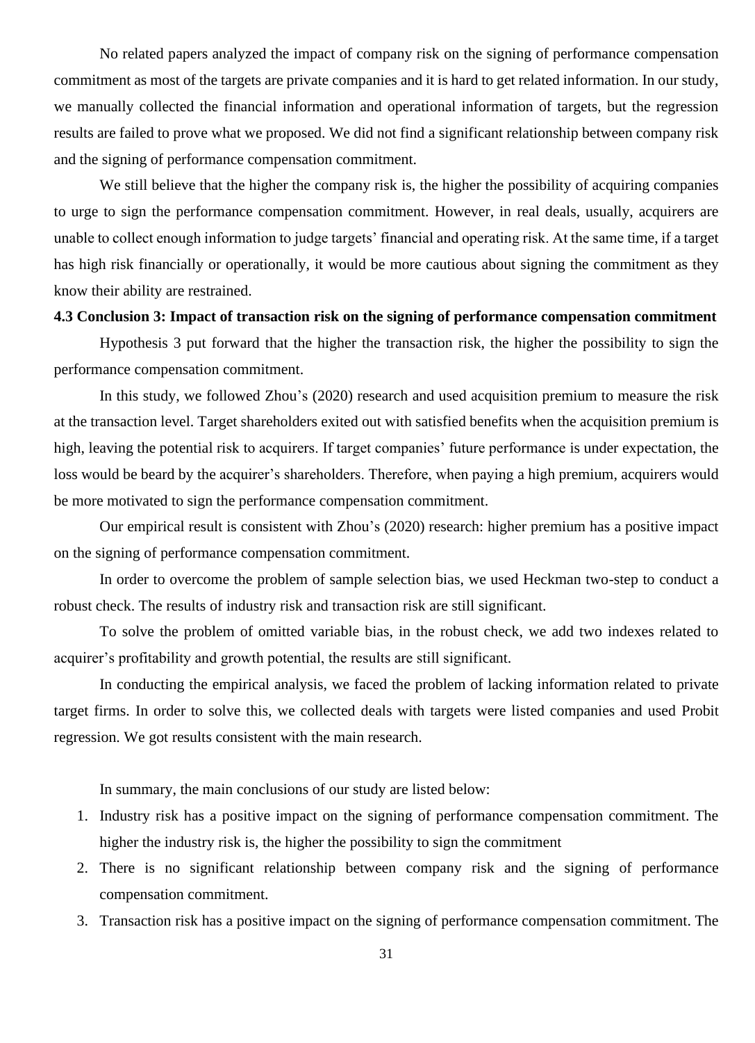No related papers analyzed the impact of company risk on the signing of performance compensation commitment as most of the targets are private companies and it is hard to get related information. In our study, we manually collected the financial information and operational information of targets, but the regression results are failed to prove what we proposed. We did not find a significant relationship between company risk and the signing of performance compensation commitment.

We still believe that the higher the company risk is, the higher the possibility of acquiring companies to urge to sign the performance compensation commitment. However, in real deals, usually, acquirers are unable to collect enough information to judge targets' financial and operating risk. At the same time, if a target has high risk financially or operationally, it would be more cautious about signing the commitment as they know their ability are restrained.

### 4.3 Conclusion 3: Impact of transaction risk on the signing of performance compensation commitment

Hypothesis 3 put forward that the higher the transaction risk, the higher the possibility to sign the performance compensation commitment.

In this study, we followed Zhou's (2020) research and used acquisition premium to measure the risk at the transaction level. Target shareholders exited out with satisfied benefits when the acquisition premium is high, leaving the potential risk to acquirers. If target companies' future performance is under expectation, the loss would be beard by the acquirer's shareholders. Therefore, when paying a high premium, acquirers would be more motivated to sign the performance compensation commitment.

Our empirical result is consistent with Zhou's (2020) research: higher premium has a positive impact on the signing of performance compensation commitment.

In order to overcome the problem of sample selection bias, we used Heckman two-step to conduct a robust check. The results of industry risk and transaction risk are still significant.

To solve the problem of omitted variable bias, in the robust check, we add two indexes related to acquirer's profitability and growth potential, the results are still significant.

In conducting the empirical analysis, we faced the problem of lacking information related to private target firms. In order to solve this, we collected deals with targets were listed companies and used Probit regression. We got results consistent with the main research.

In summary, the main conclusions of our study are listed below:

1. Industry risk has a positive impact on the signing of performance compensation commitment. The higher the industry risk is, the higher the possibility to sign the commitment
2. There is no significant relationship between company risk and the signing of performance compensation commitment.
3. Transaction risk has a positive impact on the signing of performance compensation commitment. The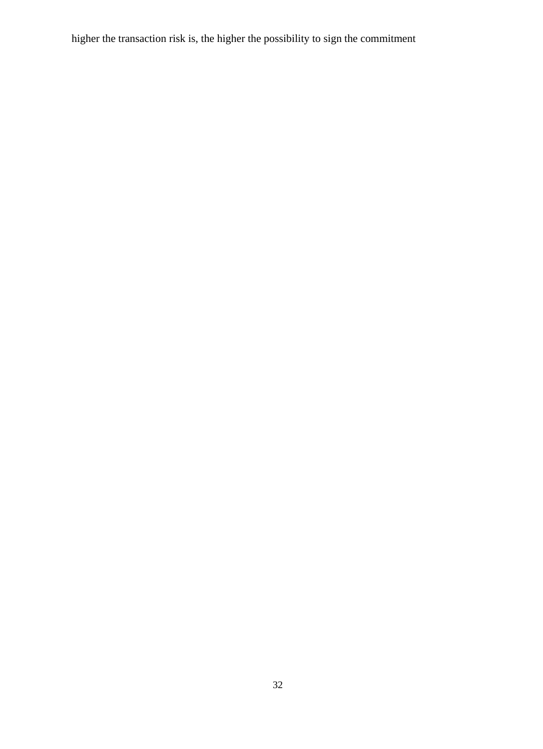higher the transaction risk is, the higher the possibility to sign the commitment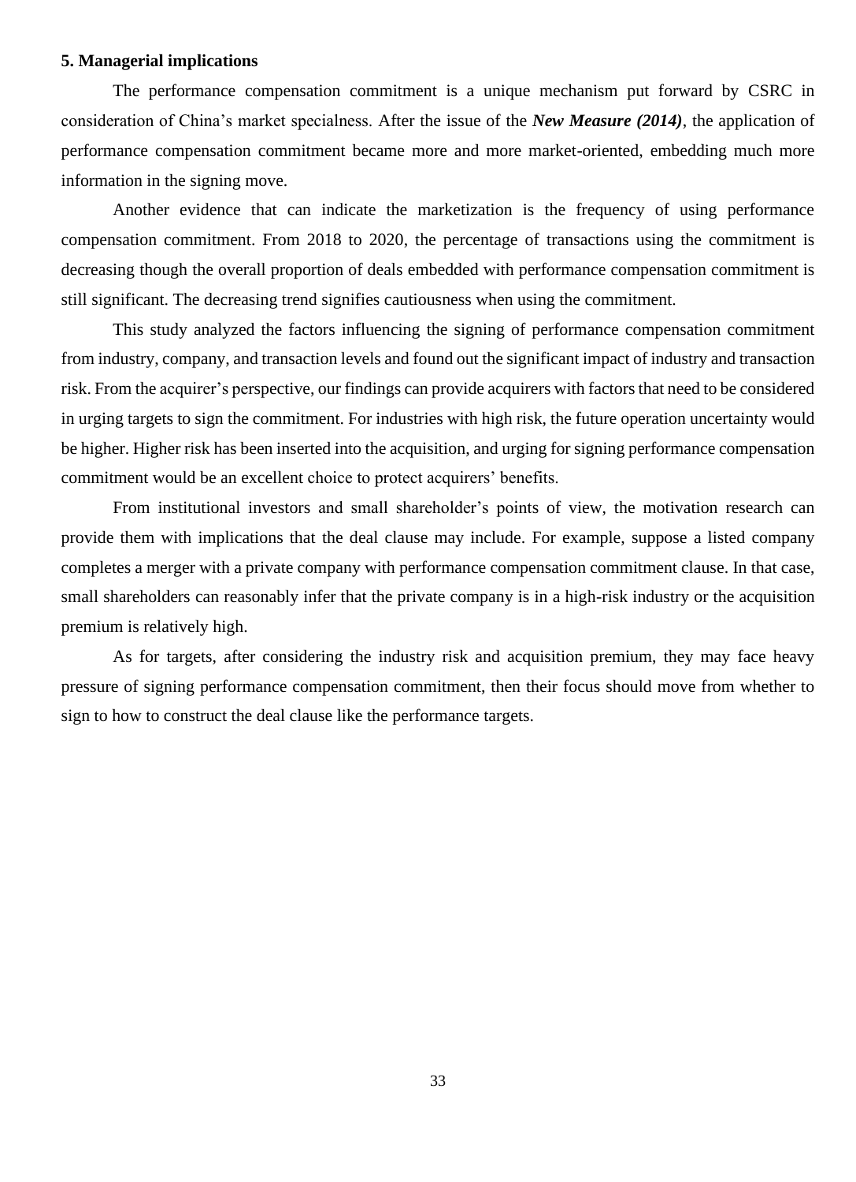## 5. Managerial implications

The performance compensation commitment is a unique mechanism put forward by CSRC in consideration of China's market specialness. After the issue of the ***New Measure (2014)***, the application of performance compensation commitment became more and more market-oriented, embedding much more information in the signing move.

Another evidence that can indicate the marketization is the frequency of using performance compensation commitment. From 2018 to 2020, the percentage of transactions using the commitment is decreasing though the overall proportion of deals embedded with performance compensation commitment is still significant. The decreasing trend signifies cautiousness when using the commitment.

This study analyzed the factors influencing the signing of performance compensation commitment from industry, company, and transaction levels and found out the significant impact of industry and transaction risk. From the acquirer's perspective, our findings can provide acquirers with factors that need to be considered in urging targets to sign the commitment. For industries with high risk, the future operation uncertainty would be higher. Higher risk has been inserted into the acquisition, and urging for signing performance compensation commitment would be an excellent choice to protect acquirers' benefits.

From institutional investors and small shareholder's points of view, the motivation research can provide them with implications that the deal clause may include. For example, suppose a listed company completes a merger with a private company with performance compensation commitment clause. In that case, small shareholders can reasonably infer that the private company is in a high-risk industry or the acquisition premium is relatively high.

As for targets, after considering the industry risk and acquisition premium, they may face heavy pressure of signing performance compensation commitment, then their focus should move from whether to sign to how to construct the deal clause like the performance targets.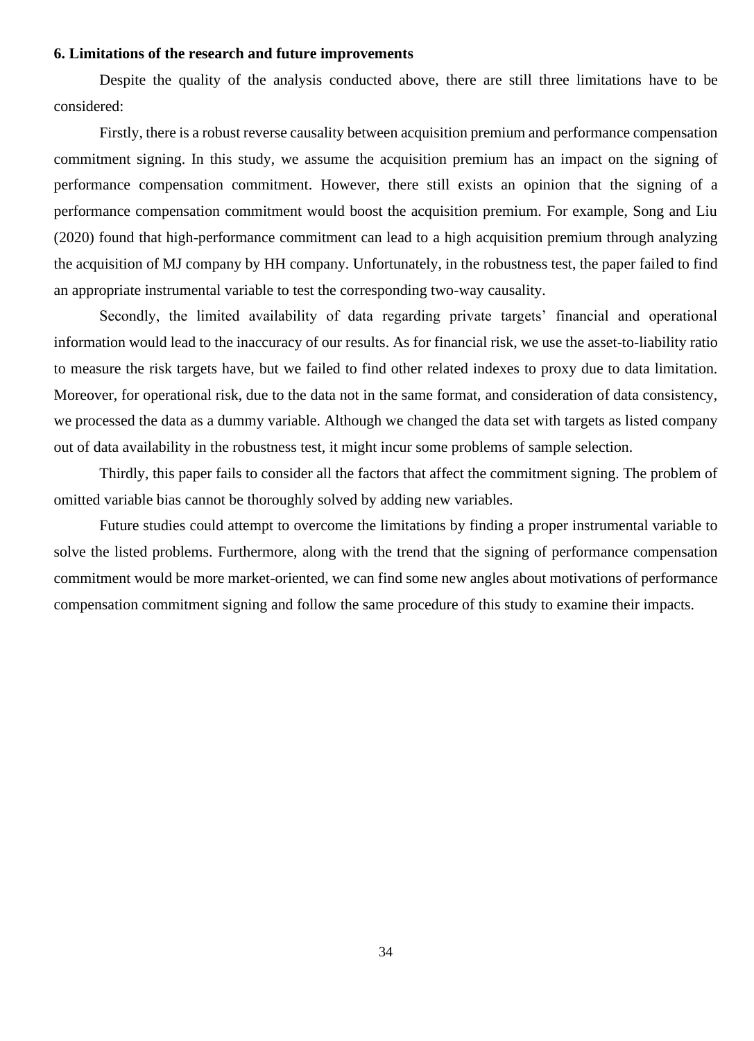## 6. Limitations of the research and future improvements

Despite the quality of the analysis conducted above, there are still three limitations have to be considered:

Firstly, there is a robust reverse causality between acquisition premium and performance compensation commitment signing. In this study, we assume the acquisition premium has an impact on the signing of performance compensation commitment. However, there still exists an opinion that the signing of a performance compensation commitment would boost the acquisition premium. For example, Song and Liu (2020) found that high-performance commitment can lead to a high acquisition premium through analyzing the acquisition of MJ company by HH company. Unfortunately, in the robustness test, the paper failed to find an appropriate instrumental variable to test the corresponding two-way causality.

Secondly, the limited availability of data regarding private targets' financial and operational information would lead to the inaccuracy of our results. As for financial risk, we use the asset-to-liability ratio to measure the risk targets have, but we failed to find other related indexes to proxy due to data limitation. Moreover, for operational risk, due to the data not in the same format, and consideration of data consistency, we processed the data as a dummy variable. Although we changed the data set with targets as listed company out of data availability in the robustness test, it might incur some problems of sample selection.

Thirdly, this paper fails to consider all the factors that affect the commitment signing. The problem of omitted variable bias cannot be thoroughly solved by adding new variables.

Future studies could attempt to overcome the limitations by finding a proper instrumental variable to solve the listed problems. Furthermore, along with the trend that the signing of performance compensation commitment would be more market-oriented, we can find some new angles about motivations of performance compensation commitment signing and follow the same procedure of this study to examine their impacts.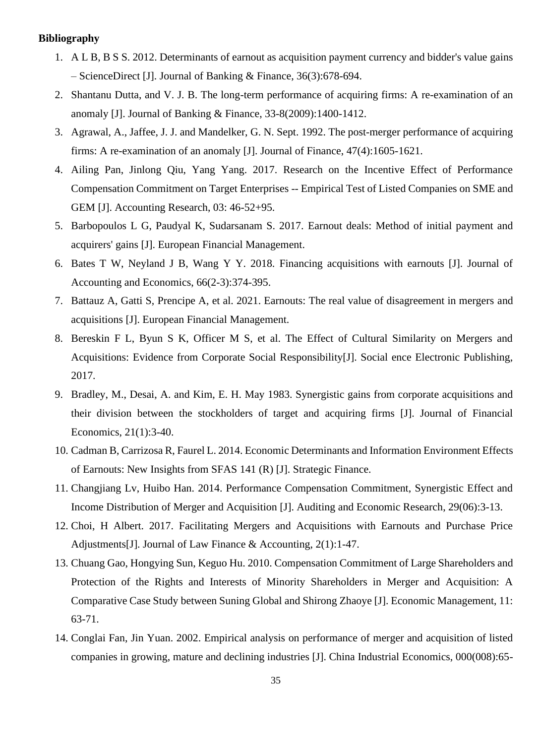**Bibliography**

1. A L B, B S S. 2012. Determinants of earnout as acquisition payment currency and bidder's value gains – ScienceDirect [J]. Journal of Banking & Finance, 36(3):678-694.
2. Shantanu Dutta, and V. J. B. The long-term performance of acquiring firms: A re-examination of an anomaly [J]. Journal of Banking & Finance, 33-8(2009):1400-1412.
3. Agrawal, A., Jaffee, J. J. and Mandelker, G. N. Sept. 1992. The post-merger performance of acquiring firms: A re-examination of an anomaly [J]. Journal of Finance, 47(4):1605-1621.
4. Ailing Pan, Jinlong Qiu, Yang Yang. 2017. Research on the Incentive Effect of Performance Compensation Commitment on Target Enterprises -- Empirical Test of Listed Companies on SME and GEM [J]. Accounting Research, 03: 46-52+95.
5. Barbopoulos L G, Paudyal K, Sudarsanam S. 2017. Earnout deals: Method of initial payment and acquirers' gains [J]. European Financial Management.
6. Bates T W, Neyland J B, Wang Y Y. 2018. Financing acquisitions with earnouts [J]. Journal of Accounting and Economics, 66(2-3):374-395.
7. Battauz A, Gatti S, Prencipe A, et al. 2021. Earnouts: The real value of disagreement in mergers and acquisitions [J]. European Financial Management.
8. Bereskin F L, Byun S K, Officer M S, et al. The Effect of Cultural Similarity on Mergers and Acquisitions: Evidence from Corporate Social Responsibility[J]. Social ence Electronic Publishing, 2017.
9. Bradley, M., Desai, A. and Kim, E. H. May 1983. Synergistic gains from corporate acquisitions and their division between the stockholders of target and acquiring firms [J]. Journal of Financial Economics, 21(1):3-40.
10. Cadman B, Carrizosa R, Faurel L. 2014. Economic Determinants and Information Environment Effects of Earnouts: New Insights from SFAS 141 (R) [J]. Strategic Finance.
11. Changjiang Lv, Huibo Han. 2014. Performance Compensation Commitment, Synergistic Effect and Income Distribution of Merger and Acquisition [J]. Auditing and Economic Research, 29(06):3-13.
12. Choi, H Albert. 2017. Facilitating Mergers and Acquisitions with Earnouts and Purchase Price Adjustments[J]. Journal of Law Finance & Accounting, 2(1):1-47.
13. Chuang Gao, Hongying Sun, Keguo Hu. 2010. Compensation Commitment of Large Shareholders and Protection of the Rights and Interests of Minority Shareholders in Merger and Acquisition: A Comparative Case Study between Suning Global and Shirong Zhaoye [J]. Economic Management, 11: 63-71.
14. Conglai Fan, Jin Yuan. 2002. Empirical analysis on performance of merger and acquisition of listed companies in growing, mature and declining industries [J]. China Industrial Economics, 000(008):65-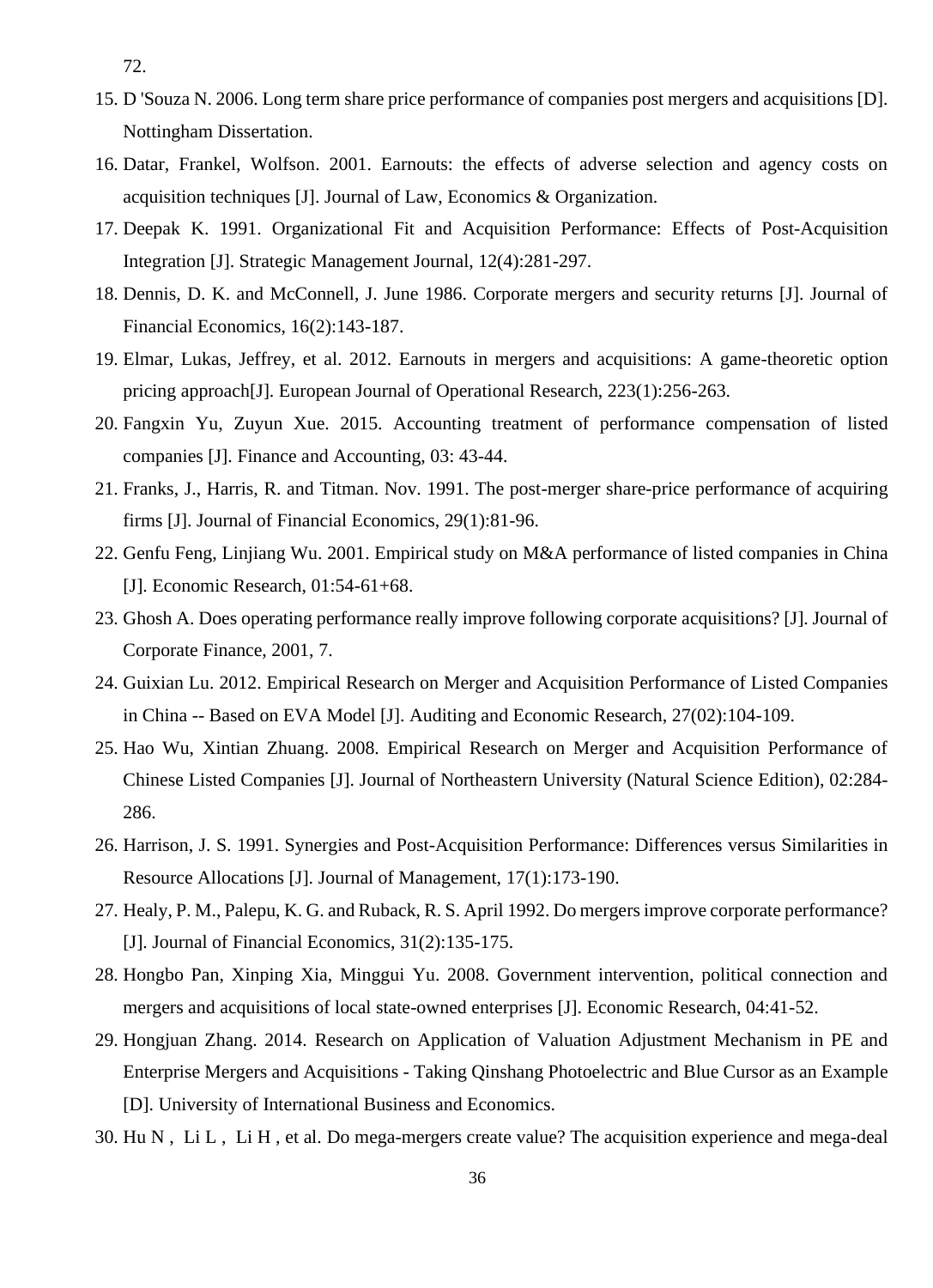72.

15. D 'Souza N. 2006. Long term share price performance of companies post mergers and acquisitions [D]. Nottingham Dissertation.
16. Datar, Frankel, Wolfson. 2001. Earnouts: the effects of adverse selection and agency costs on acquisition techniques [J]. Journal of Law, Economics & Organization.
17. Deepak K. 1991. Organizational Fit and Acquisition Performance: Effects of Post-Acquisition Integration [J]. Strategic Management Journal, 12(4):281-297.
18. Dennis, D. K. and McConnell, J. June 1986. Corporate mergers and security returns [J]. Journal of Financial Economics, 16(2):143-187.
19. Elmar, Lukas, Jeffrey, et al. 2012. Earnouts in mergers and acquisitions: A game-theoretic option pricing approach[J]. European Journal of Operational Research, 223(1):256-263.
20. Fangxin Yu, Zuyun Xue. 2015. Accounting treatment of performance compensation of listed companies [J]. Finance and Accounting, 03: 43-44.
21. Franks, J., Harris, R. and Titman. Nov. 1991. The post-merger share-price performance of acquiring firms [J]. Journal of Financial Economics, 29(1):81-96.
22. Genfu Feng, Linjiang Wu. 2001. Empirical study on M&A performance of listed companies in China [J]. Economic Research, 01:54-61+68.
23. Ghosh A. Does operating performance really improve following corporate acquisitions? [J]. Journal of Corporate Finance, 2001, 7.
24. Guixian Lu. 2012. Empirical Research on Merger and Acquisition Performance of Listed Companies in China -- Based on EVA Model [J]. Auditing and Economic Research, 27(02):104-109.
25. Hao Wu, Xintian Zhuang. 2008. Empirical Research on Merger and Acquisition Performance of Chinese Listed Companies [J]. Journal of Northeastern University (Natural Science Edition), 02:284-286.
26. Harrison, J. S. 1991. Synergies and Post-Acquisition Performance: Differences versus Similarities in Resource Allocations [J]. Journal of Management, 17(1):173-190.
27. Healy, P. M., Palepu, K. G. and Ruback, R. S. April 1992. Do mergers improve corporate performance? [J]. Journal of Financial Economics, 31(2):135-175.
28. Hongbo Pan, Xinping Xia, Minggui Yu. 2008. Government intervention, political connection and mergers and acquisitions of local state-owned enterprises [J]. Economic Research, 04:41-52.
29. Hongjuan Zhang. 2014. Research on Application of Valuation Adjustment Mechanism in PE and Enterprise Mergers and Acquisitions - Taking Qinshang Photoelectric and Blue Cursor as an Example [D]. University of International Business and Economics.
30. Hu N , Li L , Li H , et al. Do mega-mergers create value? The acquisition experience and mega-deal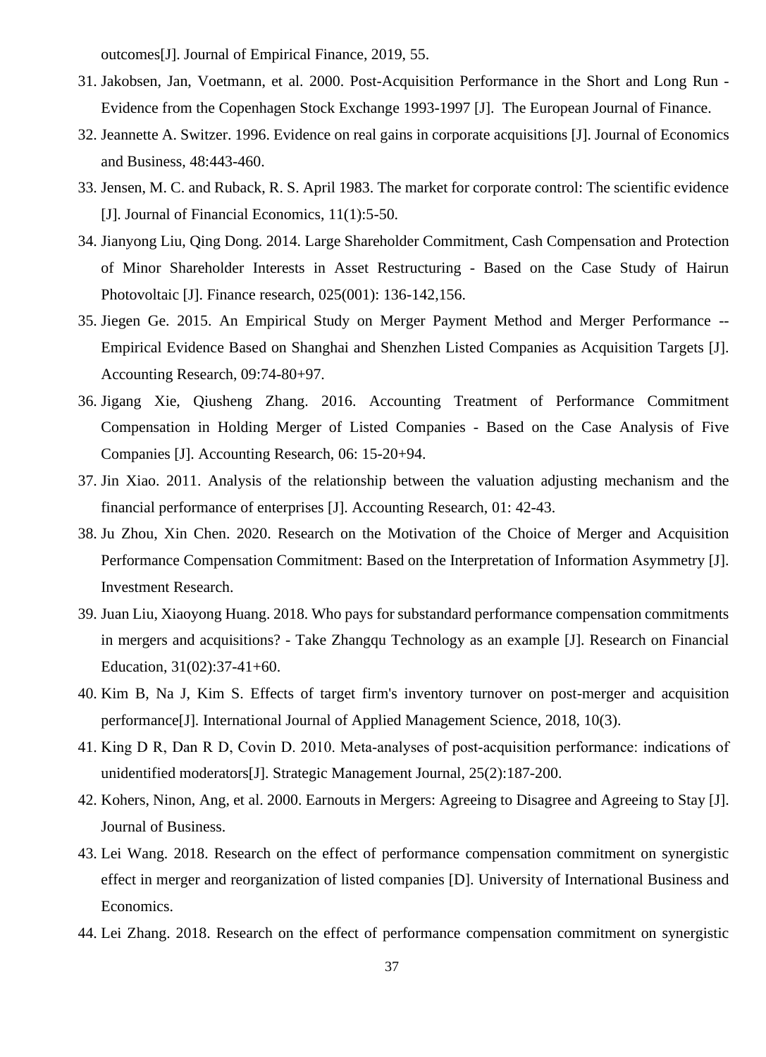outcomes[J]. Journal of Empirical Finance, 2019, 55.

31. Jakobsen, Jan, Voetmann, et al. 2000. Post-Acquisition Performance in the Short and Long Run - Evidence from the Copenhagen Stock Exchange 1993-1997 [J]. The European Journal of Finance.
32. Jeannette A. Switzer. 1996. Evidence on real gains in corporate acquisitions [J]. Journal of Economics and Business, 48:443-460.
33. Jensen, M. C. and Ruback, R. S. April 1983. The market for corporate control: The scientific evidence [J]. Journal of Financial Economics, 11(1):5-50.
34. Jianyong Liu, Qing Dong. 2014. Large Shareholder Commitment, Cash Compensation and Protection of Minor Shareholder Interests in Asset Restructuring - Based on the Case Study of Hairun Photovoltaic [J]. Finance research, 025(001): 136-142,156.
35. Jiegen Ge. 2015. An Empirical Study on Merger Payment Method and Merger Performance -- Empirical Evidence Based on Shanghai and Shenzhen Listed Companies as Acquisition Targets [J]. Accounting Research, 09:74-80+97.
36. Jigang Xie, Qiusheng Zhang. 2016. Accounting Treatment of Performance Commitment Compensation in Holding Merger of Listed Companies - Based on the Case Analysis of Five Companies [J]. Accounting Research, 06: 15-20+94.
37. Jin Xiao. 2011. Analysis of the relationship between the valuation adjusting mechanism and the financial performance of enterprises [J]. Accounting Research, 01: 42-43.
38. Ju Zhou, Xin Chen. 2020. Research on the Motivation of the Choice of Merger and Acquisition Performance Compensation Commitment: Based on the Interpretation of Information Asymmetry [J]. Investment Research.
39. Juan Liu, Xiaoyong Huang. 2018. Who pays for substandard performance compensation commitments in mergers and acquisitions? - Take Zhangqu Technology as an example [J]. Research on Financial Education, 31(02):37-41+60.
40. Kim B, Na J, Kim S. Effects of target firm's inventory turnover on post-merger and acquisition performance[J]. International Journal of Applied Management Science, 2018, 10(3).
41. King D R, Dan R D, Covin D. 2010. Meta-analyses of post-acquisition performance: indications of unidentified moderators[J]. Strategic Management Journal, 25(2):187-200.
42. Kohers, Ninon, Ang, et al. 2000. Earnouts in Mergers: Agreeing to Disagree and Agreeing to Stay [J]. Journal of Business.
43. Lei Wang. 2018. Research on the effect of performance compensation commitment on synergistic effect in merger and reorganization of listed companies [D]. University of International Business and Economics.
44. Lei Zhang. 2018. Research on the effect of performance compensation commitment on synergistic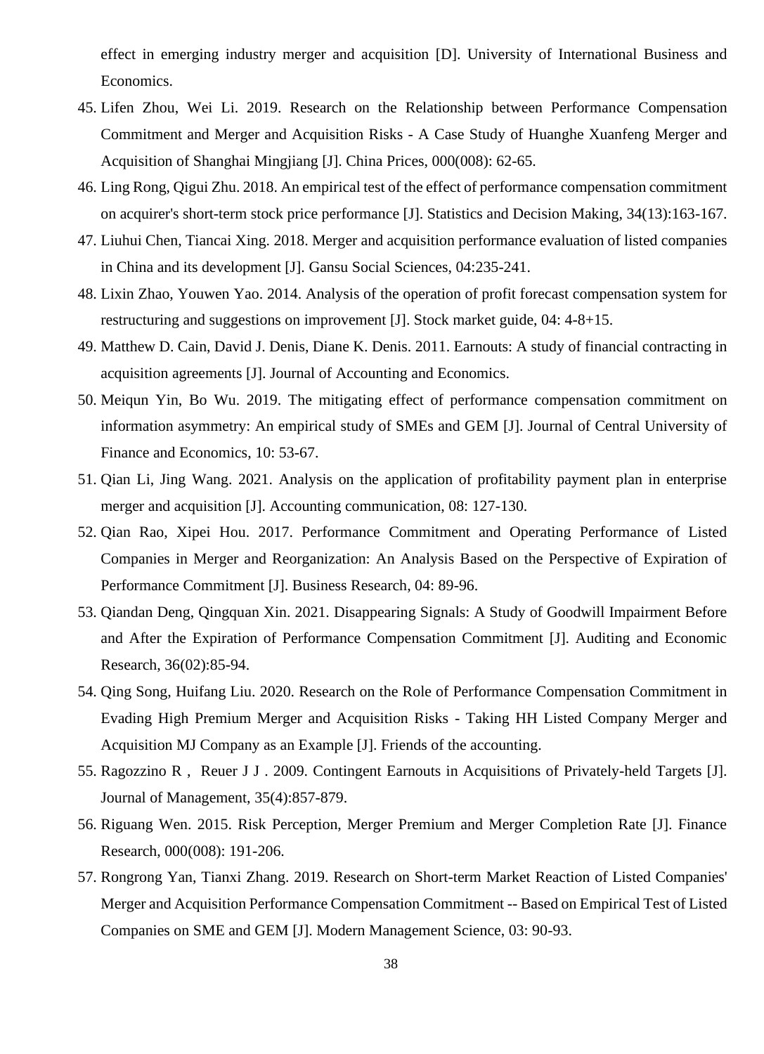effect in emerging industry merger and acquisition [D]. University of International Business and Economics.

45. Lifen Zhou, Wei Li. 2019. Research on the Relationship between Performance Compensation Commitment and Merger and Acquisition Risks - A Case Study of Huanghe Xuanfeng Merger and Acquisition of Shanghai Mingjiang [J]. China Prices, 000(008): 62-65.
46. Ling Rong, Qigui Zhu. 2018. An empirical test of the effect of performance compensation commitment on acquirer's short-term stock price performance [J]. Statistics and Decision Making, 34(13):163-167.
47. Liuhui Chen, Tiancai Xing. 2018. Merger and acquisition performance evaluation of listed companies in China and its development [J]. Gansu Social Sciences, 04:235-241.
48. Lixin Zhao, Youwen Yao. 2014. Analysis of the operation of profit forecast compensation system for restructuring and suggestions on improvement [J]. Stock market guide, 04: 4-8+15.
49. Matthew D. Cain, David J. Denis, Diane K. Denis. 2011. Earnouts: A study of financial contracting in acquisition agreements [J]. Journal of Accounting and Economics.
50. Meiqun Yin, Bo Wu. 2019. The mitigating effect of performance compensation commitment on information asymmetry: An empirical study of SMEs and GEM [J]. Journal of Central University of Finance and Economics, 10: 53-67.
51. Qian Li, Jing Wang. 2021. Analysis on the application of profitability payment plan in enterprise merger and acquisition [J]. Accounting communication, 08: 127-130.
52. Qian Rao, Xipei Hou. 2017. Performance Commitment and Operating Performance of Listed Companies in Merger and Reorganization: An Analysis Based on the Perspective of Expiration of Performance Commitment [J]. Business Research, 04: 89-96.
53. Qiandan Deng, Qingquan Xin. 2021. Disappearing Signals: A Study of Goodwill Impairment Before and After the Expiration of Performance Compensation Commitment [J]. Auditing and Economic Research, 36(02):85-94.
54. Qing Song, Huifang Liu. 2020. Research on the Role of Performance Compensation Commitment in Evading High Premium Merger and Acquisition Risks - Taking HH Listed Company Merger and Acquisition MJ Company as an Example [J]. Friends of the accounting.
55. Ragozzino R , Reuer J J . 2009. Contingent Earnouts in Acquisitions of Privately-held Targets [J]. Journal of Management, 35(4):857-879.
56. Riguang Wen. 2015. Risk Perception, Merger Premium and Merger Completion Rate [J]. Finance Research, 000(008): 191-206.
57. Rongrong Yan, Tianxi Zhang. 2019. Research on Short-term Market Reaction of Listed Companies' Merger and Acquisition Performance Compensation Commitment -- Based on Empirical Test of Listed Companies on SME and GEM [J]. Modern Management Science, 03: 90-93.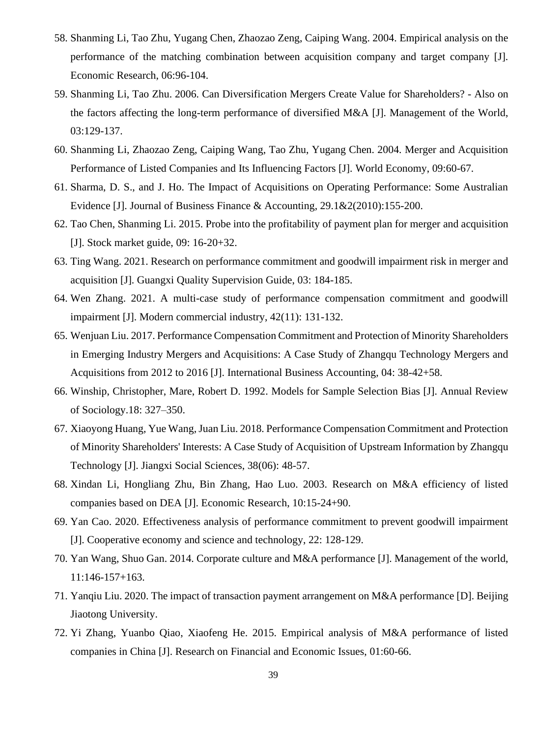58. Shanming Li, Tao Zhu, Yugang Chen, Zhaozao Zeng, Caiping Wang. 2004. Empirical analysis on the performance of the matching combination between acquisition company and target company [J]. Economic Research, 06:96-104.
59. Shanming Li, Tao Zhu. 2006. Can Diversification Mergers Create Value for Shareholders? - Also on the factors affecting the long-term performance of diversified M&A [J]. Management of the World, 03:129-137.
60. Shanming Li, Zhaozao Zeng, Caiping Wang, Tao Zhu, Yugang Chen. 2004. Merger and Acquisition Performance of Listed Companies and Its Influencing Factors [J]. World Economy, 09:60-67.
61. Sharma, D. S., and J. Ho. The Impact of Acquisitions on Operating Performance: Some Australian Evidence [J]. Journal of Business Finance & Accounting, 29.1&2(2010):155-200.
62. Tao Chen, Shanming Li. 2015. Probe into the profitability of payment plan for merger and acquisition [J]. Stock market guide, 09: 16-20+32.
63. Ting Wang. 2021. Research on performance commitment and goodwill impairment risk in merger and acquisition [J]. Guangxi Quality Supervision Guide, 03: 184-185.
64. Wen Zhang. 2021. A multi-case study of performance compensation commitment and goodwill impairment [J]. Modern commercial industry, 42(11): 131-132.
65. Wenjuan Liu. 2017. Performance Compensation Commitment and Protection of Minority Shareholders in Emerging Industry Mergers and Acquisitions: A Case Study of Zhangqu Technology Mergers and Acquisitions from 2012 to 2016 [J]. International Business Accounting, 04: 38-42+58.
66. Winship, Christopher, Mare, Robert D. 1992. Models for Sample Selection Bias [J]. Annual Review of Sociology.18: 327–350.
67. Xiaoyong Huang, Yue Wang, Juan Liu. 2018. Performance Compensation Commitment and Protection of Minority Shareholders' Interests: A Case Study of Acquisition of Upstream Information by Zhangqu Technology [J]. Jiangxi Social Sciences, 38(06): 48-57.
68. Xindan Li, Hongliang Zhu, Bin Zhang, Hao Luo. 2003. Research on M&A efficiency of listed companies based on DEA [J]. Economic Research, 10:15-24+90.
69. Yan Cao. 2020. Effectiveness analysis of performance commitment to prevent goodwill impairment [J]. Cooperative economy and science and technology, 22: 128-129.
70. Yan Wang, Shuo Gan. 2014. Corporate culture and M&A performance [J]. Management of the world, 11:146-157+163.
71. Yanqiu Liu. 2020. The impact of transaction payment arrangement on M&A performance [D]. Beijing Jiaotong University.
72. Yi Zhang, Yuanbo Qiao, Xiaofeng He. 2015. Empirical analysis of M&A performance of listed companies in China [J]. Research on Financial and Economic Issues, 01:60-66.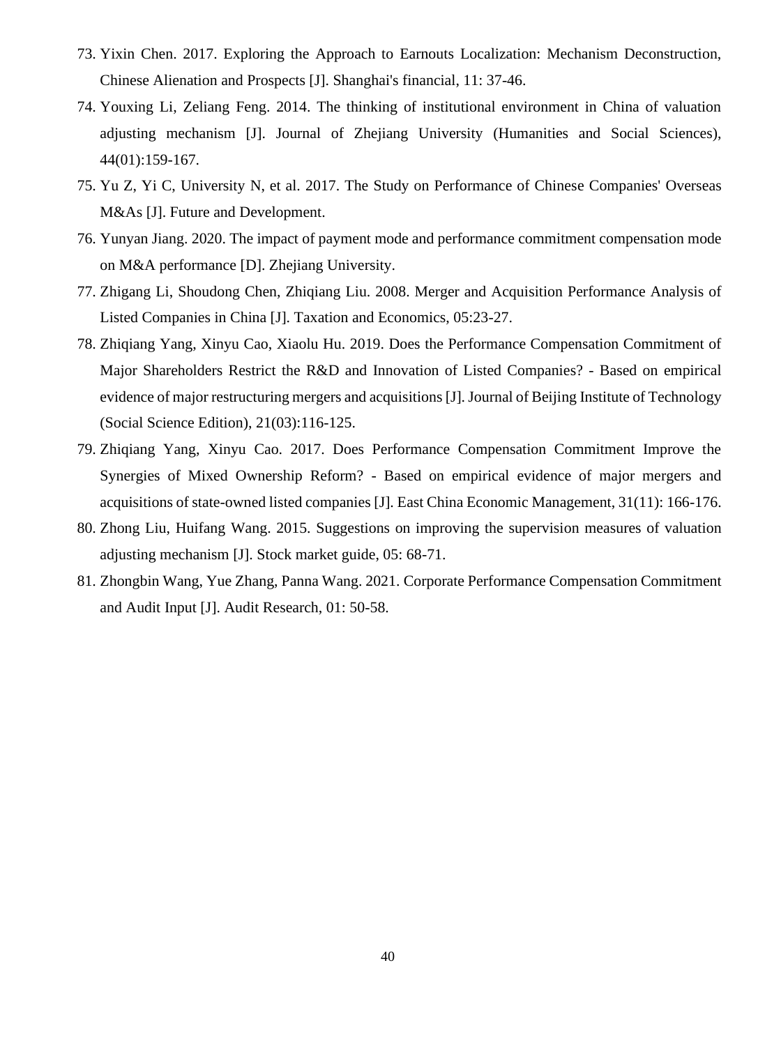73. Yixin Chen. 2017. Exploring the Approach to Earnouts Localization: Mechanism Deconstruction, Chinese Alienation and Prospects [J]. Shanghai's financial, 11: 37-46.
74. Youxing Li, Zeliang Feng. 2014. The thinking of institutional environment in China of valuation adjusting mechanism [J]. Journal of Zhejiang University (Humanities and Social Sciences), 44(01):159-167.
75. Yu Z, Yi C, University N, et al. 2017. The Study on Performance of Chinese Companies' Overseas M&As [J]. Future and Development.
76. Yunyan Jiang. 2020. The impact of payment mode and performance commitment compensation mode on M&A performance [D]. Zhejiang University.
77. Zhigang Li, Shoudong Chen, Zhiqiang Liu. 2008. Merger and Acquisition Performance Analysis of Listed Companies in China [J]. Taxation and Economics, 05:23-27.
78. Zhiqiang Yang, Xinyu Cao, Xiaolu Hu. 2019. Does the Performance Compensation Commitment of Major Shareholders Restrict the R&D and Innovation of Listed Companies? - Based on empirical evidence of major restructuring mergers and acquisitions [J]. Journal of Beijing Institute of Technology (Social Science Edition), 21(03):116-125.
79. Zhiqiang Yang, Xinyu Cao. 2017. Does Performance Compensation Commitment Improve the Synergies of Mixed Ownership Reform? - Based on empirical evidence of major mergers and acquisitions of state-owned listed companies [J]. East China Economic Management, 31(11): 166-176.
80. Zhong Liu, Huifang Wang. 2015. Suggestions on improving the supervision measures of valuation adjusting mechanism [J]. Stock market guide, 05: 68-71.
81. Zhongbin Wang, Yue Zhang, Panna Wang. 2021. Corporate Performance Compensation Commitment and Audit Input [J]. Audit Research, 01: 50-58.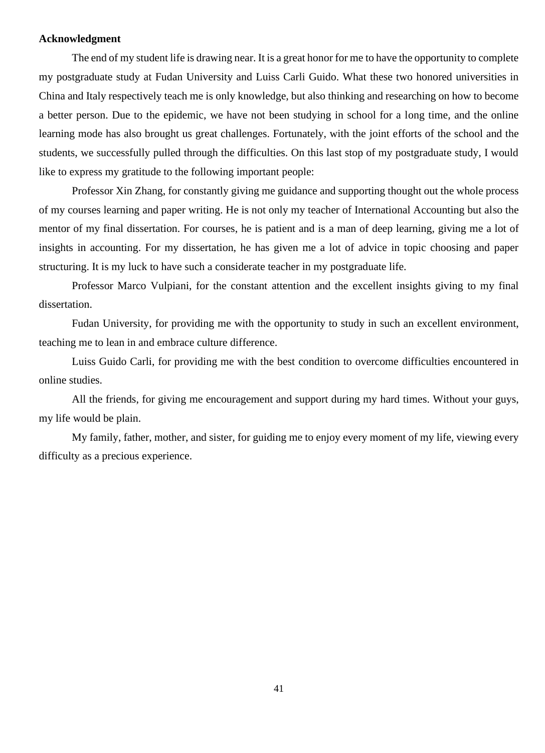**Acknowledgment**

The end of my student life is drawing near. It is a great honor for me to have the opportunity to complete my postgraduate study at Fudan University and Luiss Carli Guido. What these two honored universities in China and Italy respectively teach me is only knowledge, but also thinking and researching on how to become a better person. Due to the epidemic, we have not been studying in school for a long time, and the online learning mode has also brought us great challenges. Fortunately, with the joint efforts of the school and the students, we successfully pulled through the difficulties. On this last stop of my postgraduate study, I would like to express my gratitude to the following important people:

Professor Xin Zhang, for constantly giving me guidance and supporting thought out the whole process of my courses learning and paper writing. He is not only my teacher of International Accounting but also the mentor of my final dissertation. For courses, he is patient and is a man of deep learning, giving me a lot of insights in accounting. For my dissertation, he has given me a lot of advice in topic choosing and paper structuring. It is my luck to have such a considerate teacher in my postgraduate life.

Professor Marco Vulpiani, for the constant attention and the excellent insights giving to my final dissertation.

Fudan University, for providing me with the opportunity to study in such an excellent environment, teaching me to lean in and embrace culture difference.

Luiss Guido Carli, for providing me with the best condition to overcome difficulties encountered in online studies.

All the friends, for giving me encouragement and support during my hard times. Without your guys, my life would be plain.

My family, father, mother, and sister, for guiding me to enjoy every moment of my life, viewing every difficulty as a precious experience.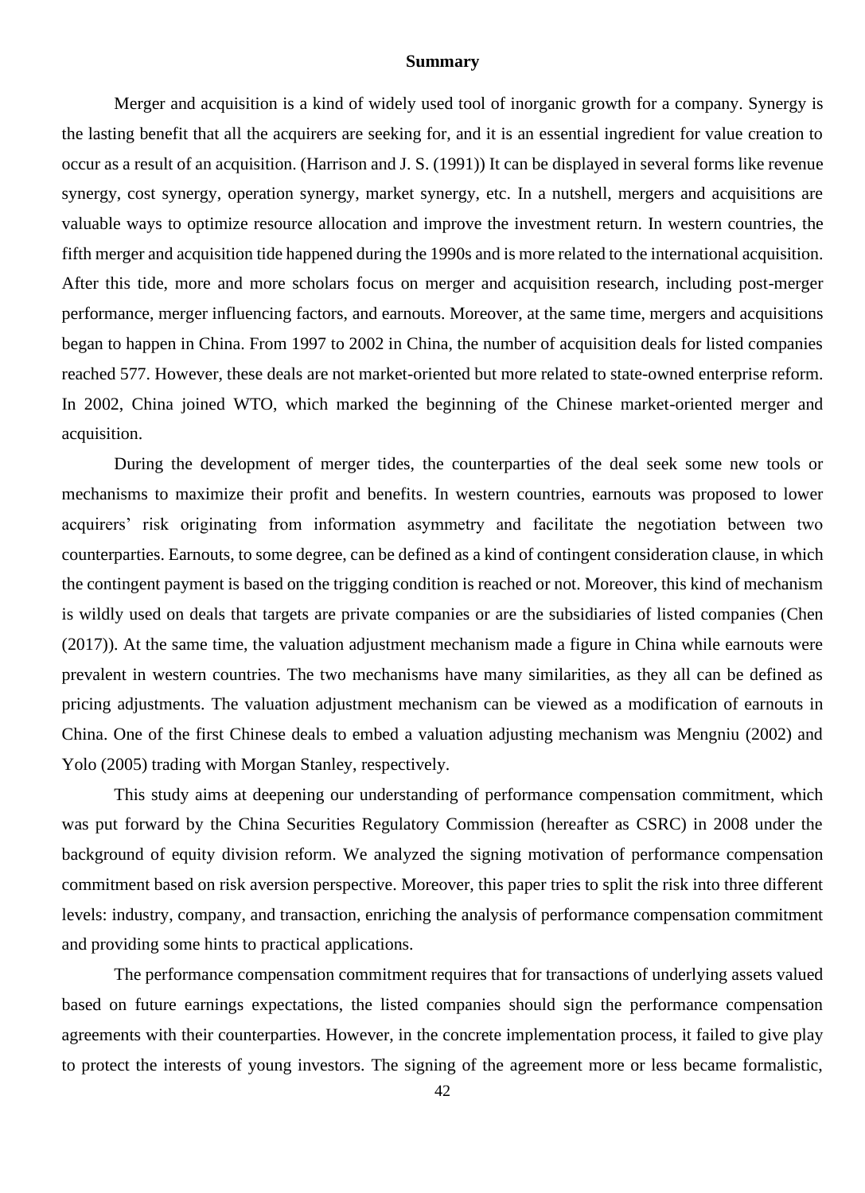## Summary

Merger and acquisition is a kind of widely used tool of inorganic growth for a company. Synergy is the lasting benefit that all the acquirers are seeking for, and it is an essential ingredient for value creation to occur as a result of an acquisition. (Harrison and J. S. (1991)) It can be displayed in several forms like revenue synergy, cost synergy, operation synergy, market synergy, etc. In a nutshell, mergers and acquisitions are valuable ways to optimize resource allocation and improve the investment return. In western countries, the fifth merger and acquisition tide happened during the 1990s and is more related to the international acquisition. After this tide, more and more scholars focus on merger and acquisition research, including post-merger performance, merger influencing factors, and earnouts. Moreover, at the same time, mergers and acquisitions began to happen in China. From 1997 to 2002 in China, the number of acquisition deals for listed companies reached 577. However, these deals are not market-oriented but more related to state-owned enterprise reform. In 2002, China joined WTO, which marked the beginning of the Chinese market-oriented merger and acquisition.

During the development of merger tides, the counterparties of the deal seek some new tools or mechanisms to maximize their profit and benefits. In western countries, earnouts was proposed to lower acquirers' risk originating from information asymmetry and facilitate the negotiation between two counterparties. Earnouts, to some degree, can be defined as a kind of contingent consideration clause, in which the contingent payment is based on the trigging condition is reached or not. Moreover, this kind of mechanism is wildly used on deals that targets are private companies or are the subsidiaries of listed companies (Chen (2017)). At the same time, the valuation adjustment mechanism made a figure in China while earnouts were prevalent in western countries. The two mechanisms have many similarities, as they all can be defined as pricing adjustments. The valuation adjustment mechanism can be viewed as a modification of earnouts in China. One of the first Chinese deals to embed a valuation adjusting mechanism was Mengniu (2002) and Yolo (2005) trading with Morgan Stanley, respectively.

This study aims at deepening our understanding of performance compensation commitment, which was put forward by the China Securities Regulatory Commission (hereafter as CSRC) in 2008 under the background of equity division reform. We analyzed the signing motivation of performance compensation commitment based on risk aversion perspective. Moreover, this paper tries to split the risk into three different levels: industry, company, and transaction, enriching the analysis of performance compensation commitment and providing some hints to practical applications.

The performance compensation commitment requires that for transactions of underlying assets valued based on future earnings expectations, the listed companies should sign the performance compensation agreements with their counterparties. However, in the concrete implementation process, it failed to give play to protect the interests of young investors. The signing of the agreement more or less became formalistic,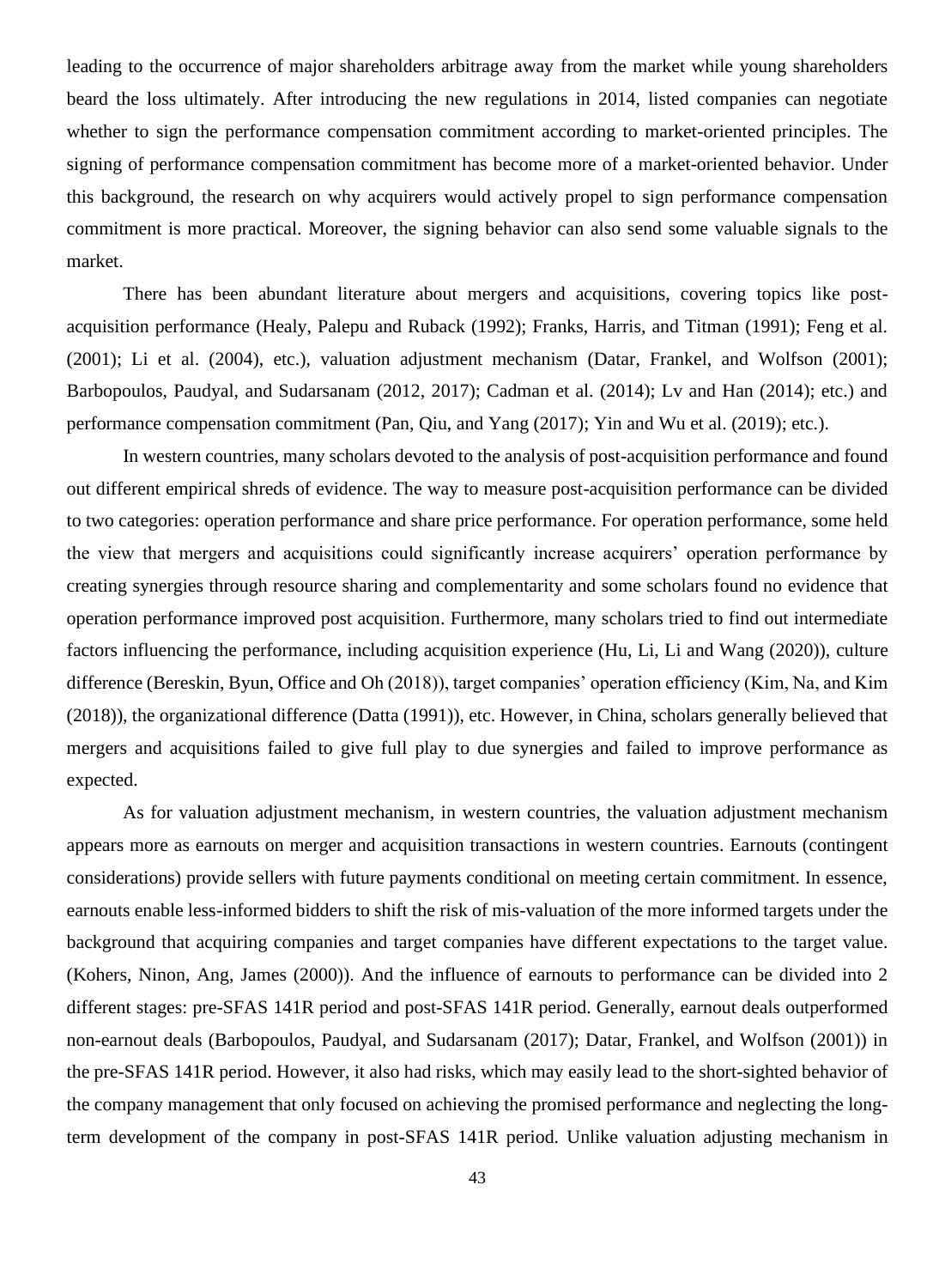leading to the occurrence of major shareholders arbitrage away from the market while young shareholders beard the loss ultimately. After introducing the new regulations in 2014, listed companies can negotiate whether to sign the performance compensation commitment according to market-oriented principles. The signing of performance compensation commitment has become more of a market-oriented behavior. Under this background, the research on why acquirers would actively propel to sign performance compensation commitment is more practical. Moreover, the signing behavior can also send some valuable signals to the market.

There has been abundant literature about mergers and acquisitions, covering topics like post-acquisition performance (Healy, Palepu and Ruback (1992); Franks, Harris, and Titman (1991); Feng et al. (2001); Li et al. (2004), etc.), valuation adjustment mechanism (Datar, Frankel, and Wolfson (2001); Barbopoulos, Paudyal, and Sudarsanam (2012, 2017); Cadman et al. (2014); Lv and Han (2014); etc.) and performance compensation commitment (Pan, Qiu, and Yang (2017); Yin and Wu et al. (2019); etc.).

In western countries, many scholars devoted to the analysis of post-acquisition performance and found out different empirical shreds of evidence. The way to measure post-acquisition performance can be divided to two categories: operation performance and share price performance. For operation performance, some held the view that mergers and acquisitions could significantly increase acquirers' operation performance by creating synergies through resource sharing and complementarity and some scholars found no evidence that operation performance improved post acquisition. Furthermore, many scholars tried to find out intermediate factors influencing the performance, including acquisition experience (Hu, Li, Li and Wang (2020)), culture difference (Bereskin, Byun, Office and Oh (2018)), target companies' operation efficiency (Kim, Na, and Kim (2018)), the organizational difference (Datta (1991)), etc. However, in China, scholars generally believed that mergers and acquisitions failed to give full play to due synergies and failed to improve performance as expected.

As for valuation adjustment mechanism, in western countries, the valuation adjustment mechanism appears more as earnouts on merger and acquisition transactions in western countries. Earnouts (contingent considerations) provide sellers with future payments conditional on meeting certain commitment. In essence, earnouts enable less-informed bidders to shift the risk of mis-valuation of the more informed targets under the background that acquiring companies and target companies have different expectations to the target value. (Kohers, Ninon, Ang, James (2000)). And the influence of earnouts to performance can be divided into 2 different stages: pre-SFAS 141R period and post-SFAS 141R period. Generally, earnout deals outperformed non-earnout deals (Barbopoulos, Paudyal, and Sudarsanam (2017); Datar, Frankel, and Wolfson (2001)) in the pre-SFAS 141R period. However, it also had risks, which may easily lead to the short-sighted behavior of the company management that only focused on achieving the promised performance and neglecting the long-term development of the company in post-SFAS 141R period. Unlike valuation adjusting mechanism in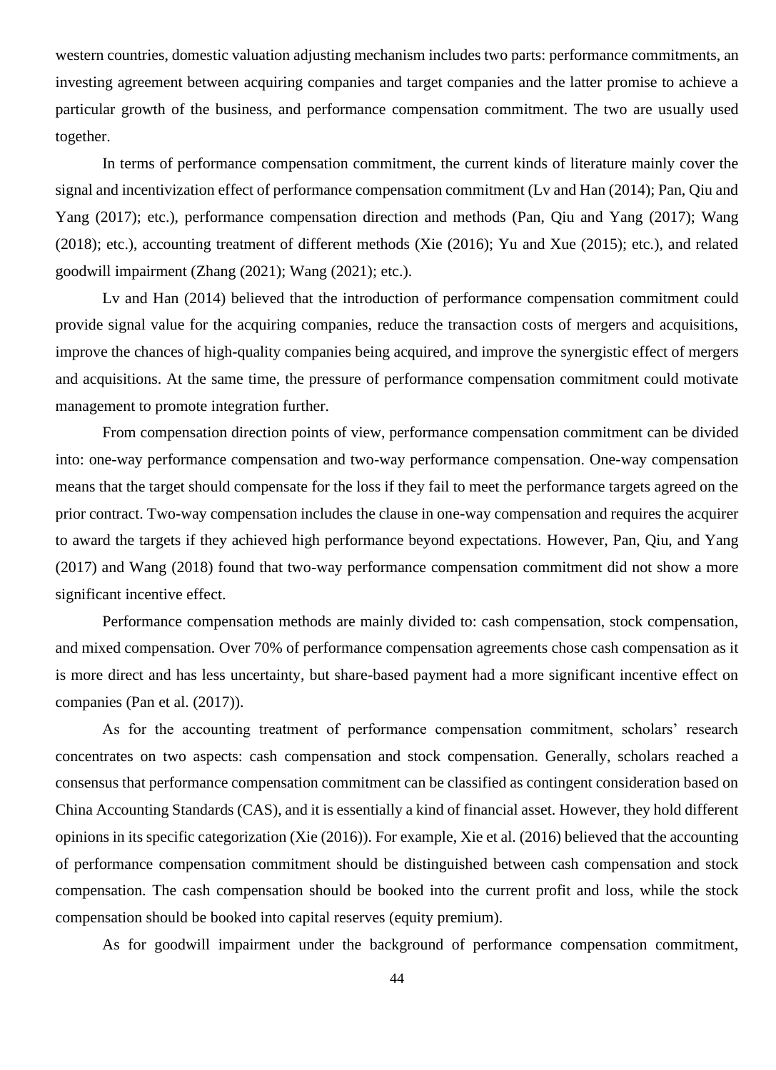western countries, domestic valuation adjusting mechanism includes two parts: performance commitments, an investing agreement between acquiring companies and target companies and the latter promise to achieve a particular growth of the business, and performance compensation commitment. The two are usually used together.

In terms of performance compensation commitment, the current kinds of literature mainly cover the signal and incentivization effect of performance compensation commitment (Lv and Han (2014); Pan, Qiu and Yang (2017); etc.), performance compensation direction and methods (Pan, Qiu and Yang (2017); Wang (2018); etc.), accounting treatment of different methods (Xie (2016); Yu and Xue (2015); etc.), and related goodwill impairment (Zhang (2021); Wang (2021); etc.).

Lv and Han (2014) believed that the introduction of performance compensation commitment could provide signal value for the acquiring companies, reduce the transaction costs of mergers and acquisitions, improve the chances of high-quality companies being acquired, and improve the synergistic effect of mergers and acquisitions. At the same time, the pressure of performance compensation commitment could motivate management to promote integration further.

From compensation direction points of view, performance compensation commitment can be divided into: one-way performance compensation and two-way performance compensation. One-way compensation means that the target should compensate for the loss if they fail to meet the performance targets agreed on the prior contract. Two-way compensation includes the clause in one-way compensation and requires the acquirer to award the targets if they achieved high performance beyond expectations. However, Pan, Qiu, and Yang (2017) and Wang (2018) found that two-way performance compensation commitment did not show a more significant incentive effect.

Performance compensation methods are mainly divided to: cash compensation, stock compensation, and mixed compensation. Over 70% of performance compensation agreements chose cash compensation as it is more direct and has less uncertainty, but share-based payment had a more significant incentive effect on companies (Pan et al. (2017)).

As for the accounting treatment of performance compensation commitment, scholars' research concentrates on two aspects: cash compensation and stock compensation. Generally, scholars reached a consensus that performance compensation commitment can be classified as contingent consideration based on China Accounting Standards (CAS), and it is essentially a kind of financial asset. However, they hold different opinions in its specific categorization (Xie (2016)). For example, Xie et al. (2016) believed that the accounting of performance compensation commitment should be distinguished between cash compensation and stock compensation. The cash compensation should be booked into the current profit and loss, while the stock compensation should be booked into capital reserves (equity premium).

As for goodwill impairment under the background of performance compensation commitment,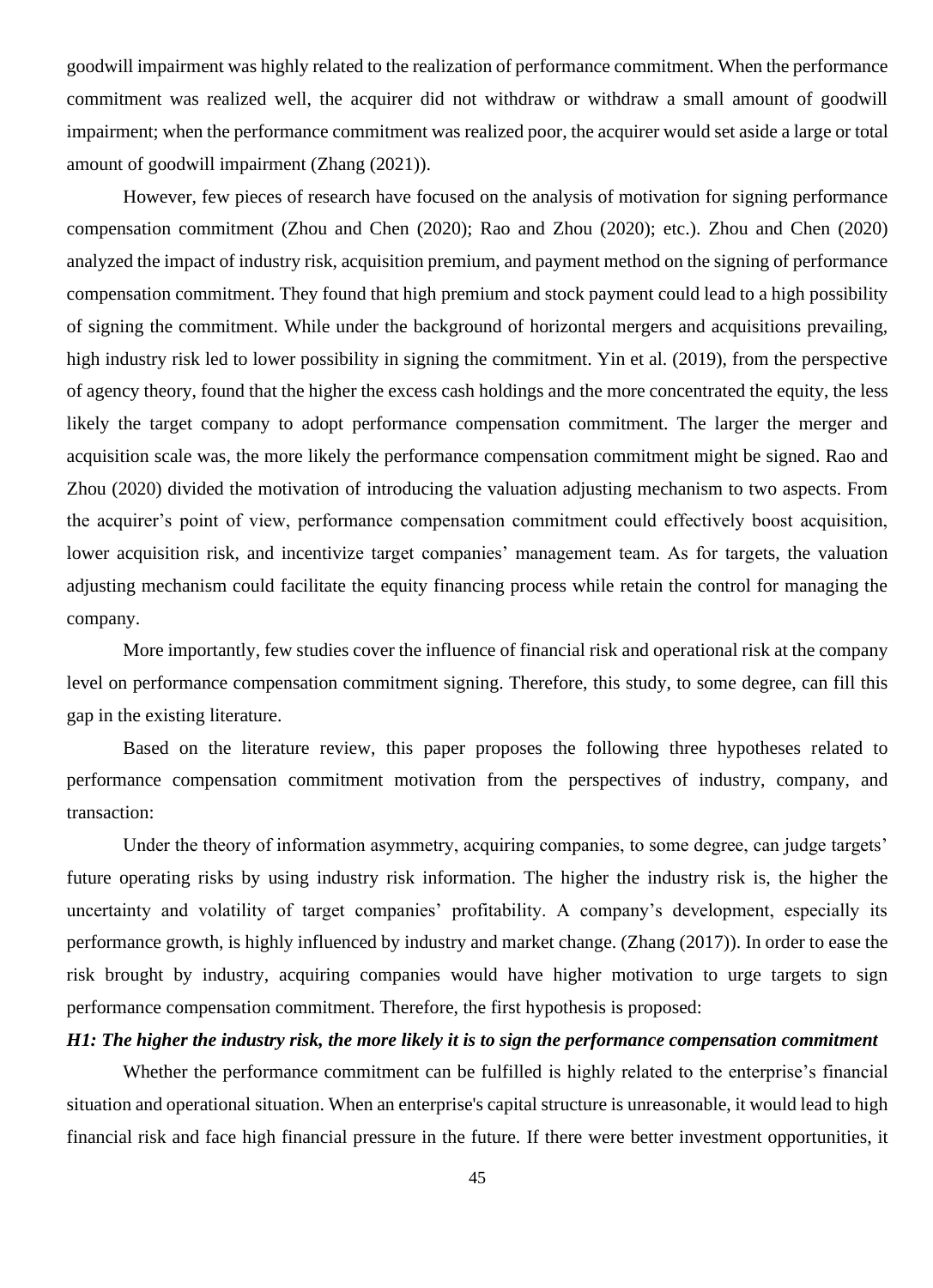goodwill impairment was highly related to the realization of performance commitment. When the performance commitment was realized well, the acquirer did not withdraw or withdraw a small amount of goodwill impairment; when the performance commitment was realized poor, the acquirer would set aside a large or total amount of goodwill impairment (Zhang (2021)).

However, few pieces of research have focused on the analysis of motivation for signing performance compensation commitment (Zhou and Chen (2020); Rao and Zhou (2020); etc.). Zhou and Chen (2020) analyzed the impact of industry risk, acquisition premium, and payment method on the signing of performance compensation commitment. They found that high premium and stock payment could lead to a high possibility of signing the commitment. While under the background of horizontal mergers and acquisitions prevailing, high industry risk led to lower possibility in signing the commitment. Yin et al. (2019), from the perspective of agency theory, found that the higher the excess cash holdings and the more concentrated the equity, the less likely the target company to adopt performance compensation commitment. The larger the merger and acquisition scale was, the more likely the performance compensation commitment might be signed. Rao and Zhou (2020) divided the motivation of introducing the valuation adjusting mechanism to two aspects. From the acquirer's point of view, performance compensation commitment could effectively boost acquisition, lower acquisition risk, and incentivize target companies' management team. As for targets, the valuation adjusting mechanism could facilitate the equity financing process while retain the control for managing the company.

More importantly, few studies cover the influence of financial risk and operational risk at the company level on performance compensation commitment signing. Therefore, this study, to some degree, can fill this gap in the existing literature.

Based on the literature review, this paper proposes the following three hypotheses related to performance compensation commitment motivation from the perspectives of industry, company, and transaction:

Under the theory of information asymmetry, acquiring companies, to some degree, can judge targets' future operating risks by using industry risk information. The higher the industry risk is, the higher the uncertainty and volatility of target companies' profitability. A company's development, especially its performance growth, is highly influenced by industry and market change. (Zhang (2017)). In order to ease the risk brought by industry, acquiring companies would have higher motivation to urge targets to sign performance compensation commitment. Therefore, the first hypothesis is proposed:

***H1: The higher the industry risk, the more likely it is to sign the performance compensation commitment***

Whether the performance commitment can be fulfilled is highly related to the enterprise's financial situation and operational situation. When an enterprise's capital structure is unreasonable, it would lead to high financial risk and face high financial pressure in the future. If there were better investment opportunities, it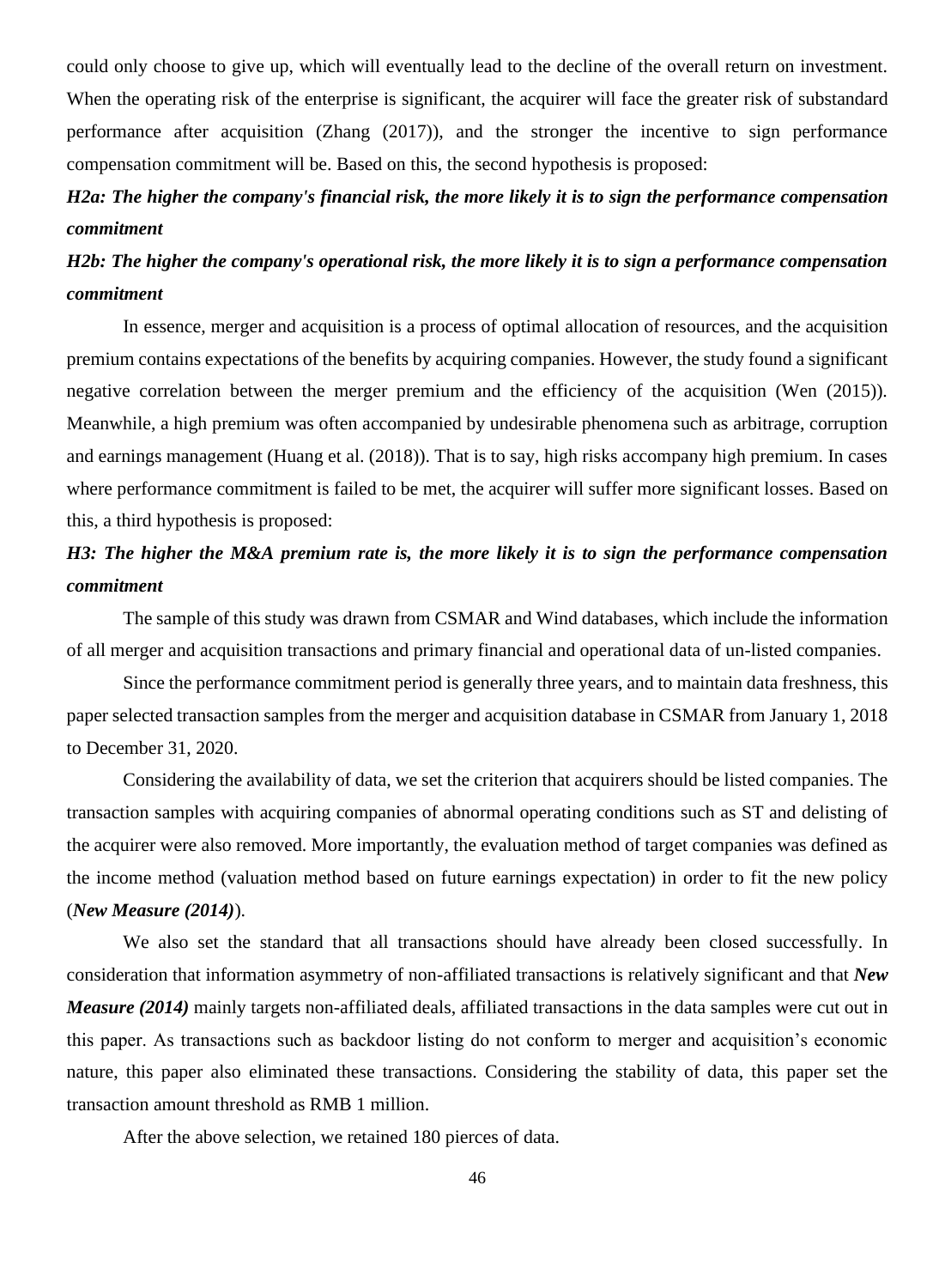could only choose to give up, which will eventually lead to the decline of the overall return on investment. When the operating risk of the enterprise is significant, the acquirer will face the greater risk of substandard performance after acquisition (Zhang (2017)), and the stronger the incentive to sign performance compensation commitment will be. Based on this, the second hypothesis is proposed:

***H2a: The higher the company's financial risk, the more likely it is to sign the performance compensation commitment***

***H2b: The higher the company's operational risk, the more likely it is to sign a performance compensation commitment***

In essence, merger and acquisition is a process of optimal allocation of resources, and the acquisition premium contains expectations of the benefits by acquiring companies. However, the study found a significant negative correlation between the merger premium and the efficiency of the acquisition (Wen (2015)). Meanwhile, a high premium was often accompanied by undesirable phenomena such as arbitrage, corruption and earnings management (Huang et al. (2018)). That is to say, high risks accompany high premium. In cases where performance commitment is failed to be met, the acquirer will suffer more significant losses. Based on this, a third hypothesis is proposed:

***H3: The higher the M&A premium rate is, the more likely it is to sign the performance compensation commitment***

The sample of this study was drawn from CSMAR and Wind databases, which include the information of all merger and acquisition transactions and primary financial and operational data of un-listed companies.

Since the performance commitment period is generally three years, and to maintain data freshness, this paper selected transaction samples from the merger and acquisition database in CSMAR from January 1, 2018 to December 31, 2020.

Considering the availability of data, we set the criterion that acquirers should be listed companies. The transaction samples with acquiring companies of abnormal operating conditions such as ST and delisting of the acquirer were also removed. More importantly, the evaluation method of target companies was defined as the income method (valuation method based on future earnings expectation) in order to fit the new policy (***New Measure (2014)***).

We also set the standard that all transactions should have already been closed successfully. In consideration that information asymmetry of non-affiliated transactions is relatively significant and that ***New Measure (2014)*** mainly targets non-affiliated deals, affiliated transactions in the data samples were cut out in this paper. As transactions such as backdoor listing do not conform to merger and acquisition's economic nature, this paper also eliminated these transactions. Considering the stability of data, this paper set the transaction amount threshold as RMB 1 million.

After the above selection, we retained 180 pierces of data.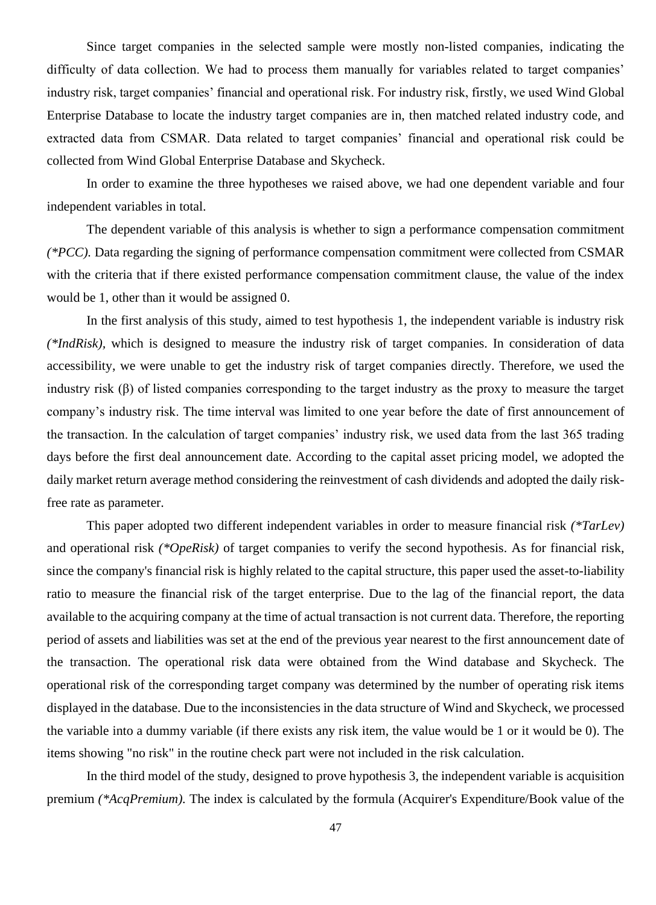Since target companies in the selected sample were mostly non-listed companies, indicating the difficulty of data collection. We had to process them manually for variables related to target companies' industry risk, target companies' financial and operational risk. For industry risk, firstly, we used Wind Global Enterprise Database to locate the industry target companies are in, then matched related industry code, and extracted data from CSMAR. Data related to target companies' financial and operational risk could be collected from Wind Global Enterprise Database and Skycheck.

In order to examine the three hypotheses we raised above, we had one dependent variable and four independent variables in total.

The dependent variable of this analysis is whether to sign a performance compensation commitment *(*PCC).* Data regarding the signing of performance compensation commitment were collected from CSMAR with the criteria that if there existed performance compensation commitment clause, the value of the index would be 1, other than it would be assigned 0.

In the first analysis of this study, aimed to test hypothesis 1, the independent variable is industry risk *(*IndRisk),* which is designed to measure the industry risk of target companies. In consideration of data accessibility, we were unable to get the industry risk of target companies directly. Therefore, we used the industry risk (β) of listed companies corresponding to the target industry as the proxy to measure the target company's industry risk. The time interval was limited to one year before the date of first announcement of the transaction. In the calculation of target companies' industry risk, we used data from the last 365 trading days before the first deal announcement date. According to the capital asset pricing model, we adopted the daily market return average method considering the reinvestment of cash dividends and adopted the daily risk-free rate as parameter.

This paper adopted two different independent variables in order to measure financial risk *(*TarLev)* and operational risk *(*OpeRisk)* of target companies to verify the second hypothesis. As for financial risk, since the company's financial risk is highly related to the capital structure, this paper used the asset-to-liability ratio to measure the financial risk of the target enterprise. Due to the lag of the financial report, the data available to the acquiring company at the time of actual transaction is not current data. Therefore, the reporting period of assets and liabilities was set at the end of the previous year nearest to the first announcement date of the transaction. The operational risk data were obtained from the Wind database and Skycheck. The operational risk of the corresponding target company was determined by the number of operating risk items displayed in the database. Due to the inconsistencies in the data structure of Wind and Skycheck, we processed the variable into a dummy variable (if there exists any risk item, the value would be 1 or it would be 0). The items showing "no risk" in the routine check part were not included in the risk calculation.

In the third model of the study, designed to prove hypothesis 3, the independent variable is acquisition premium *(*AcqPremium).* The index is calculated by the formula (Acquirer's Expenditure/Book value of the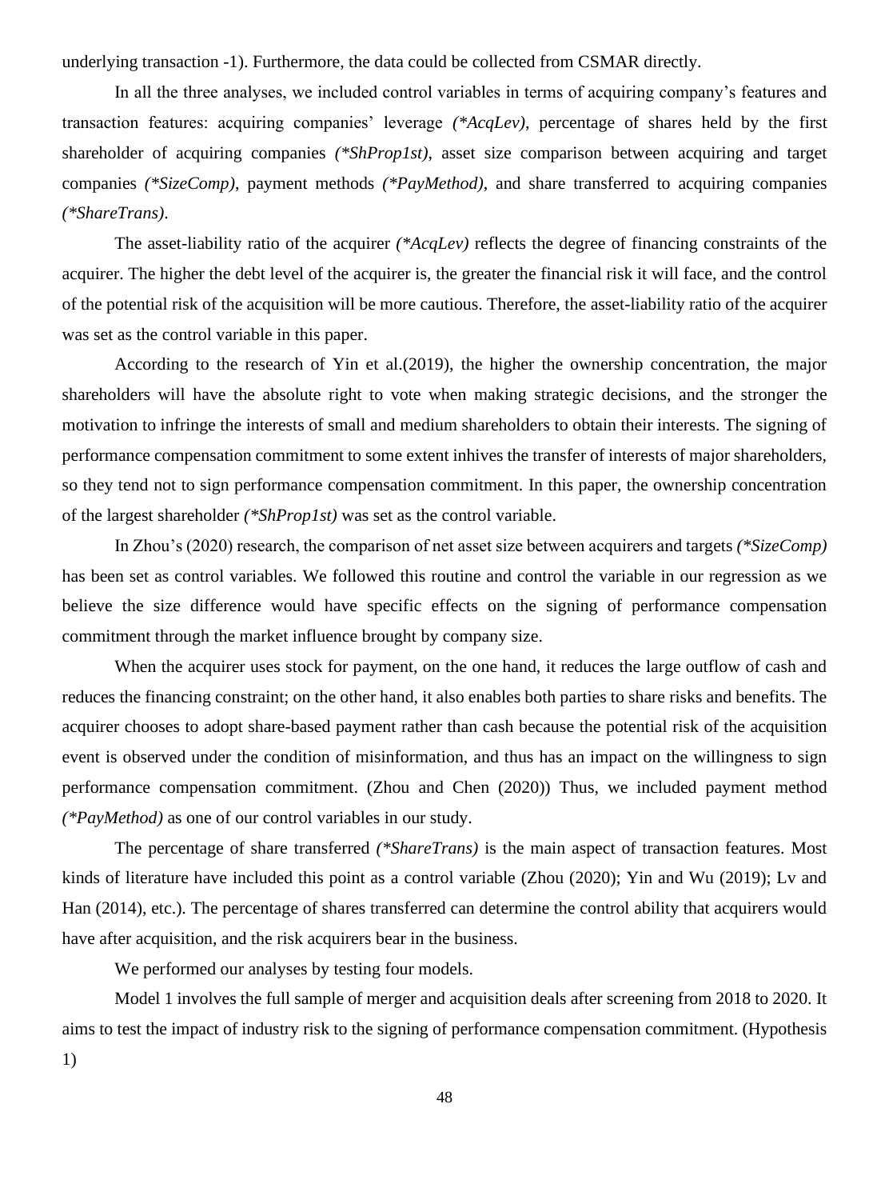underlying transaction -1). Furthermore, the data could be collected from CSMAR directly.

In all the three analyses, we included control variables in terms of acquiring company's features and transaction features: acquiring companies' leverage *(*AcqLev)*, percentage of shares held by the first shareholder of acquiring companies *(*ShProp1st)*, asset size comparison between acquiring and target companies *(*SizeComp)*, payment methods *(*PayMethod)*, and share transferred to acquiring companies *(*ShareTrans)*.

The asset-liability ratio of the acquirer *(*AcqLev)* reflects the degree of financing constraints of the acquirer. The higher the debt level of the acquirer is, the greater the financial risk it will face, and the control of the potential risk of the acquisition will be more cautious. Therefore, the asset-liability ratio of the acquirer was set as the control variable in this paper.

According to the research of Yin et al.(2019), the higher the ownership concentration, the major shareholders will have the absolute right to vote when making strategic decisions, and the stronger the motivation to infringe the interests of small and medium shareholders to obtain their interests. The signing of performance compensation commitment to some extent inhives the transfer of interests of major shareholders, so they tend not to sign performance compensation commitment. In this paper, the ownership concentration of the largest shareholder *(*ShProp1st)* was set as the control variable.

In Zhou's (2020) research, the comparison of net asset size between acquirers and targets *(*SizeComp)* has been set as control variables. We followed this routine and control the variable in our regression as we believe the size difference would have specific effects on the signing of performance compensation commitment through the market influence brought by company size.

When the acquirer uses stock for payment, on the one hand, it reduces the large outflow of cash and reduces the financing constraint; on the other hand, it also enables both parties to share risks and benefits. The acquirer chooses to adopt share-based payment rather than cash because the potential risk of the acquisition event is observed under the condition of misinformation, and thus has an impact on the willingness to sign performance compensation commitment. (Zhou and Chen (2020)) Thus, we included payment method *(*PayMethod)* as one of our control variables in our study.

The percentage of share transferred *(*ShareTrans)* is the main aspect of transaction features. Most kinds of literature have included this point as a control variable (Zhou (2020); Yin and Wu (2019); Lv and Han (2014), etc.). The percentage of shares transferred can determine the control ability that acquirers would have after acquisition, and the risk acquirers bear in the business.

We performed our analyses by testing four models.

Model 1 involves the full sample of merger and acquisition deals after screening from 2018 to 2020. It aims to test the impact of industry risk to the signing of performance compensation commitment. (Hypothesis 1)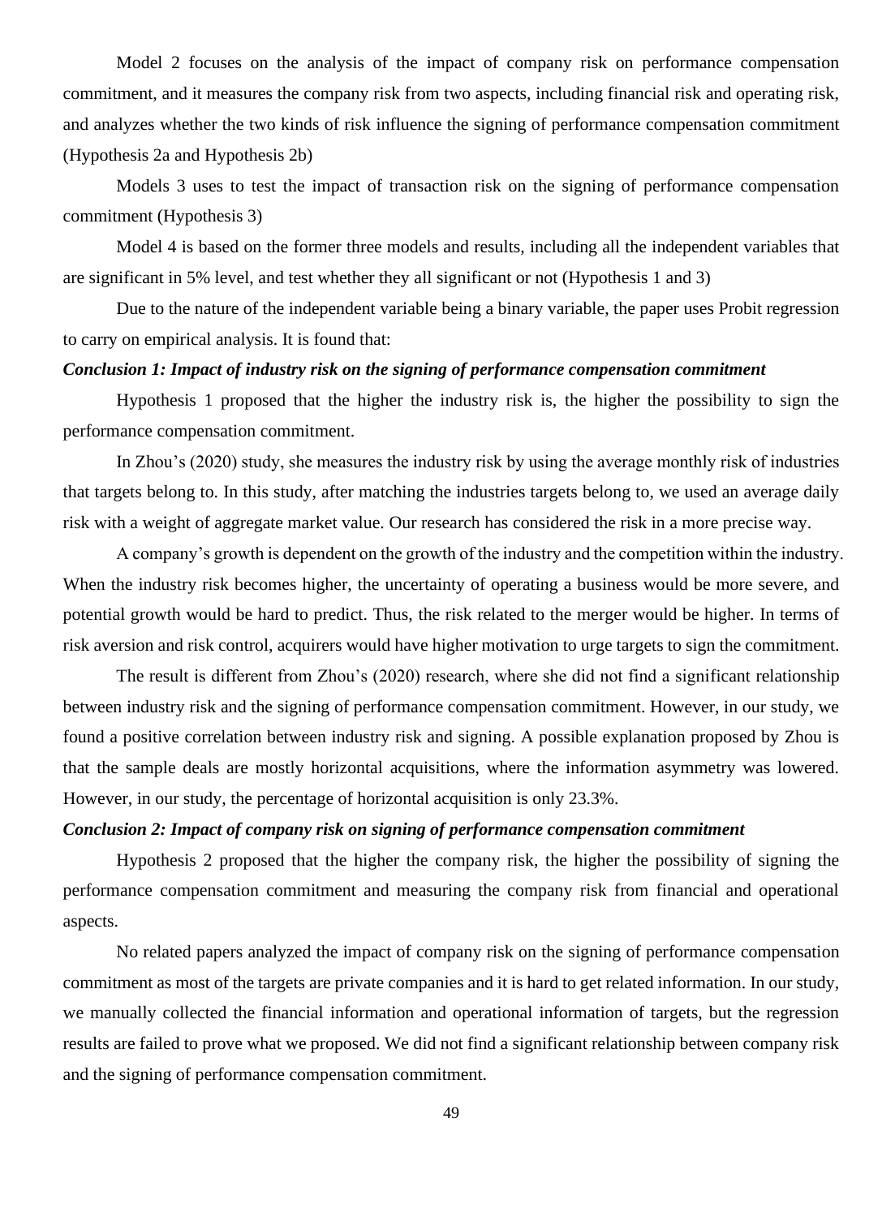Model 2 focuses on the analysis of the impact of company risk on performance compensation commitment, and it measures the company risk from two aspects, including financial risk and operating risk, and analyzes whether the two kinds of risk influence the signing of performance compensation commitment (Hypothesis 2a and Hypothesis 2b)

Models 3 uses to test the impact of transaction risk on the signing of performance compensation commitment (Hypothesis 3)

Model 4 is based on the former three models and results, including all the independent variables that are significant in 5% level, and test whether they all significant or not (Hypothesis 1 and 3)

Due to the nature of the independent variable being a binary variable, the paper uses Probit regression to carry on empirical analysis. It is found that:

***Conclusion 1: Impact of industry risk on the signing of performance compensation commitment***

Hypothesis 1 proposed that the higher the industry risk is, the higher the possibility to sign the performance compensation commitment.

In Zhou's (2020) study, she measures the industry risk by using the average monthly risk of industries that targets belong to. In this study, after matching the industries targets belong to, we used an average daily risk with a weight of aggregate market value. Our research has considered the risk in a more precise way.

A company's growth is dependent on the growth of the industry and the competition within the industry. When the industry risk becomes higher, the uncertainty of operating a business would be more severe, and potential growth would be hard to predict. Thus, the risk related to the merger would be higher. In terms of risk aversion and risk control, acquirers would have higher motivation to urge targets to sign the commitment.

The result is different from Zhou's (2020) research, where she did not find a significant relationship between industry risk and the signing of performance compensation commitment. However, in our study, we found a positive correlation between industry risk and signing. A possible explanation proposed by Zhou is that the sample deals are mostly horizontal acquisitions, where the information asymmetry was lowered. However, in our study, the percentage of horizontal acquisition is only 23.3%.

***Conclusion 2: Impact of company risk on signing of performance compensation commitment***

Hypothesis 2 proposed that the higher the company risk, the higher the possibility of signing the performance compensation commitment and measuring the company risk from financial and operational aspects.

No related papers analyzed the impact of company risk on the signing of performance compensation commitment as most of the targets are private companies and it is hard to get related information. In our study, we manually collected the financial information and operational information of targets, but the regression results are failed to prove what we proposed. We did not find a significant relationship between company risk and the signing of performance compensation commitment.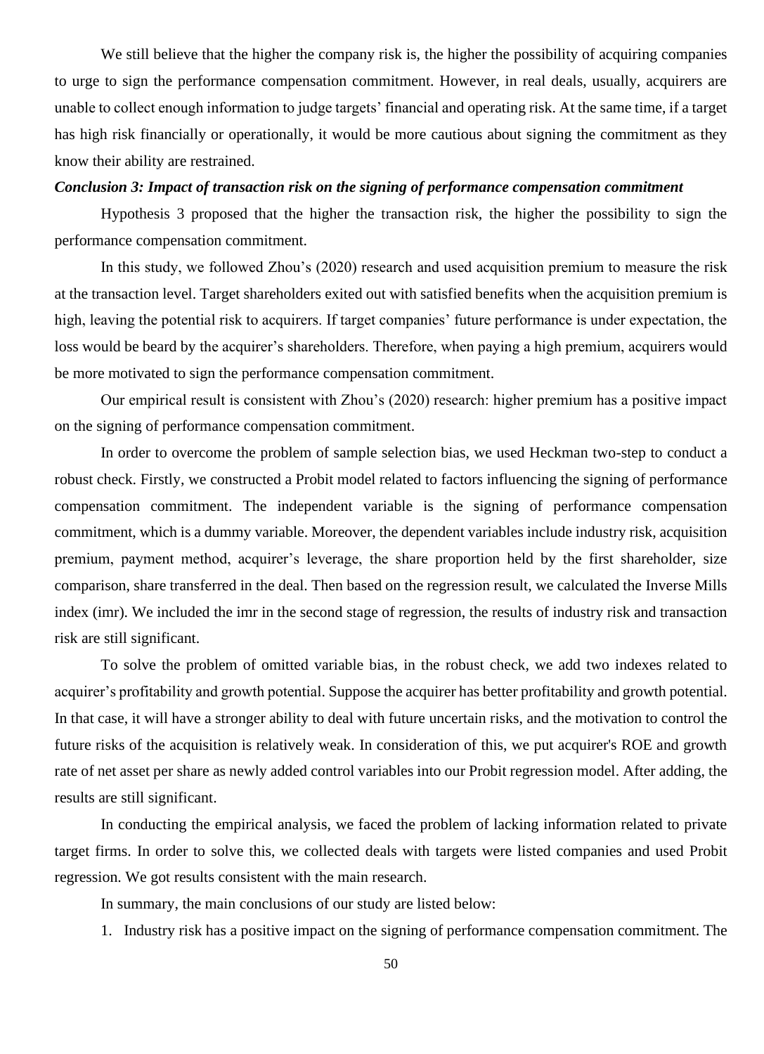We still believe that the higher the company risk is, the higher the possibility of acquiring companies to urge to sign the performance compensation commitment. However, in real deals, usually, acquirers are unable to collect enough information to judge targets' financial and operating risk. At the same time, if a target has high risk financially or operationally, it would be more cautious about signing the commitment as they know their ability are restrained.

***Conclusion 3: Impact of transaction risk on the signing of performance compensation commitment***

Hypothesis 3 proposed that the higher the transaction risk, the higher the possibility to sign the performance compensation commitment.

In this study, we followed Zhou's (2020) research and used acquisition premium to measure the risk at the transaction level. Target shareholders exited out with satisfied benefits when the acquisition premium is high, leaving the potential risk to acquirers. If target companies' future performance is under expectation, the loss would be beard by the acquirer's shareholders. Therefore, when paying a high premium, acquirers would be more motivated to sign the performance compensation commitment.

Our empirical result is consistent with Zhou's (2020) research: higher premium has a positive impact on the signing of performance compensation commitment.

In order to overcome the problem of sample selection bias, we used Heckman two-step to conduct a robust check. Firstly, we constructed a Probit model related to factors influencing the signing of performance compensation commitment. The independent variable is the signing of performance compensation commitment, which is a dummy variable. Moreover, the dependent variables include industry risk, acquisition premium, payment method, acquirer's leverage, the share proportion held by the first shareholder, size comparison, share transferred in the deal. Then based on the regression result, we calculated the Inverse Mills index (imr). We included the imr in the second stage of regression, the results of industry risk and transaction risk are still significant.

To solve the problem of omitted variable bias, in the robust check, we add two indexes related to acquirer's profitability and growth potential. Suppose the acquirer has better profitability and growth potential. In that case, it will have a stronger ability to deal with future uncertain risks, and the motivation to control the future risks of the acquisition is relatively weak. In consideration of this, we put acquirer's ROE and growth rate of net asset per share as newly added control variables into our Probit regression model. After adding, the results are still significant.

In conducting the empirical analysis, we faced the problem of lacking information related to private target firms. In order to solve this, we collected deals with targets were listed companies and used Probit regression. We got results consistent with the main research.

In summary, the main conclusions of our study are listed below:

1. Industry risk has a positive impact on the signing of performance compensation commitment. The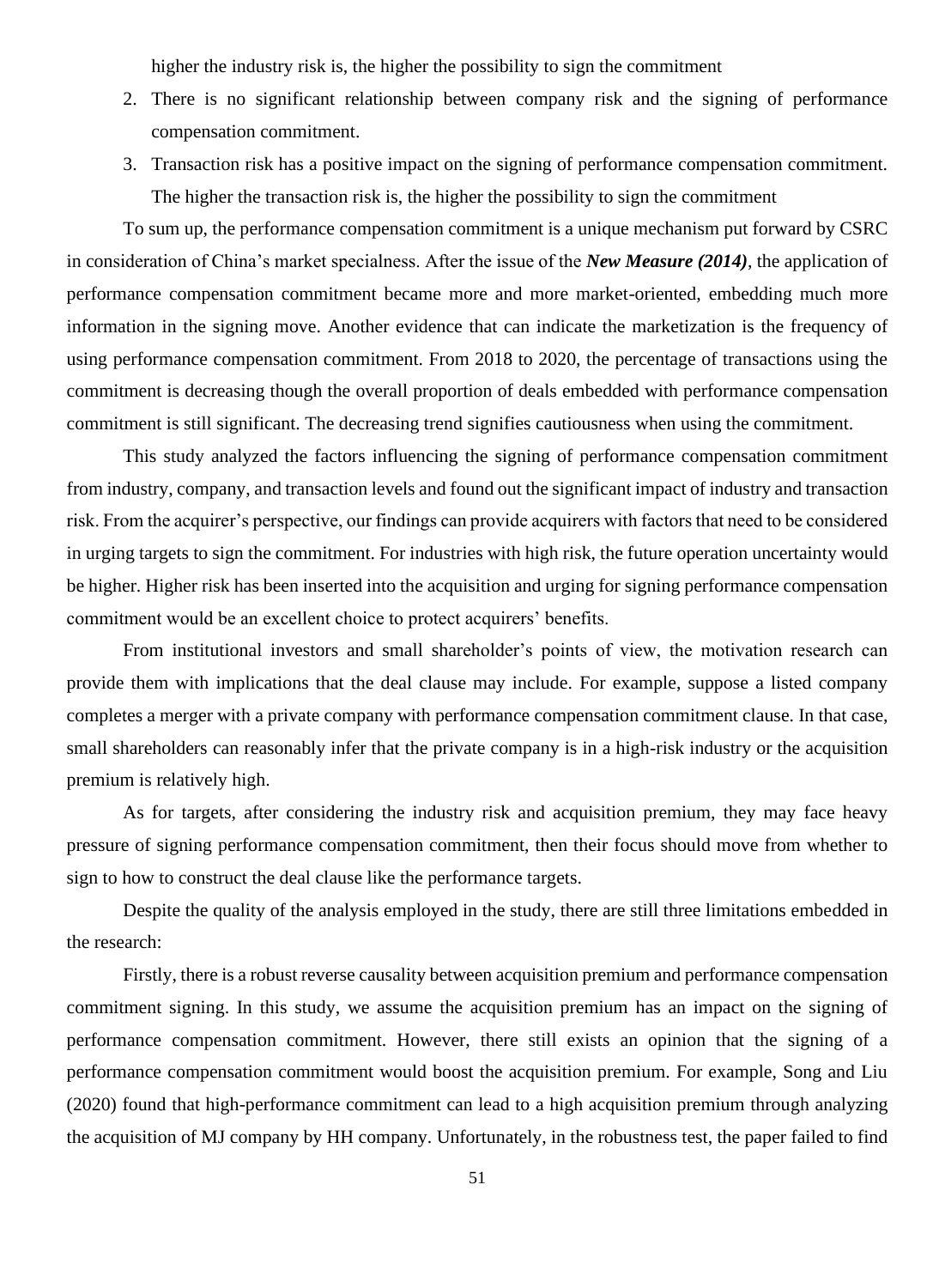higher the industry risk is, the higher the possibility to sign the commitment

2. There is no significant relationship between company risk and the signing of performance compensation commitment.
3. Transaction risk has a positive impact on the signing of performance compensation commitment. The higher the transaction risk is, the higher the possibility to sign the commitment

To sum up, the performance compensation commitment is a unique mechanism put forward by CSRC in consideration of China's market specialness. After the issue of the ***New Measure (2014)***, the application of performance compensation commitment became more and more market-oriented, embedding much more information in the signing move. Another evidence that can indicate the marketization is the frequency of using performance compensation commitment. From 2018 to 2020, the percentage of transactions using the commitment is decreasing though the overall proportion of deals embedded with performance compensation commitment is still significant. The decreasing trend signifies cautiousness when using the commitment.

This study analyzed the factors influencing the signing of performance compensation commitment from industry, company, and transaction levels and found out the significant impact of industry and transaction risk. From the acquirer's perspective, our findings can provide acquirers with factors that need to be considered in urging targets to sign the commitment. For industries with high risk, the future operation uncertainty would be higher. Higher risk has been inserted into the acquisition and urging for signing performance compensation commitment would be an excellent choice to protect acquirers' benefits.

From institutional investors and small shareholder's points of view, the motivation research can provide them with implications that the deal clause may include. For example, suppose a listed company completes a merger with a private company with performance compensation commitment clause. In that case, small shareholders can reasonably infer that the private company is in a high-risk industry or the acquisition premium is relatively high.

As for targets, after considering the industry risk and acquisition premium, they may face heavy pressure of signing performance compensation commitment, then their focus should move from whether to sign to how to construct the deal clause like the performance targets.

Despite the quality of the analysis employed in the study, there are still three limitations embedded in the research:

Firstly, there is a robust reverse causality between acquisition premium and performance compensation commitment signing. In this study, we assume the acquisition premium has an impact on the signing of performance compensation commitment. However, there still exists an opinion that the signing of a performance compensation commitment would boost the acquisition premium. For example, Song and Liu (2020) found that high-performance commitment can lead to a high acquisition premium through analyzing the acquisition of MJ company by HH company. Unfortunately, in the robustness test, the paper failed to find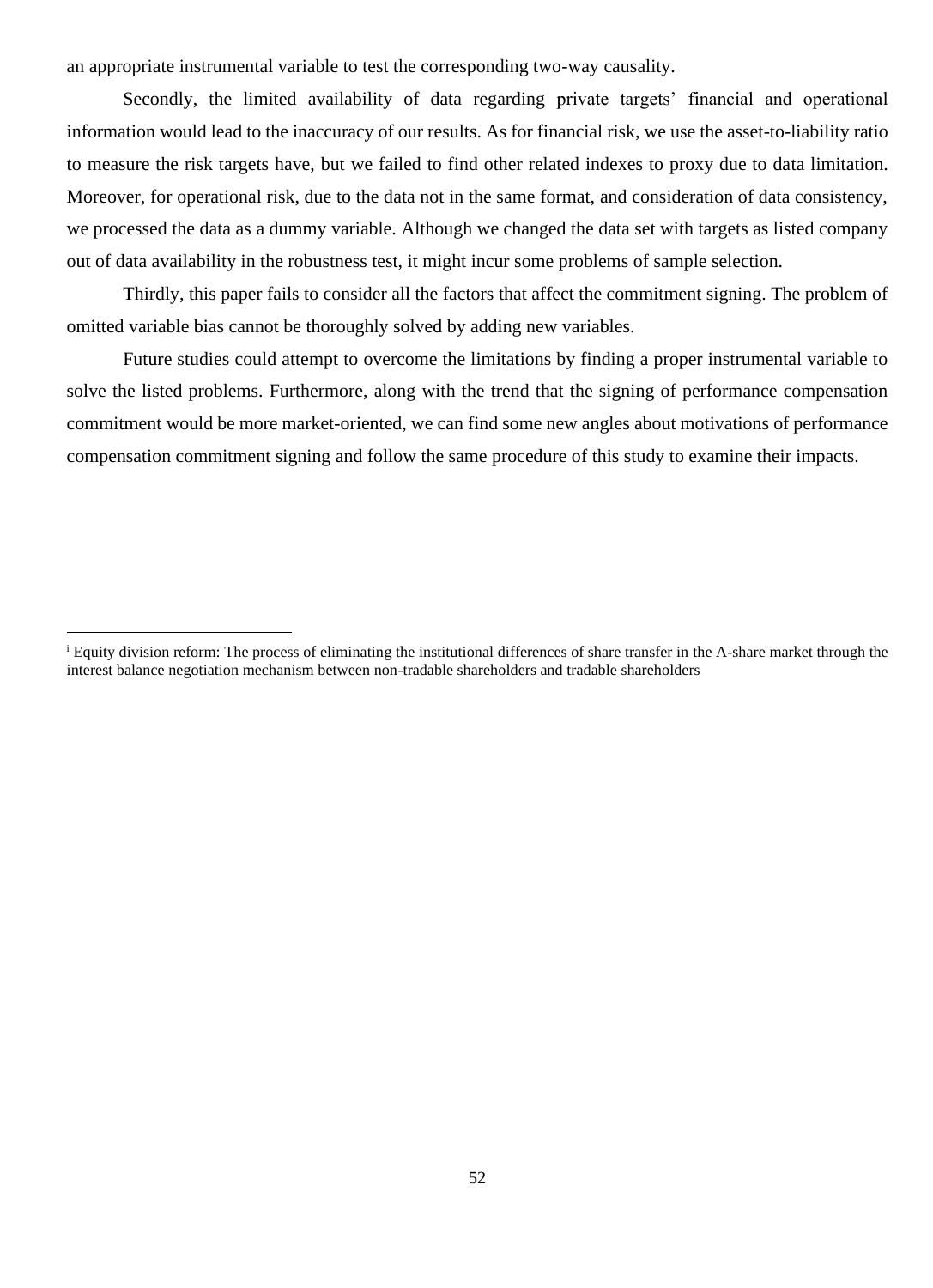an appropriate instrumental variable to test the corresponding two-way causality.

Secondly, the limited availability of data regarding private targets' financial and operational information would lead to the inaccuracy of our results. As for financial risk, we use the asset-to-liability ratio to measure the risk targets have, but we failed to find other related indexes to proxy due to data limitation. Moreover, for operational risk, due to the data not in the same format, and consideration of data consistency, we processed the data as a dummy variable. Although we changed the data set with targets as listed company out of data availability in the robustness test, it might incur some problems of sample selection.

Thirdly, this paper fails to consider all the factors that affect the commitment signing. The problem of omitted variable bias cannot be thoroughly solved by adding new variables.

Future studies could attempt to overcome the limitations by finding a proper instrumental variable to solve the listed problems. Furthermore, along with the trend that the signing of performance compensation commitment would be more market-oriented, we can find some new angles about motivations of performance compensation commitment signing and follow the same procedure of this study to examine their impacts.

---

[i] Equity division reform: The process of eliminating the institutional differences of share transfer in the A-share market through the interest balance negotiation mechanism between non-tradable shareholders and tradable shareholders